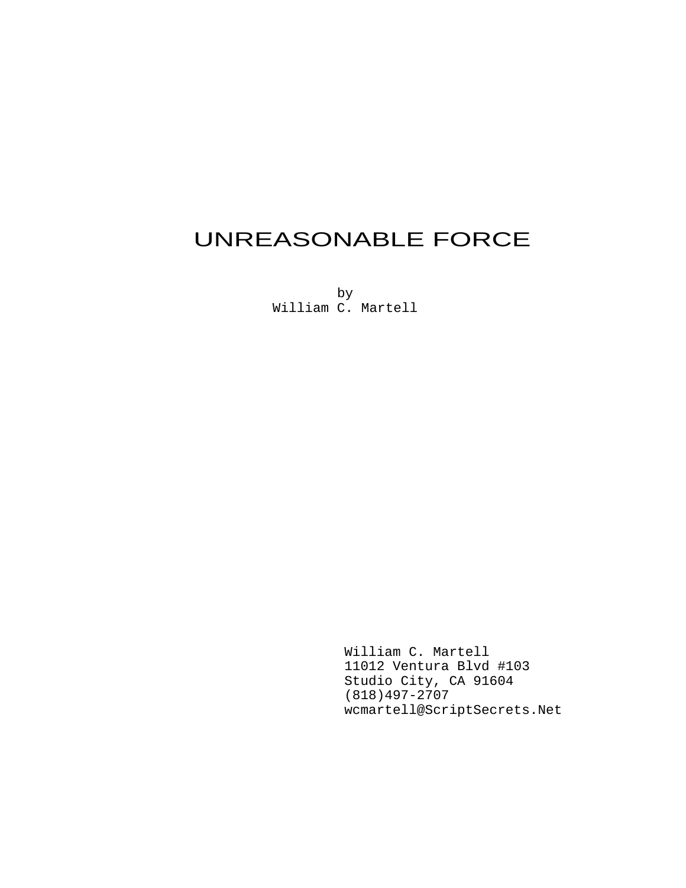# UNREASONABLE FORCE

by
William C. Martell

William C. Martell
11012 Ventura Blvd #103
Studio City, CA 91604
(818)497-2707
wcmartell@ScriptSecrets.Net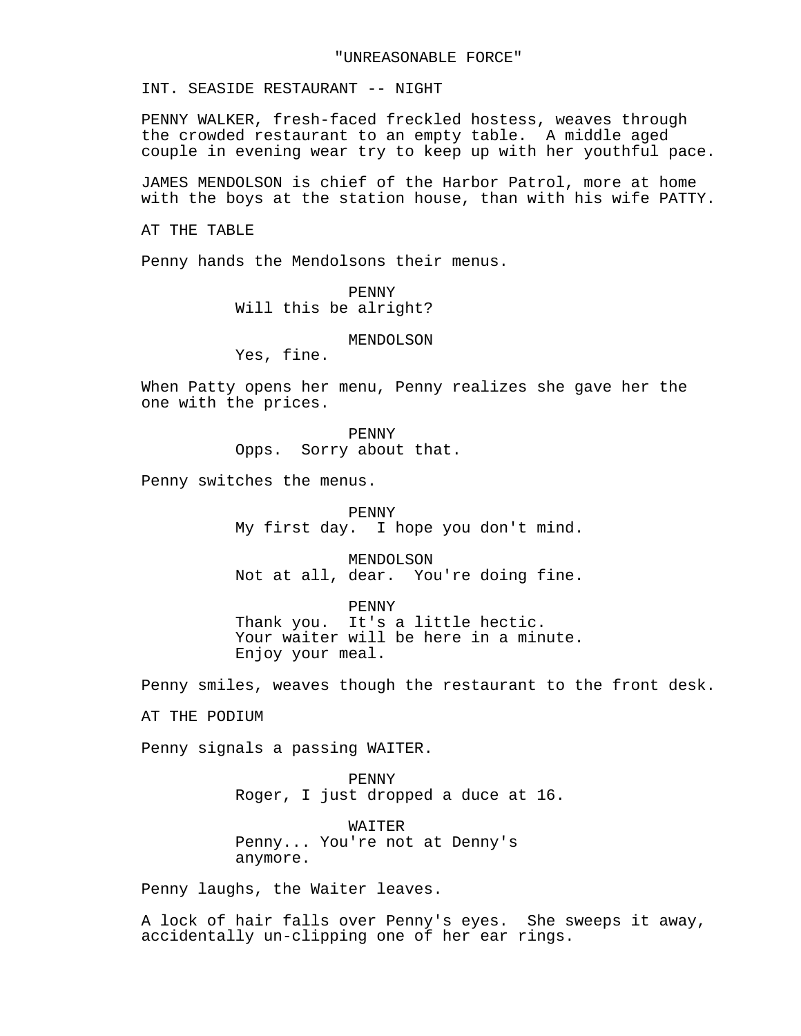"UNREASONABLE FORCE"

INT. SEASIDE RESTAURANT -- NIGHT

PENNY WALKER, fresh-faced freckled hostess, weaves through the crowded restaurant to an empty table. A middle aged couple in evening wear try to keep up with her youthful pace.

JAMES MENDOLSON is chief of the Harbor Patrol, more at home with the boys at the station house, than with his wife PATTY.

AT THE TABLE

Penny hands the Mendolsons their menus.

PENNY
Will this be alright?

MENDOLSON
Yes, fine.

When Patty opens her menu, Penny realizes she gave her the one with the prices.

PENNY
Opps. Sorry about that.

Penny switches the menus.

PENNY
My first day. I hope you don't mind.

MENDOLSON
Not at all, dear. You're doing fine.

PENNY
Thank you. It's a little hectic.
Your waiter will be here in a minute.
Enjoy your meal.

Penny smiles, weaves though the restaurant to the front desk.

AT THE PODIUM

Penny signals a passing WAITER.

PENNY
Roger, I just dropped a duce at 16.

WAITER
Penny... You're not at Denny's
anymore.

Penny laughs, the Waiter leaves.

A lock of hair falls over Penny's eyes. She sweeps it away, accidentally un-clipping one of her ear rings.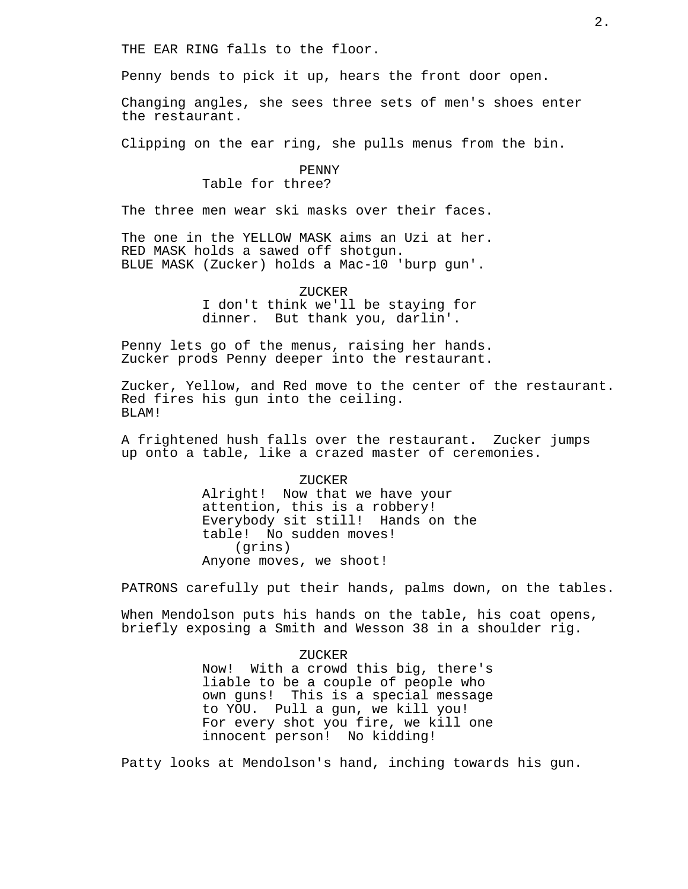THE EAR RING falls to the floor.

Penny bends to pick it up, hears the front door open.

Changing angles, she sees three sets of men's shoes enter the restaurant.

Clipping on the ear ring, she pulls menus from the bin.

PENNY
Table for three?

The three men wear ski masks over their faces.

The one in the YELLOW MASK aims an Uzi at her.
RED MASK holds a sawed off shotgun.
BLUE MASK (Zucker) holds a Mac-10 'burp gun'.

ZUCKER
I don't think we'll be staying for dinner. But thank you, darlin'.

Penny lets go of the menus, raising her hands.
Zucker prods Penny deeper into the restaurant.

Zucker, Yellow, and Red move to the center of the restaurant.
Red fires his gun into the ceiling.
BLAM!

A frightened hush falls over the restaurant. Zucker jumps up onto a table, like a crazed master of ceremonies.

ZUCKER
Alright! Now that we have your attention, this is a robbery! Everybody sit still! Hands on the table! No sudden moves!
(grins)
Anyone moves, we shoot!

PATRONS carefully put their hands, palms down, on the tables.

When Mendolson puts his hands on the table, his coat opens, briefly exposing a Smith and Wesson 38 in a shoulder rig.

ZUCKER
Now! With a crowd this big, there's liable to be a couple of people who own guns! This is a special message to YOU. Pull a gun, we kill you! For every shot you fire, we kill one innocent person! No kidding!

Patty looks at Mendolson's hand, inching towards his gun.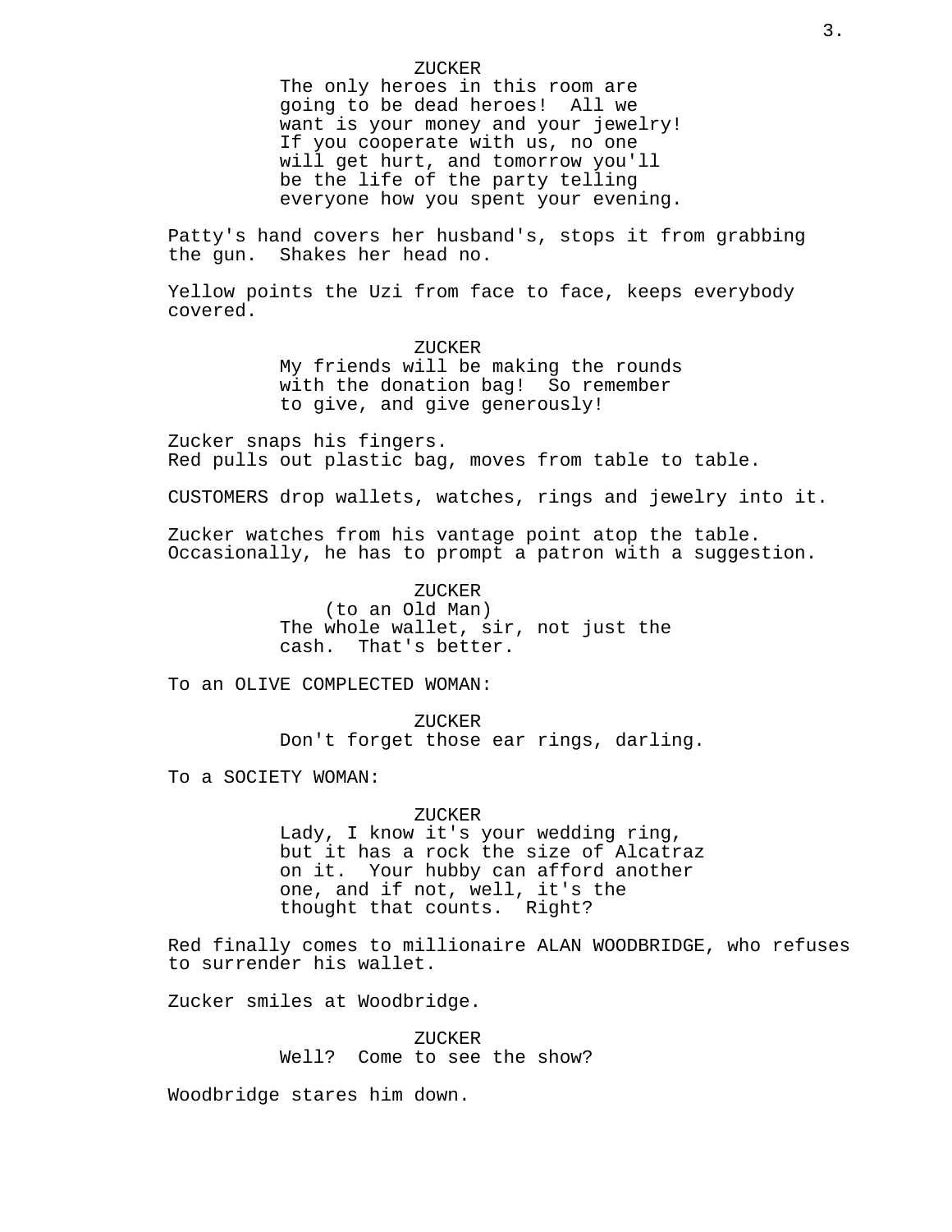ZUCKER
The only heroes in this room are going to be dead heroes! All we want is your money and your jewelry! If you cooperate with us, no one will get hurt, and tomorrow you'll be the life of the party telling everyone how you spent your evening.

Patty's hand covers her husband's, stops it from grabbing the gun. Shakes her head no.

Yellow points the Uzi from face to face, keeps everybody covered.

ZUCKER
My friends will be making the rounds with the donation bag! So remember to give, and give generously!

Zucker snaps his fingers.
Red pulls out plastic bag, moves from table to table.

CUSTOMERS drop wallets, watches, rings and jewelry into it.

Zucker watches from his vantage point atop the table. Occasionally, he has to prompt a patron with a suggestion.

ZUCKER
(to an Old Man)
The whole wallet, sir, not just the cash. That's better.

To an OLIVE COMPLECTED WOMAN:

ZUCKER
Don't forget those ear rings, darling.

To a SOCIETY WOMAN:

ZUCKER
Lady, I know it's your wedding ring, but it has a rock the size of Alcatraz on it. Your hubby can afford another one, and if not, well, it's the thought that counts. Right?

Red finally comes to millionaire ALAN WOODBRIDGE, who refuses to surrender his wallet.

Zucker smiles at Woodbridge.

ZUCKER
Well? Come to see the show?

Woodbridge stares him down.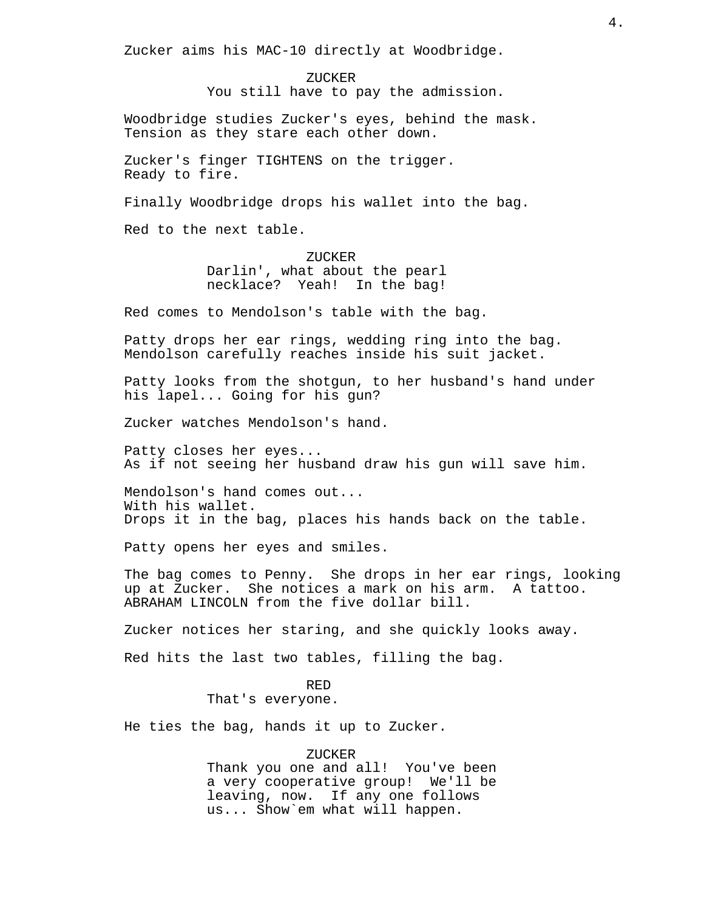Zucker aims his MAC-10 directly at Woodbridge.

ZUCKER
You still have to pay the admission.

Woodbridge studies Zucker's eyes, behind the mask. Tension as they stare each other down.

Zucker's finger TIGHTENS on the trigger. Ready to fire.

Finally Woodbridge drops his wallet into the bag.

Red to the next table.

ZUCKER
Darlin', what about the pearl necklace? Yeah! In the bag!

Red comes to Mendolson's table with the bag.

Patty drops her ear rings, wedding ring into the bag. Mendolson carefully reaches inside his suit jacket.

Patty looks from the shotgun, to her husband's hand under his lapel... Going for his gun?

Zucker watches Mendolson's hand.

Patty closes her eyes...
As if not seeing her husband draw his gun will save him.

Mendolson's hand comes out...
With his wallet.
Drops it in the bag, places his hands back on the table.

Patty opens her eyes and smiles.

The bag comes to Penny. She drops in her ear rings, looking up at Zucker. She notices a mark on his arm. A tattoo. ABRAHAM LINCOLN from the five dollar bill.

Zucker notices her staring, and she quickly looks away.

Red hits the last two tables, filling the bag.

RED
That's everyone.

He ties the bag, hands it up to Zucker.

ZUCKER
Thank you one and all! You've been a very cooperative group! We'll be leaving, now. If any one follows us... Show`em what will happen.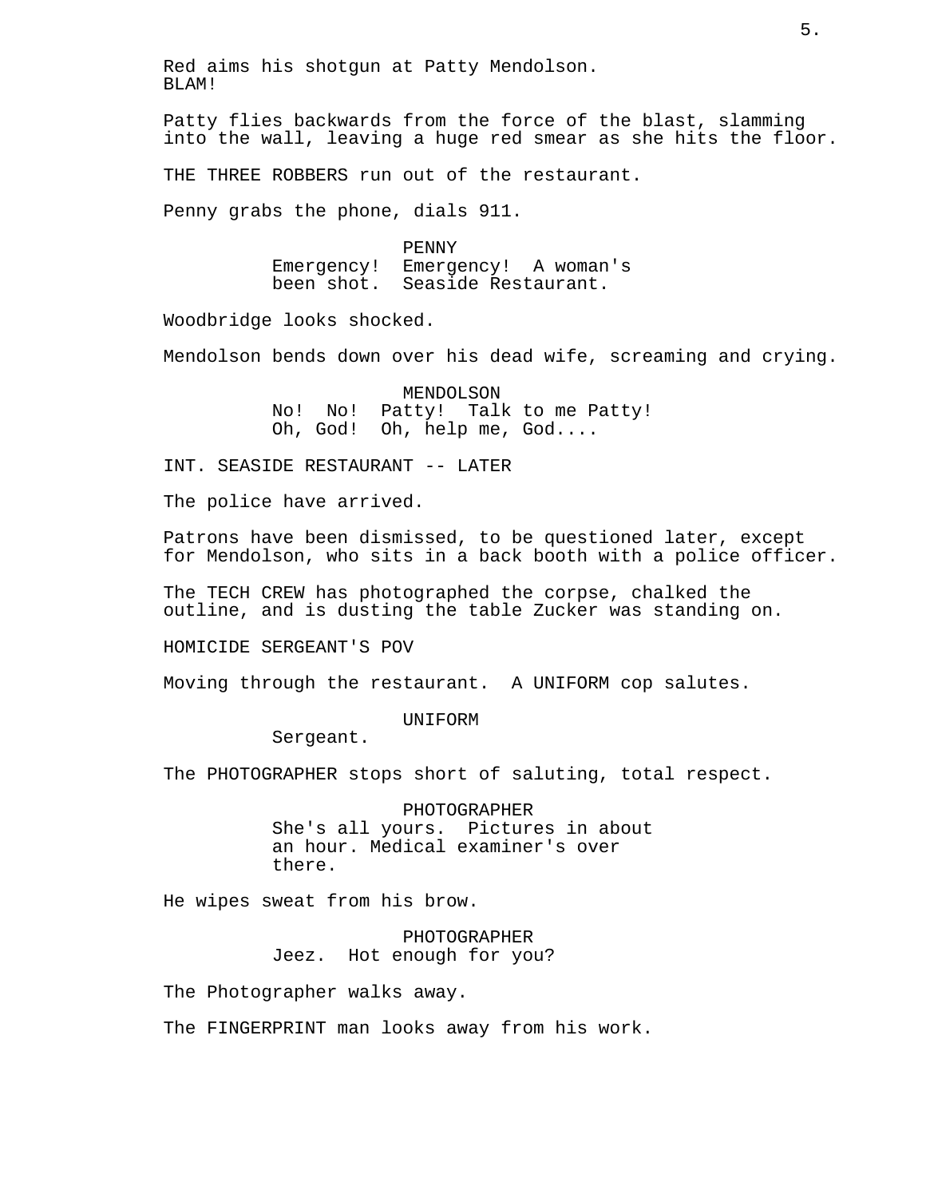Red aims his shotgun at Patty Mendolson.
BLAM!

Patty flies backwards from the force of the blast, slamming into the wall, leaving a huge red smear as she hits the floor.

THE THREE ROBBERS run out of the restaurant.

Penny grabs the phone, dials 911.

PENNY
Emergency! Emergency! A woman's been shot. Seaside Restaurant.

Woodbridge looks shocked.

Mendolson bends down over his dead wife, screaming and crying.

MENDOLSON
No! No! Patty! Talk to me Patty! Oh, God! Oh, help me, God....

INT. SEASIDE RESTAURANT -- LATER

The police have arrived.

Patrons have been dismissed, to be questioned later, except for Mendolson, who sits in a back booth with a police officer.

The TECH CREW has photographed the corpse, chalked the outline, and is dusting the table Zucker was standing on.

HOMICIDE SERGEANT'S POV

Moving through the restaurant. A UNIFORM cop salutes.

UNIFORM
Sergeant.

The PHOTOGRAPHER stops short of saluting, total respect.

PHOTOGRAPHER
She's all yours. Pictures in about an hour. Medical examiner's over there.

He wipes sweat from his brow.

PHOTOGRAPHER
Jeez. Hot enough for you?

The Photographer walks away.

The FINGERPRINT man looks away from his work.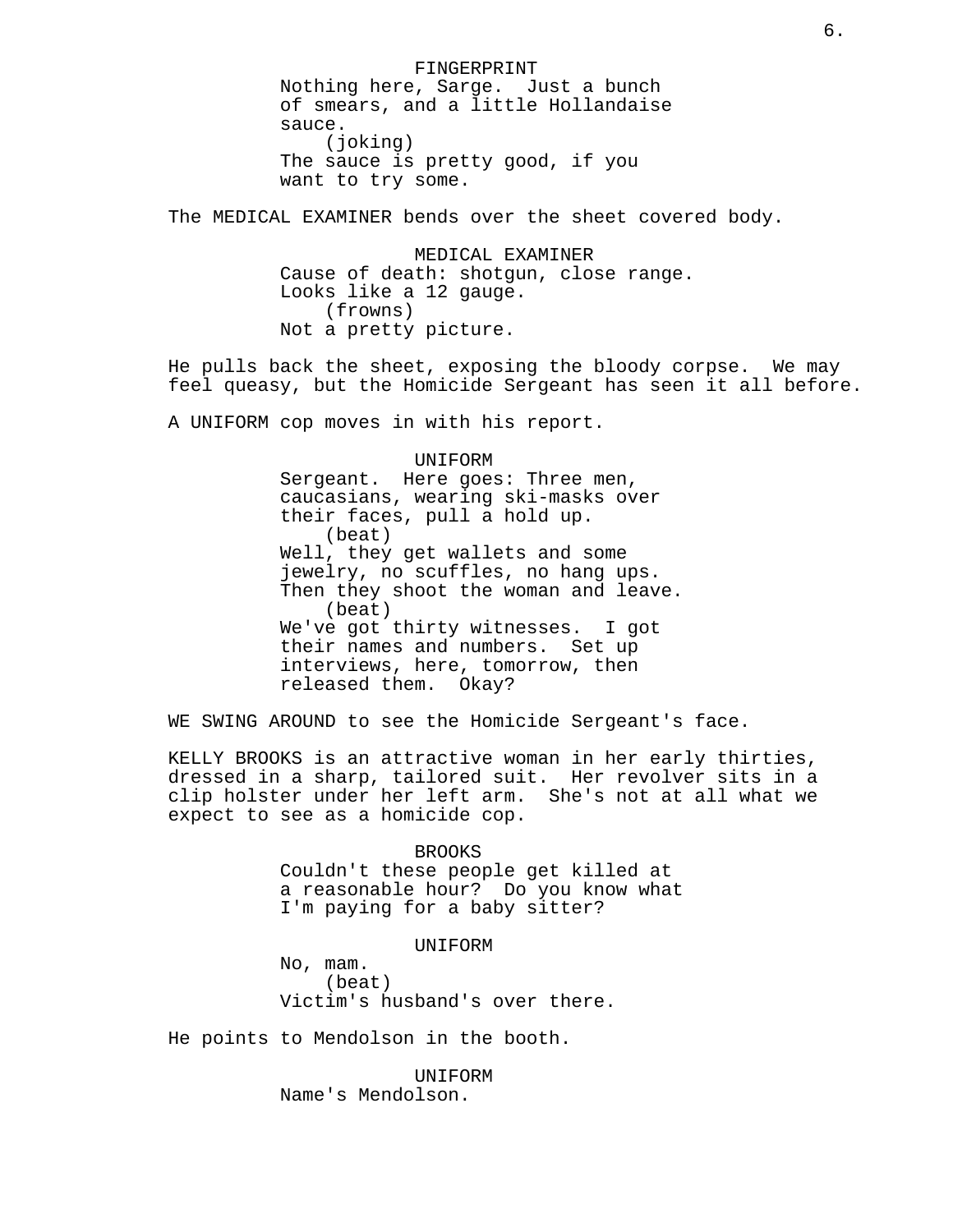FINGERPRINT

Nothing here, Sarge. Just a bunch of smears, and a little Hollandaise sauce.

(joking)

The sauce is pretty good, if you want to try some.

The MEDICAL EXAMINER bends over the sheet covered body.

MEDICAL EXAMINER

Cause of death: shotgun, close range. Looks like a 12 gauge.

(frowns)

Not a pretty picture.

He pulls back the sheet, exposing the bloody corpse. We may feel queasy, but the Homicide Sergeant has seen it all before.

A UNIFORM cop moves in with his report.

UNIFORM

Sergeant. Here goes: Three men, caucasians, wearing ski-masks over their faces, pull a hold up.

(beat)

Well, they get wallets and some jewelry, no scuffles, no hang ups. Then they shoot the woman and leave.

(beat)

We've got thirty witnesses. I got their names and numbers. Set up interviews, here, tomorrow, then released them. Okay?

WE SWING AROUND to see the Homicide Sergeant's face.

KELLY BROOKS is an attractive woman in her early thirties, dressed in a sharp, tailored suit. Her revolver sits in a clip holster under her left arm. She's not at all what we expect to see as a homicide cop.

BROOKS

Couldn't these people get killed at a reasonable hour? Do you know what I'm paying for a baby sitter?

UNIFORM

No, mam.

(beat)

Victim's husband's over there.

He points to Mendolson in the booth.

UNIFORM

Name's Mendolson.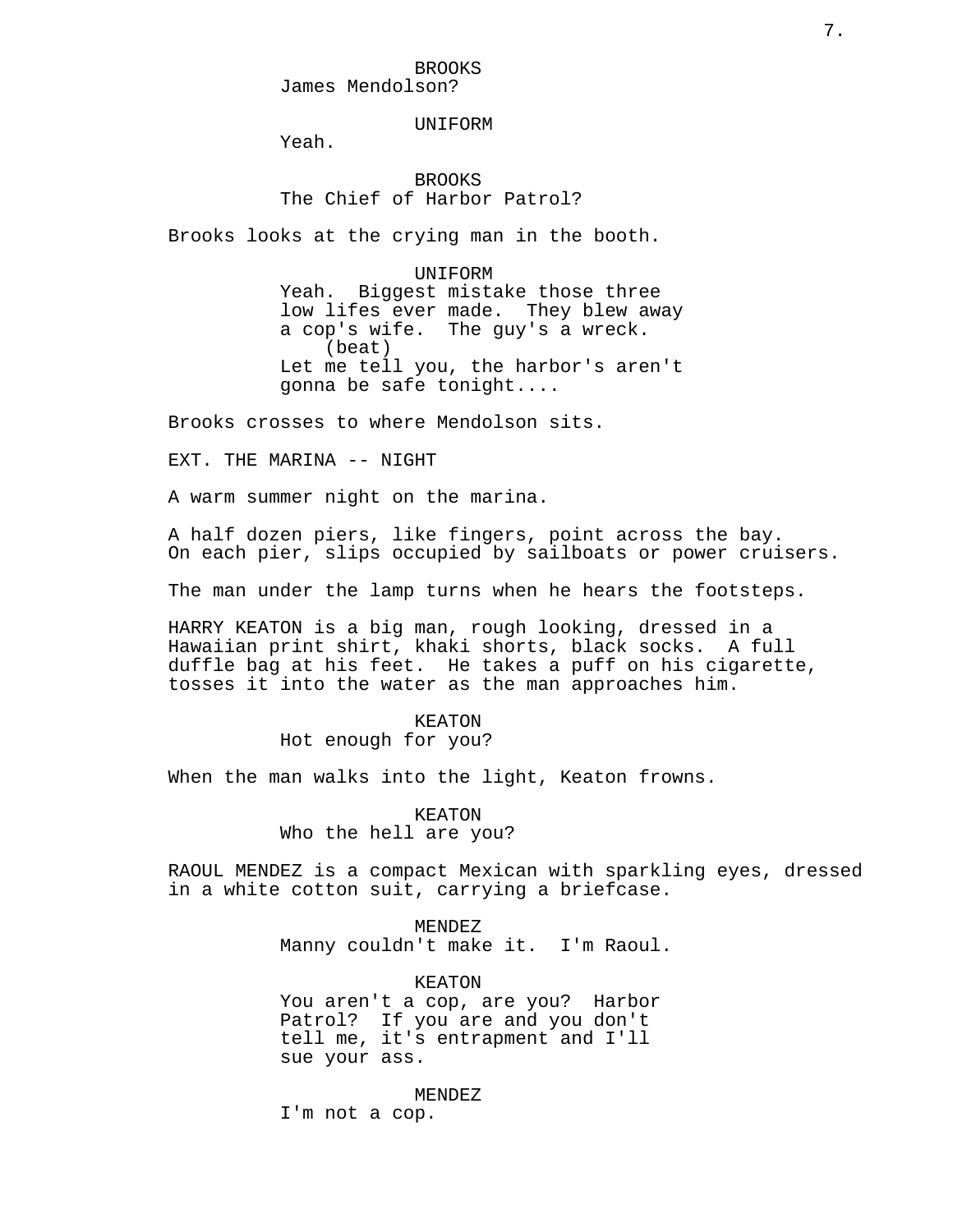BROOKS
James Mendolson?

UNIFORM
Yeah.

BROOKS
The Chief of Harbor Patrol?

Brooks looks at the crying man in the booth.

UNIFORM
Yeah.  Biggest mistake those three low lifes ever made.  They blew away a cop's wife.  The guy's a wreck.
(beat)
Let me tell you, the harbor's aren't gonna be safe tonight....

Brooks crosses to where Mendolson sits.

EXT. THE MARINA -- NIGHT

A warm summer night on the marina.

A half dozen piers, like fingers, point across the bay. On each pier, slips occupied by sailboats or power cruisers.

The man under the lamp turns when he hears the footsteps.

HARRY KEATON is a big man, rough looking, dressed in a Hawaiian print shirt, khaki shorts, black socks.  A full duffle bag at his feet.  He takes a puff on his cigarette, tosses it into the water as the man approaches him.

KEATON
Hot enough for you?

When the man walks into the light, Keaton frowns.

KEATON
Who the hell are you?

RAOUL MENDEZ is a compact Mexican with sparkling eyes, dressed in a white cotton suit, carrying a briefcase.

MENDEZ
Manny couldn't make it.  I'm Raoul.

KEATON
You aren't a cop, are you?  Harbor Patrol?  If you are and you don't tell me, it's entrapment and I'll sue your ass.

MENDEZ
I'm not a cop.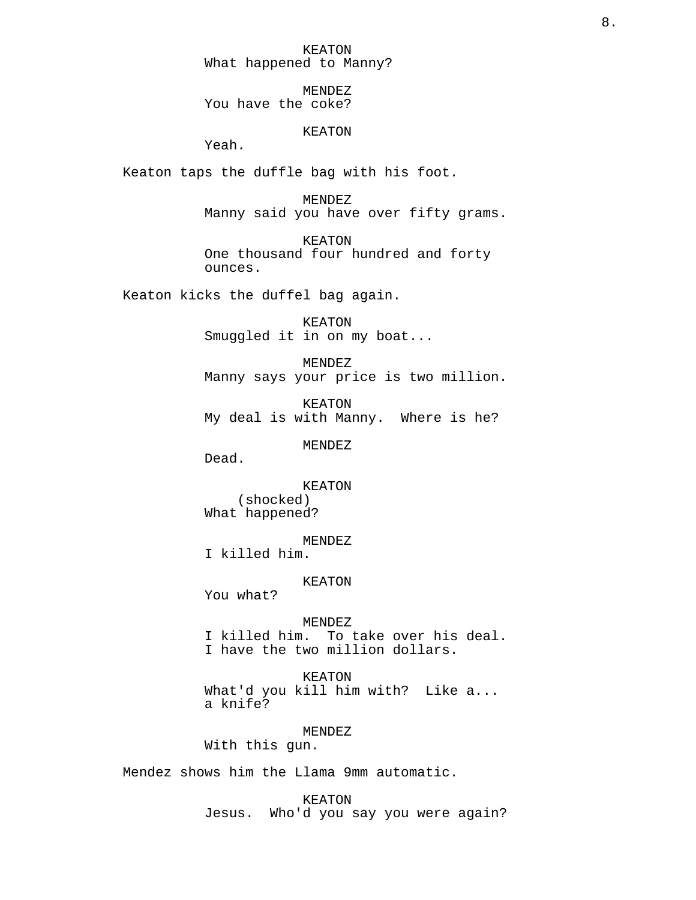KEATON
What happened to Manny?

MENDEZ
You have the coke?

KEATON
Yeah.

Keaton taps the duffle bag with his foot.

MENDEZ
Manny said you have over fifty grams.

KEATON
One thousand four hundred and forty ounces.

Keaton kicks the duffel bag again.

KEATON
Smuggled it in on my boat...

MENDEZ
Manny says your price is two million.

KEATON
My deal is with Manny. Where is he?

MENDEZ
Dead.

KEATON
(shocked)
What happened?

MENDEZ
I killed him.

KEATON
You what?

MENDEZ
I killed him. To take over his deal. I have the two million dollars.

KEATON
What'd you kill him with? Like a... a knife?

MENDEZ
With this gun.

Mendez shows him the Llama 9mm automatic.

KEATON
Jesus. Who'd you say you were again?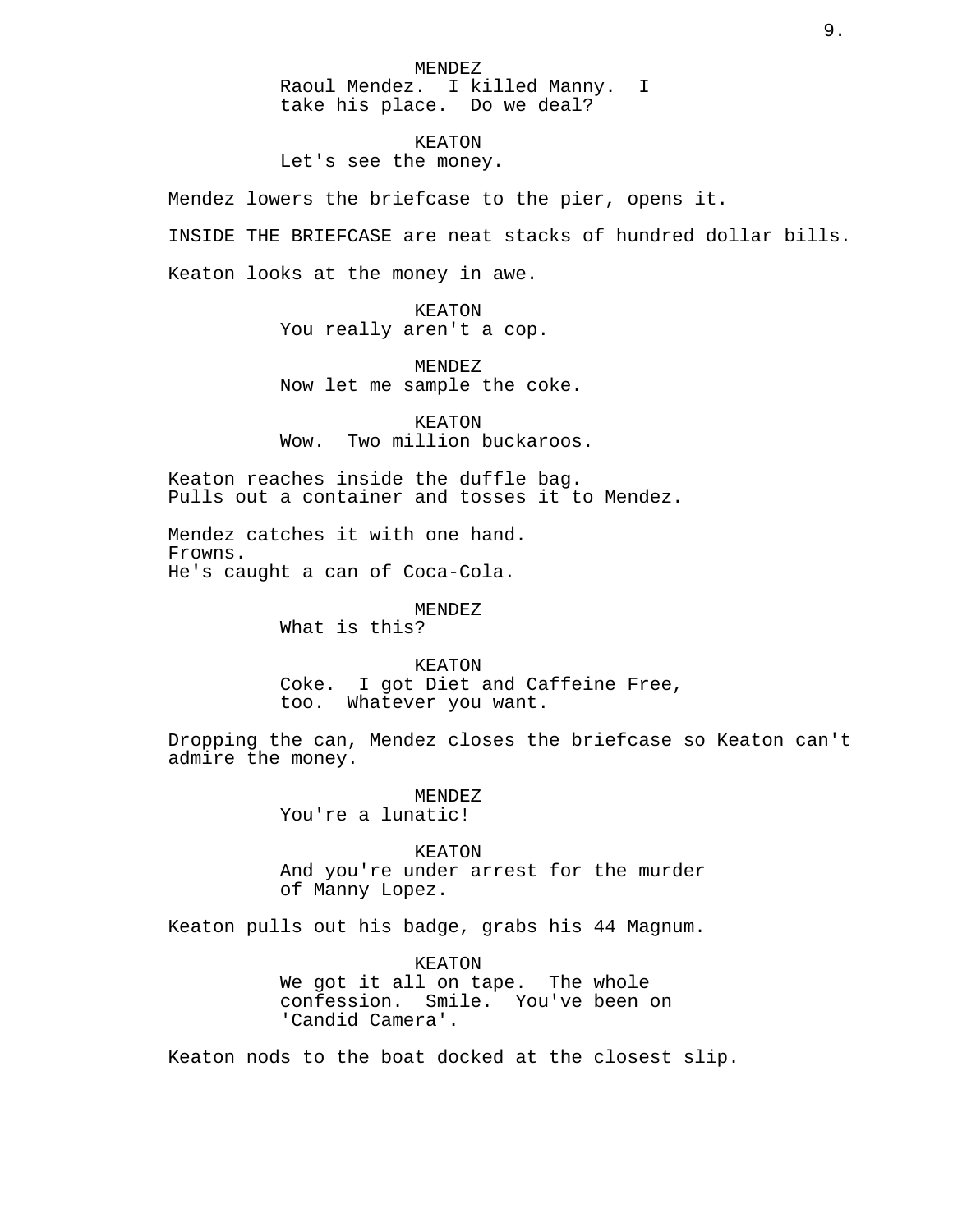MENDEZ
Raoul Mendez. I killed Manny. I take his place. Do we deal?

KEATON
Let's see the money.

Mendez lowers the briefcase to the pier, opens it.

INSIDE THE BRIEFCASE are neat stacks of hundred dollar bills.

Keaton looks at the money in awe.

KEATON
You really aren't a cop.

MENDEZ
Now let me sample the coke.

KEATON
Wow. Two million buckaroos.

Keaton reaches inside the duffle bag.
Pulls out a container and tosses it to Mendez.

Mendez catches it with one hand.
Frowns.
He's caught a can of Coca-Cola.

MENDEZ
What is this?

KEATON
Coke. I got Diet and Caffeine Free, too. Whatever you want.

Dropping the can, Mendez closes the briefcase so Keaton can't admire the money.

MENDEZ
You're a lunatic!

KEATON
And you're under arrest for the murder of Manny Lopez.

Keaton pulls out his badge, grabs his 44 Magnum.

KEATON
We got it all on tape. The whole confession. Smile. You've been on 'Candid Camera'.

Keaton nods to the boat docked at the closest slip.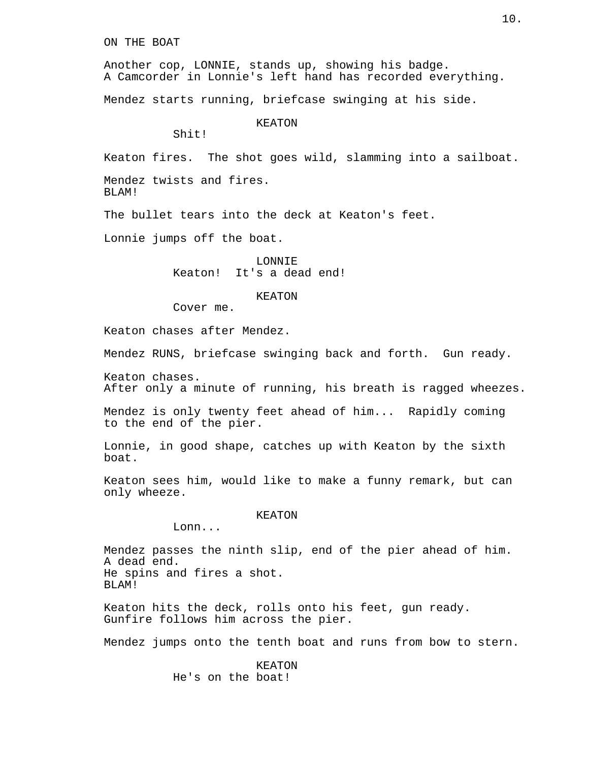ON THE BOAT

Another cop, LONNIE, stands up, showing his badge.
A Camcorder in Lonnie's left hand has recorded everything.

Mendez starts running, briefcase swinging at his side.

KEATON

Shit!

Keaton fires. The shot goes wild, slamming into a sailboat.

Mendez twists and fires.
BLAM!

The bullet tears into the deck at Keaton's feet.

Lonnie jumps off the boat.

LONNIE

Keaton! It's a dead end!

KEATON

Cover me.

Keaton chases after Mendez.

Mendez RUNS, briefcase swinging back and forth. Gun ready.

Keaton chases.
After only a minute of running, his breath is ragged wheezes.

Mendez is only twenty feet ahead of him... Rapidly coming to the end of the pier.

Lonnie, in good shape, catches up with Keaton by the sixth boat.

Keaton sees him, would like to make a funny remark, but can only wheeze.

KEATON

Lonn...

Mendez passes the ninth slip, end of the pier ahead of him.
A dead end.
He spins and fires a shot.
BLAM!

Keaton hits the deck, rolls onto his feet, gun ready.
Gunfire follows him across the pier.

Mendez jumps onto the tenth boat and runs from bow to stern.

KEATON

He's on the boat!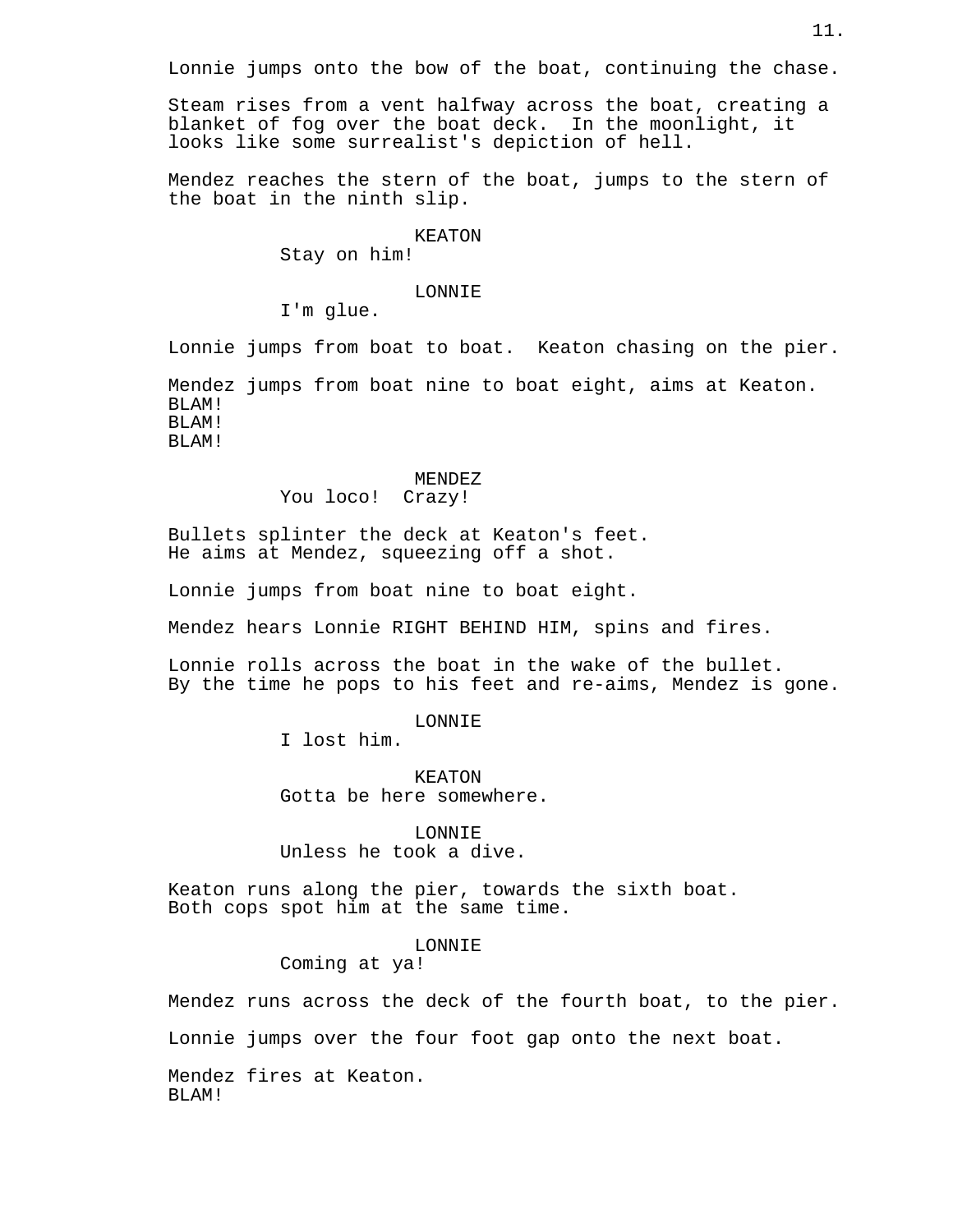Lonnie jumps onto the bow of the boat, continuing the chase.

Steam rises from a vent halfway across the boat, creating a blanket of fog over the boat deck. In the moonlight, it looks like some surrealist's depiction of hell.

Mendez reaches the stern of the boat, jumps to the stern of the boat in the ninth slip.

KEATON
Stay on him!

LONNIE
I'm glue.

Lonnie jumps from boat to boat. Keaton chasing on the pier.

Mendez jumps from boat nine to boat eight, aims at Keaton.
BLAM!
BLAM!
BLAM!

MENDEZ
You loco! Crazy!

Bullets splinter the deck at Keaton's feet.
He aims at Mendez, squeezing off a shot.

Lonnie jumps from boat nine to boat eight.

Mendez hears Lonnie RIGHT BEHIND HIM, spins and fires.

Lonnie rolls across the boat in the wake of the bullet.
By the time he pops to his feet and re-aims, Mendez is gone.

LONNIE
I lost him.

KEATON
Gotta be here somewhere.

LONNIE
Unless he took a dive.

Keaton runs along the pier, towards the sixth boat.
Both cops spot him at the same time.

LONNIE
Coming at ya!

Mendez runs across the deck of the fourth boat, to the pier.

Lonnie jumps over the four foot gap onto the next boat.

Mendez fires at Keaton.
BLAM!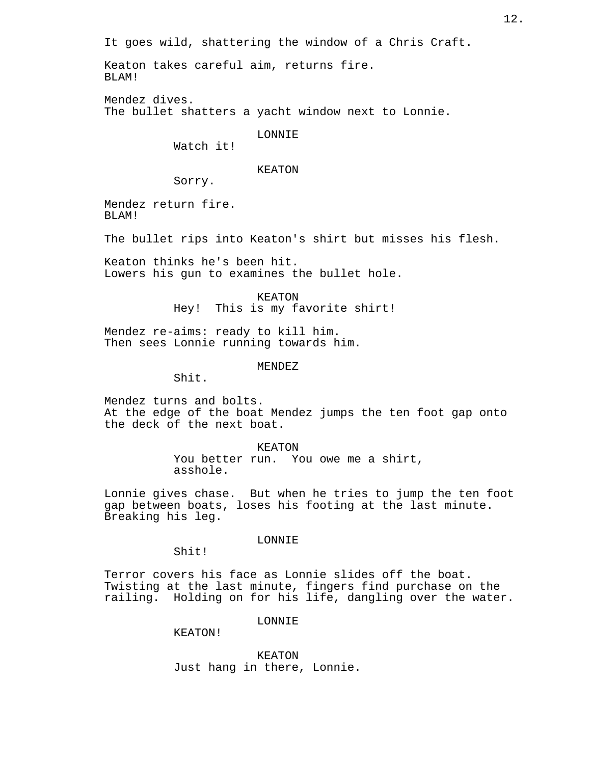It goes wild, shattering the window of a Chris Craft.

Keaton takes careful aim, returns fire.
BLAM!

Mendez dives.
The bullet shatters a yacht window next to Lonnie.

LONNIE
Watch it!

KEATON
Sorry.

Mendez return fire.
BLAM!

The bullet rips into Keaton's shirt but misses his flesh.

Keaton thinks he's been hit.
Lowers his gun to examines the bullet hole.

KEATON
Hey! This is my favorite shirt!

Mendez re-aims: ready to kill him.
Then sees Lonnie running towards him.

MENDEZ
Shit.

Mendez turns and bolts.
At the edge of the boat Mendez jumps the ten foot gap onto the deck of the next boat.

KEATON
You better run. You owe me a shirt, asshole.

Lonnie gives chase. But when he tries to jump the ten foot gap between boats, loses his footing at the last minute. Breaking his leg.

LONNIE
Shit!

Terror covers his face as Lonnie slides off the boat. Twisting at the last minute, fingers find purchase on the railing. Holding on for his life, dangling over the water.

LONNIE
KEATON!

KEATON
Just hang in there, Lonnie.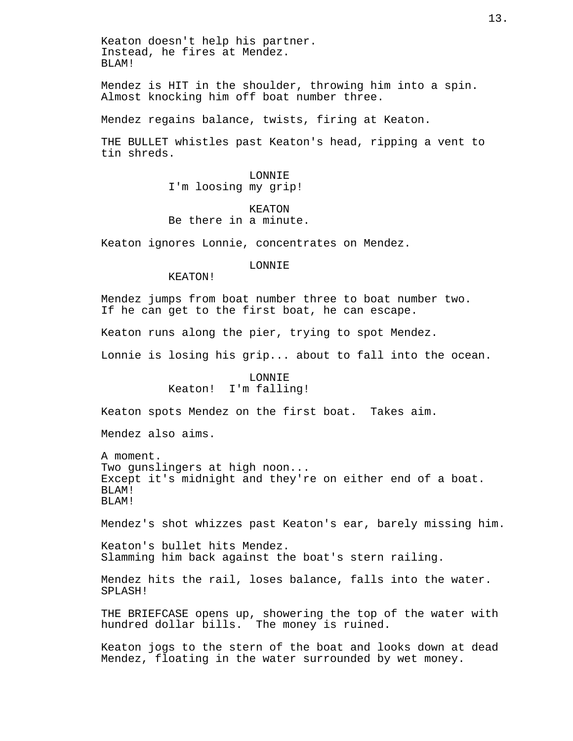Keaton doesn't help his partner.
Instead, he fires at Mendez.
BLAM!

Mendez is HIT in the shoulder, throwing him into a spin. Almost knocking him off boat number three.

Mendez regains balance, twists, firing at Keaton.

THE BULLET whistles past Keaton's head, ripping a vent to tin shreds.

LONNIE
I'm loosing my grip!

KEATON
Be there in a minute.

Keaton ignores Lonnie, concentrates on Mendez.

LONNIE
KEATON!

Mendez jumps from boat number three to boat number two. If he can get to the first boat, he can escape.

Keaton runs along the pier, trying to spot Mendez.

Lonnie is losing his grip... about to fall into the ocean.

LONNIE
Keaton! I'm falling!

Keaton spots Mendez on the first boat. Takes aim.

Mendez also aims.

A moment.
Two gunslingers at high noon...
Except it's midnight and they're on either end of a boat.
BLAM!
BLAM!

Mendez's shot whizzes past Keaton's ear, barely missing him.

Keaton's bullet hits Mendez.
Slamming him back against the boat's stern railing.

Mendez hits the rail, loses balance, falls into the water.
SPLASH!

THE BRIEFCASE opens up, showering the top of the water with hundred dollar bills. The money is ruined.

Keaton jogs to the stern of the boat and looks down at dead Mendez, floating in the water surrounded by wet money.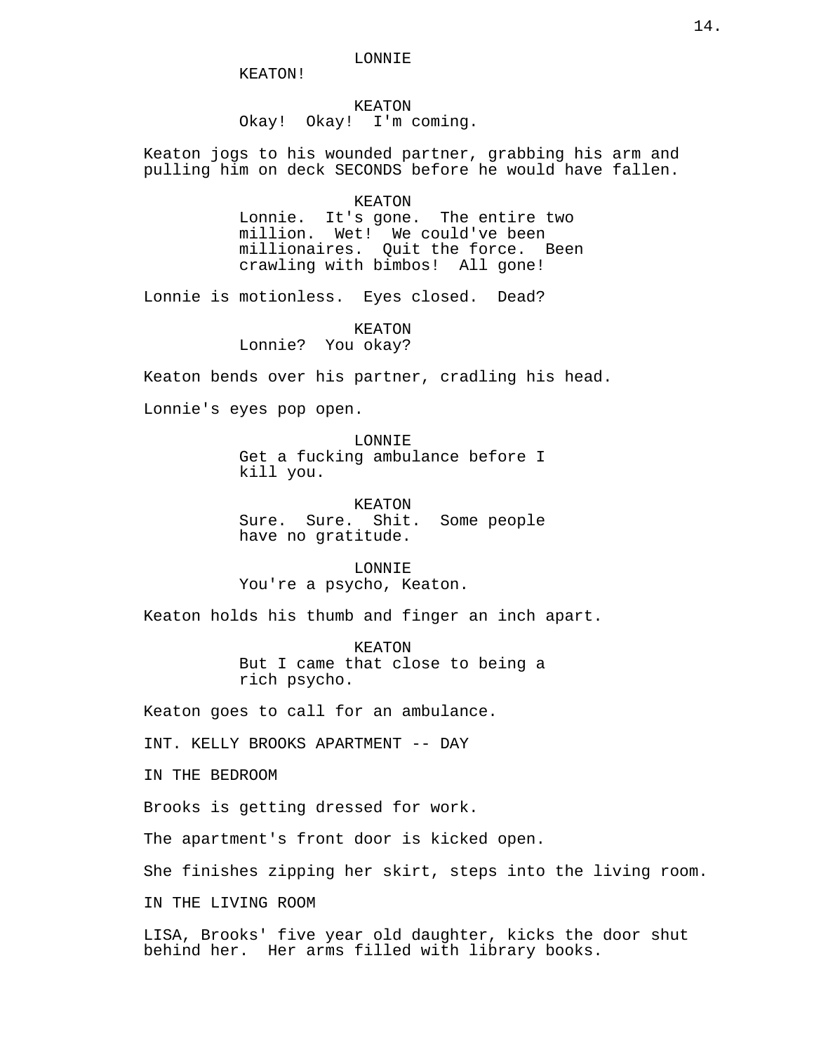LONNIE
KEATON!

KEATON
Okay!  Okay!  I'm coming.

Keaton jogs to his wounded partner, grabbing his arm and pulling him on deck SECONDS before he would have fallen.

KEATON
Lonnie.  It's gone.  The entire two million.  Wet!  We could've been millionaires.  Quit the force.  Been crawling with bimbos!  All gone!

Lonnie is motionless.  Eyes closed.  Dead?

KEATON
Lonnie?  You okay?

Keaton bends over his partner, cradling his head.

Lonnie's eyes pop open.

LONNIE
Get a fucking ambulance before I kill you.

KEATON
Sure.  Sure.  Shit.  Some people have no gratitude.

LONNIE
You're a psycho, Keaton.

Keaton holds his thumb and finger an inch apart.

KEATON
But I came that close to being a rich psycho.

Keaton goes to call for an ambulance.

INT. KELLY BROOKS APARTMENT -- DAY

IN THE BEDROOM

Brooks is getting dressed for work.

The apartment's front door is kicked open.

She finishes zipping her skirt, steps into the living room.

IN THE LIVING ROOM

LISA, Brooks' five year old daughter, kicks the door shut behind her.  Her arms filled with library books.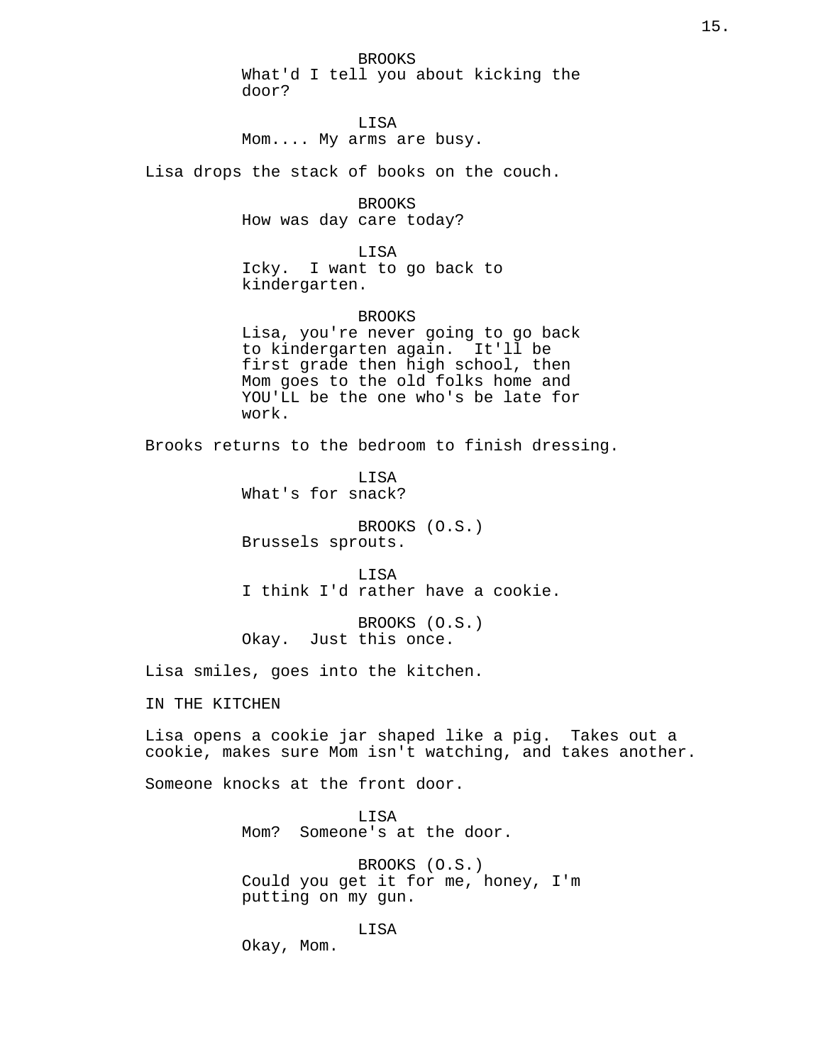BROOKS
What'd I tell you about kicking the door?

LISA
Mom.... My arms are busy.

Lisa drops the stack of books on the couch.

BROOKS
How was day care today?

LISA
Icky. I want to go back to kindergarten.

BROOKS
Lisa, you're never going to go back to kindergarten again. It'll be first grade then high school, then Mom goes to the old folks home and YOU'LL be the one who's be late for work.

Brooks returns to the bedroom to finish dressing.

LISA
What's for snack?

BROOKS (O.S.)
Brussels sprouts.

LISA
I think I'd rather have a cookie.

BROOKS (O.S.)
Okay. Just this once.

Lisa smiles, goes into the kitchen.

IN THE KITCHEN

Lisa opens a cookie jar shaped like a pig. Takes out a cookie, makes sure Mom isn't watching, and takes another.

Someone knocks at the front door.

LISA
Mom? Someone's at the door.

BROOKS (O.S.)
Could you get it for me, honey, I'm putting on my gun.

LISA
Okay, Mom.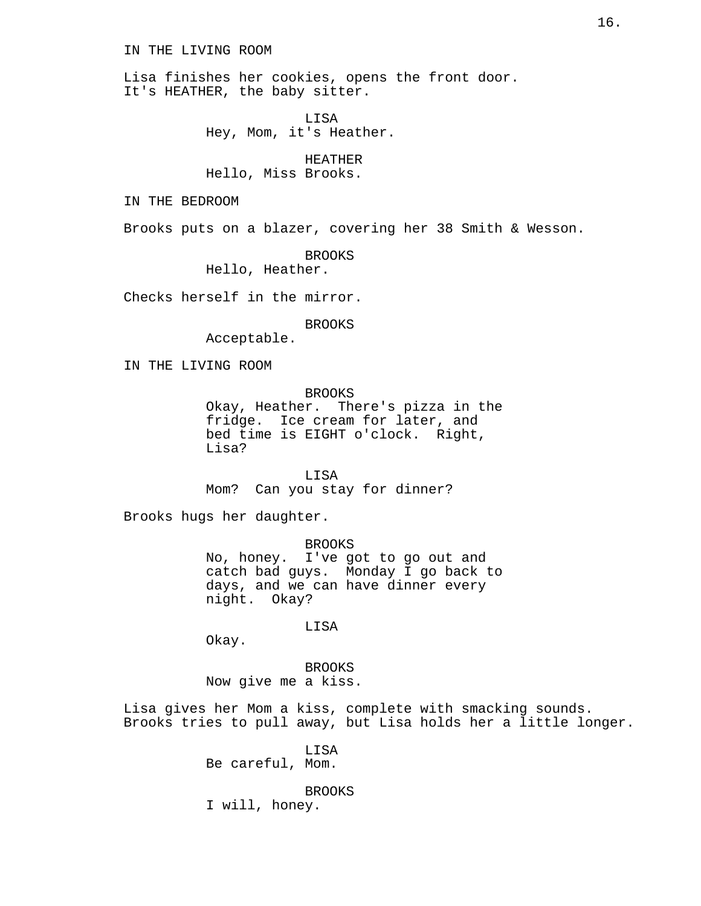IN THE LIVING ROOM

Lisa finishes her cookies, opens the front door. It's HEATHER, the baby sitter.

LISA
Hey, Mom, it's Heather.

HEATHER
Hello, Miss Brooks.

IN THE BEDROOM

Brooks puts on a blazer, covering her 38 Smith & Wesson.

BROOKS
Hello, Heather.

Checks herself in the mirror.

BROOKS
Acceptable.

IN THE LIVING ROOM

BROOKS
Okay, Heather. There's pizza in the fridge. Ice cream for later, and bed time is EIGHT o'clock. Right, Lisa?

LISA
Mom? Can you stay for dinner?

Brooks hugs her daughter.

BROOKS
No, honey. I've got to go out and catch bad guys. Monday I go back to days, and we can have dinner every night. Okay?

LISA
Okay.

BROOKS
Now give me a kiss.

Lisa gives her Mom a kiss, complete with smacking sounds. Brooks tries to pull away, but Lisa holds her a little longer.

LISA
Be careful, Mom.

BROOKS
I will, honey.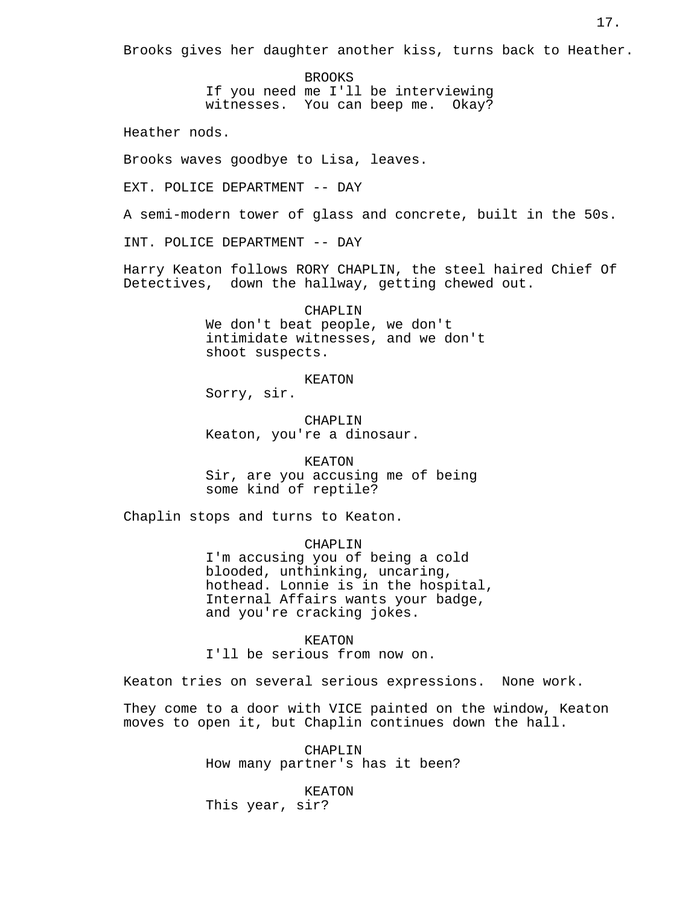Brooks gives her daughter another kiss, turns back to Heather.

BROOKS
If you need me I'll be interviewing witnesses. You can beep me. Okay?

Heather nods.

Brooks waves goodbye to Lisa, leaves.

EXT. POLICE DEPARTMENT -- DAY

A semi-modern tower of glass and concrete, built in the 50s.

INT. POLICE DEPARTMENT -- DAY

Harry Keaton follows RORY CHAPLIN, the steel haired Chief Of Detectives, down the hallway, getting chewed out.

CHAPLIN
We don't beat people, we don't intimidate witnesses, and we don't shoot suspects.

KEATON
Sorry, sir.

CHAPLIN
Keaton, you're a dinosaur.

KEATON
Sir, are you accusing me of being some kind of reptile?

Chaplin stops and turns to Keaton.

CHAPLIN
I'm accusing you of being a cold blooded, unthinking, uncaring, hothead. Lonnie is in the hospital, Internal Affairs wants your badge, and you're cracking jokes.

KEATON
I'll be serious from now on.

Keaton tries on several serious expressions. None work.

They come to a door with VICE painted on the window, Keaton moves to open it, but Chaplin continues down the hall.

CHAPLIN
How many partner's has it been?

KEATON
This year, sir?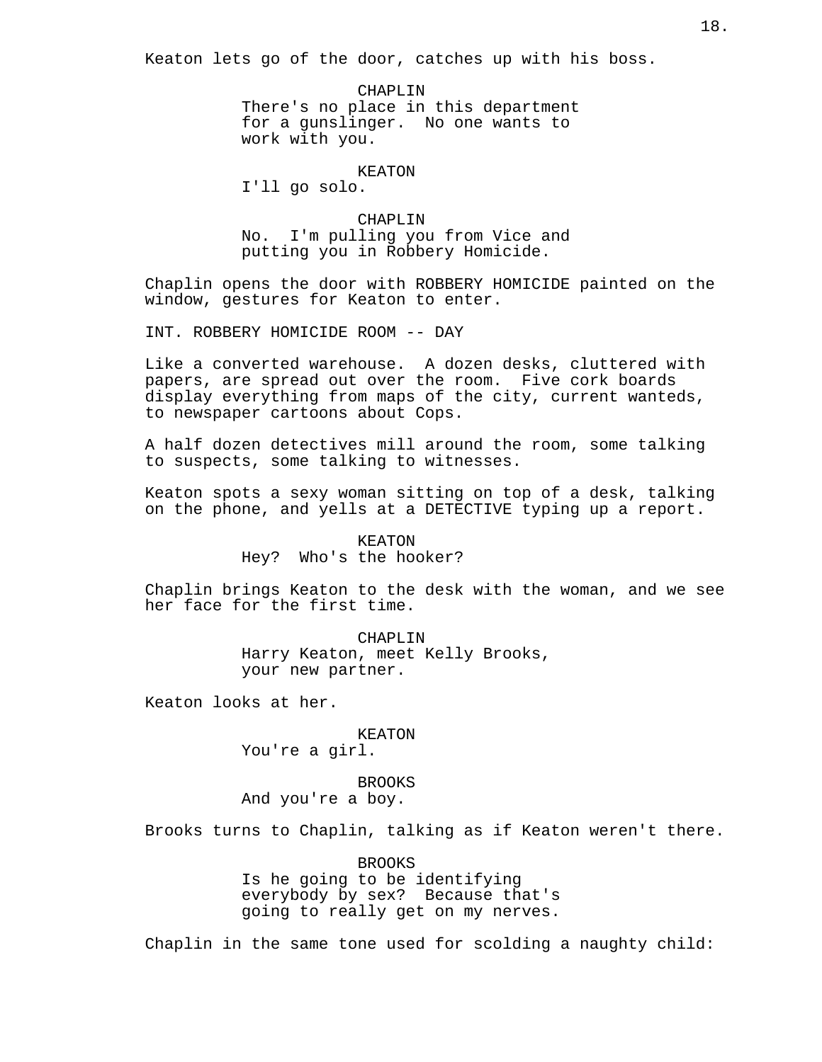Keaton lets go of the door, catches up with his boss.

CHAPLIN
There's no place in this department for a gunslinger. No one wants to work with you.

KEATON
I'll go solo.

CHAPLIN
No. I'm pulling you from Vice and putting you in Robbery Homicide.

Chaplin opens the door with ROBBERY HOMICIDE painted on the window, gestures for Keaton to enter.

INT. ROBBERY HOMICIDE ROOM -- DAY

Like a converted warehouse. A dozen desks, cluttered with papers, are spread out over the room. Five cork boards display everything from maps of the city, current wanteds, to newspaper cartoons about Cops.

A half dozen detectives mill around the room, some talking to suspects, some talking to witnesses.

Keaton spots a sexy woman sitting on top of a desk, talking on the phone, and yells at a DETECTIVE typing up a report.

KEATON
Hey? Who's the hooker?

Chaplin brings Keaton to the desk with the woman, and we see her face for the first time.

CHAPLIN
Harry Keaton, meet Kelly Brooks, your new partner.

Keaton looks at her.

KEATON
You're a girl.

BROOKS
And you're a boy.

Brooks turns to Chaplin, talking as if Keaton weren't there.

BROOKS
Is he going to be identifying everybody by sex? Because that's going to really get on my nerves.

Chaplin in the same tone used for scolding a naughty child: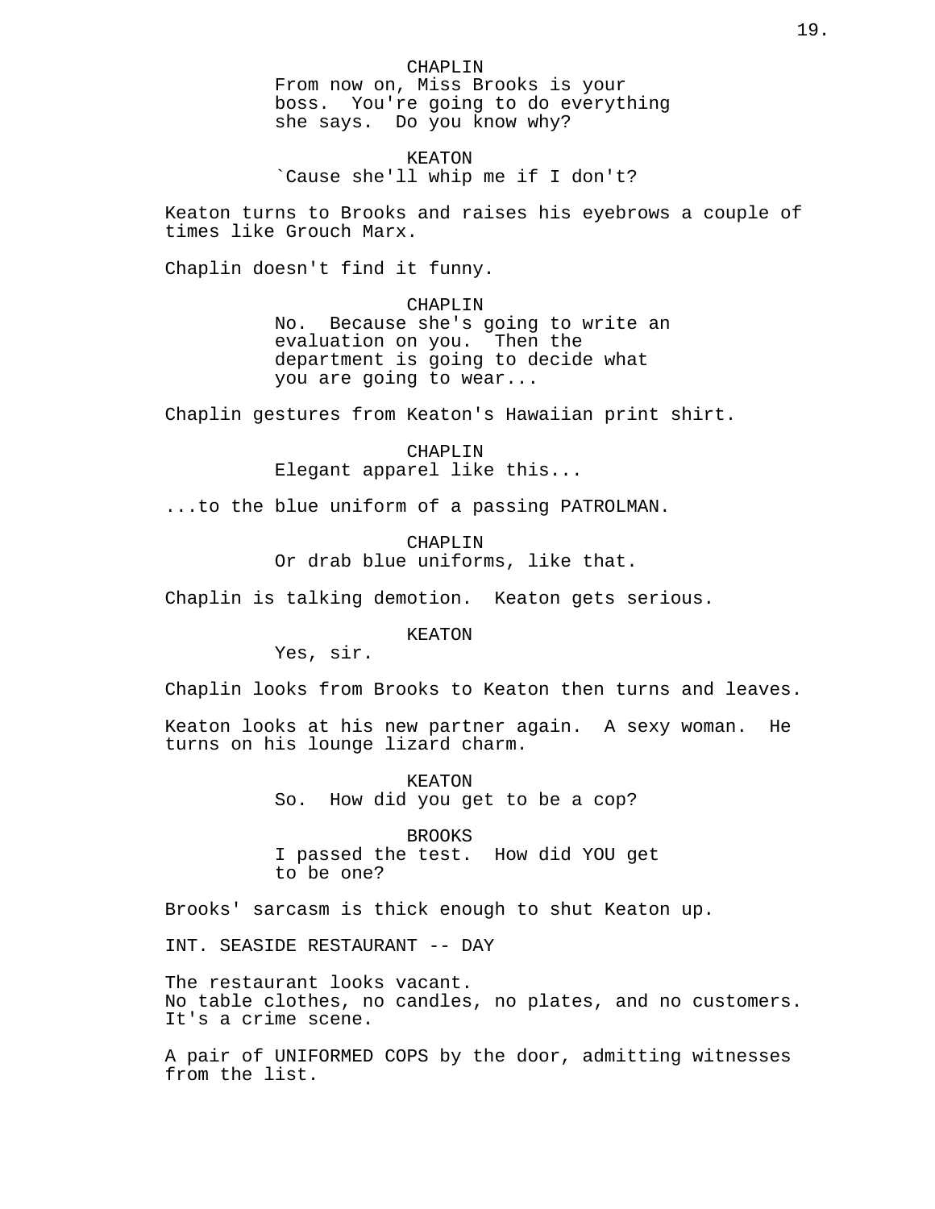CHAPLIN
From now on, Miss Brooks is your boss. You're going to do everything she says. Do you know why?

KEATON
`Cause she'll whip me if I don't?

Keaton turns to Brooks and raises his eyebrows a couple of times like Grouch Marx.

Chaplin doesn't find it funny.

CHAPLIN
No. Because she's going to write an evaluation on you. Then the department is going to decide what you are going to wear...

Chaplin gestures from Keaton's Hawaiian print shirt.

CHAPLIN
Elegant apparel like this...

...to the blue uniform of a passing PATROLMAN.

CHAPLIN
Or drab blue uniforms, like that.

Chaplin is talking demotion. Keaton gets serious.

KEATON
Yes, sir.

Chaplin looks from Brooks to Keaton then turns and leaves.

Keaton looks at his new partner again. A sexy woman. He turns on his lounge lizard charm.

KEATON
So. How did you get to be a cop?

BROOKS
I passed the test. How did YOU get to be one?

Brooks' sarcasm is thick enough to shut Keaton up.

INT. SEASIDE RESTAURANT -- DAY

The restaurant looks vacant.
No table clothes, no candles, no plates, and no customers. It's a crime scene.

A pair of UNIFORMED COPS by the door, admitting witnesses from the list.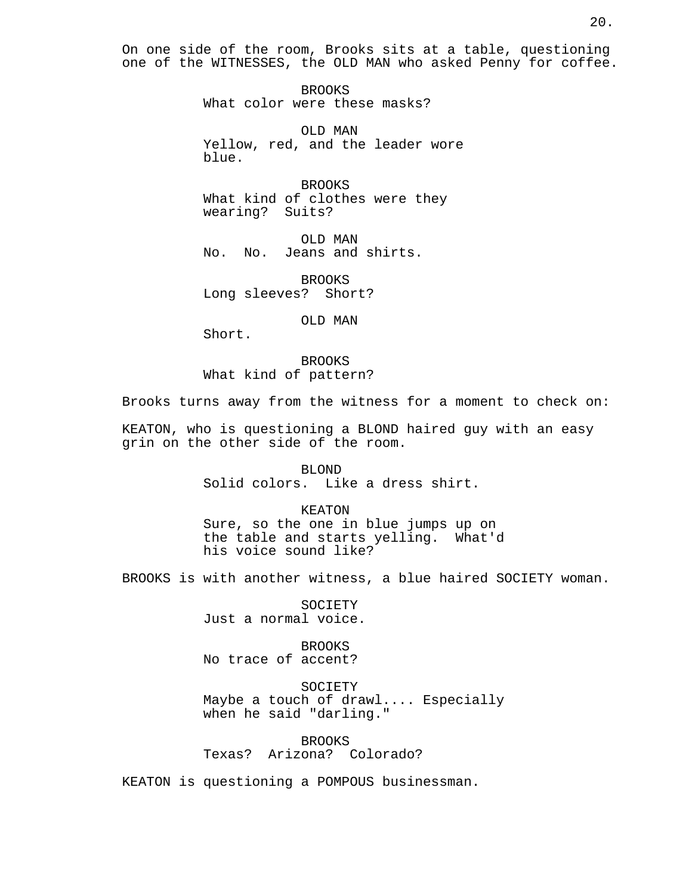On one side of the room, Brooks sits at a table, questioning one of the WITNESSES, the OLD MAN who asked Penny for coffee.

BROOKS
What color were these masks?

OLD MAN
Yellow, red, and the leader wore blue.

BROOKS
What kind of clothes were they wearing?  Suits?

OLD MAN
No.  No.  Jeans and shirts.

BROOKS
Long sleeves?  Short?

OLD MAN
Short.

BROOKS
What kind of pattern?

Brooks turns away from the witness for a moment to check on:

KEATON, who is questioning a BLOND haired guy with an easy grin on the other side of the room.

BLOND
Solid colors.  Like a dress shirt.

KEATON
Sure, so the one in blue jumps up on the table and starts yelling.  What'd his voice sound like?

BROOKS is with another witness, a blue haired SOCIETY woman.

SOCIETY
Just a normal voice.

BROOKS
No trace of accent?

SOCIETY
Maybe a touch of drawl.... Especially when he said "darling."

BROOKS
Texas?  Arizona?  Colorado?

KEATON is questioning a POMPOUS businessman.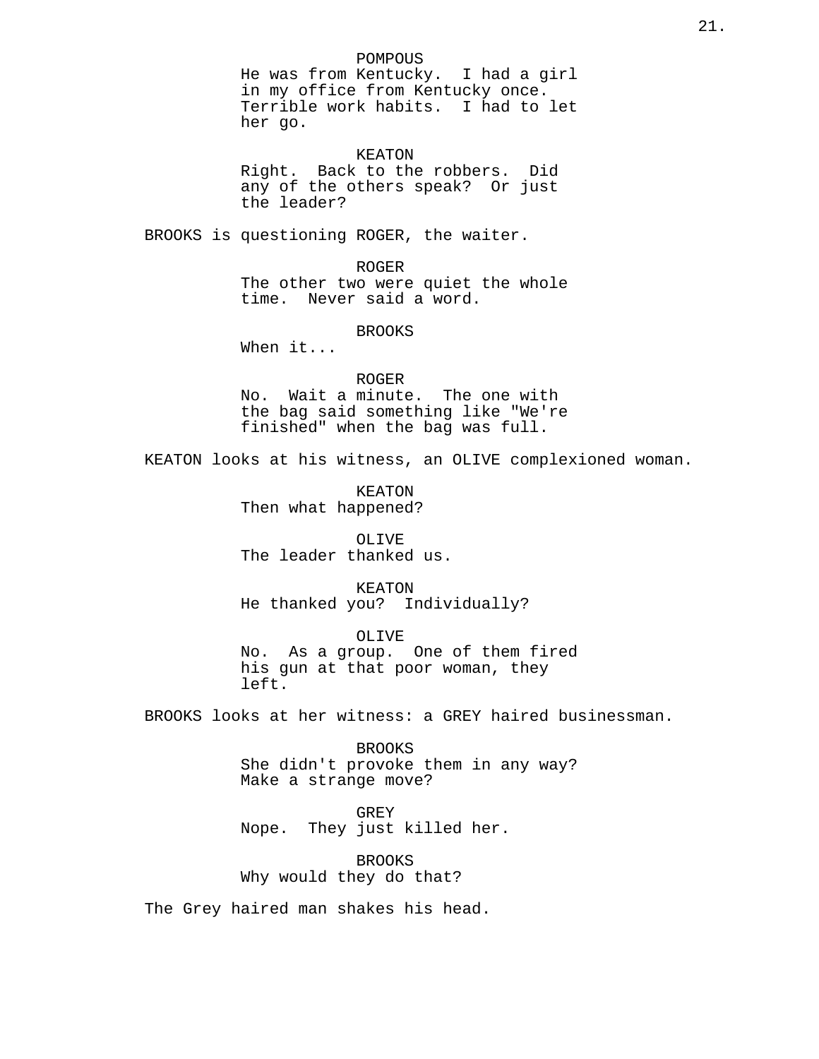POMPOUS
He was from Kentucky. I had a girl in my office from Kentucky once. Terrible work habits. I had to let her go.

KEATON
Right. Back to the robbers. Did any of the others speak? Or just the leader?

BROOKS is questioning ROGER, the waiter.

ROGER
The other two were quiet the whole time. Never said a word.

BROOKS
When it...

ROGER
No. Wait a minute. The one with the bag said something like "We're finished" when the bag was full.

KEATON looks at his witness, an OLIVE complexioned woman.

KEATON
Then what happened?

OLIVE
The leader thanked us.

KEATON
He thanked you? Individually?

OLIVE
No. As a group. One of them fired his gun at that poor woman, they left.

BROOKS looks at her witness: a GREY haired businessman.

BROOKS
She didn't provoke them in any way? Make a strange move?

GREY
Nope. They just killed her.

BROOKS
Why would they do that?

The Grey haired man shakes his head.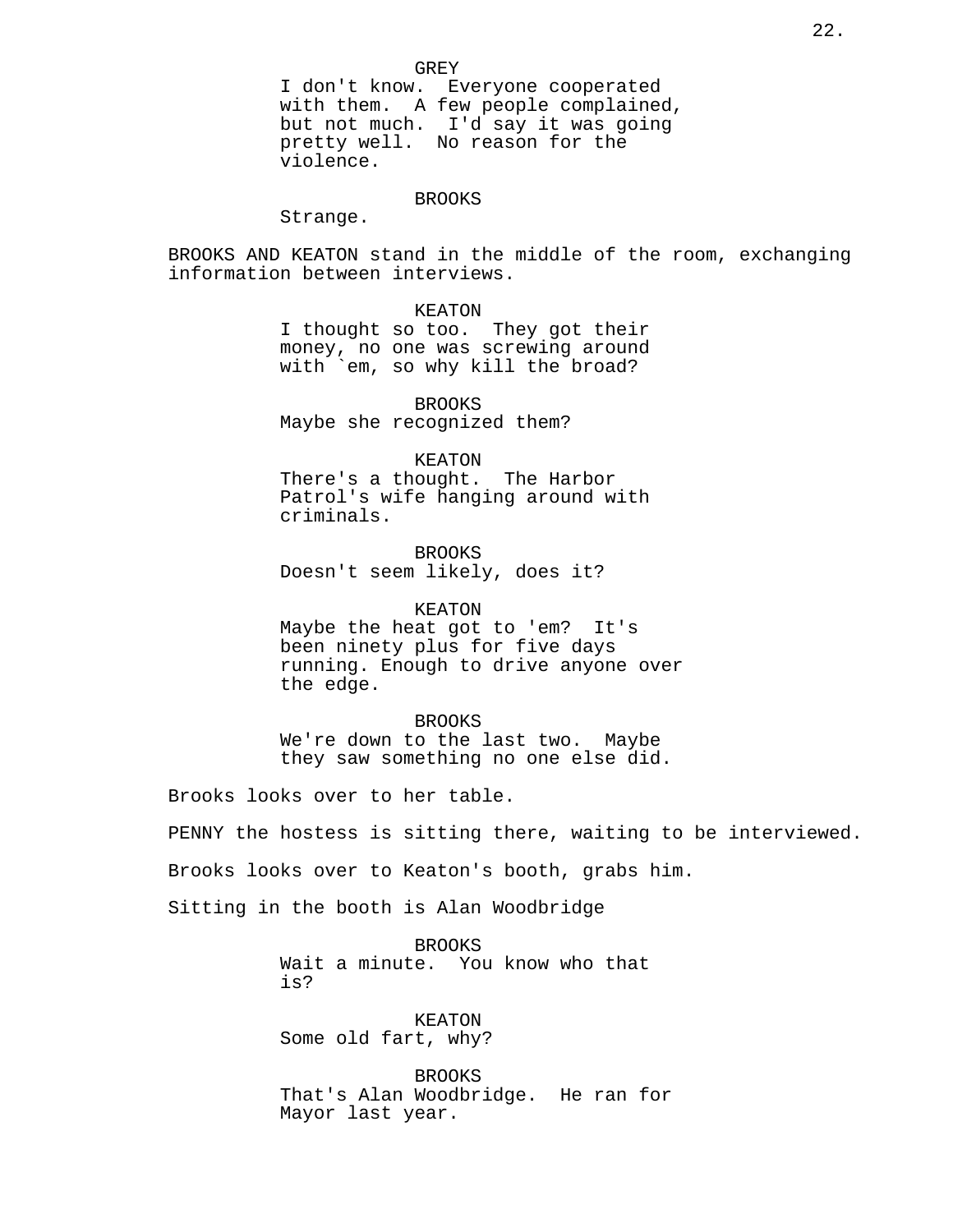GREY
I don't know. Everyone cooperated with them. A few people complained, but not much. I'd say it was going pretty well. No reason for the violence.

BROOKS
Strange.

BROOKS AND KEATON stand in the middle of the room, exchanging information between interviews.

KEATON
I thought so too. They got their money, no one was screwing around with `em, so why kill the broad?

BROOKS
Maybe she recognized them?

KEATON
There's a thought. The Harbor Patrol's wife hanging around with criminals.

BROOKS
Doesn't seem likely, does it?

KEATON
Maybe the heat got to 'em? It's been ninety plus for five days running. Enough to drive anyone over the edge.

BROOKS
We're down to the last two. Maybe they saw something no one else did.

Brooks looks over to her table.

PENNY the hostess is sitting there, waiting to be interviewed.

Brooks looks over to Keaton's booth, grabs him.

Sitting in the booth is Alan Woodbridge

BROOKS
Wait a minute. You know who that is?

KEATON
Some old fart, why?

BROOKS
That's Alan Woodbridge. He ran for Mayor last year.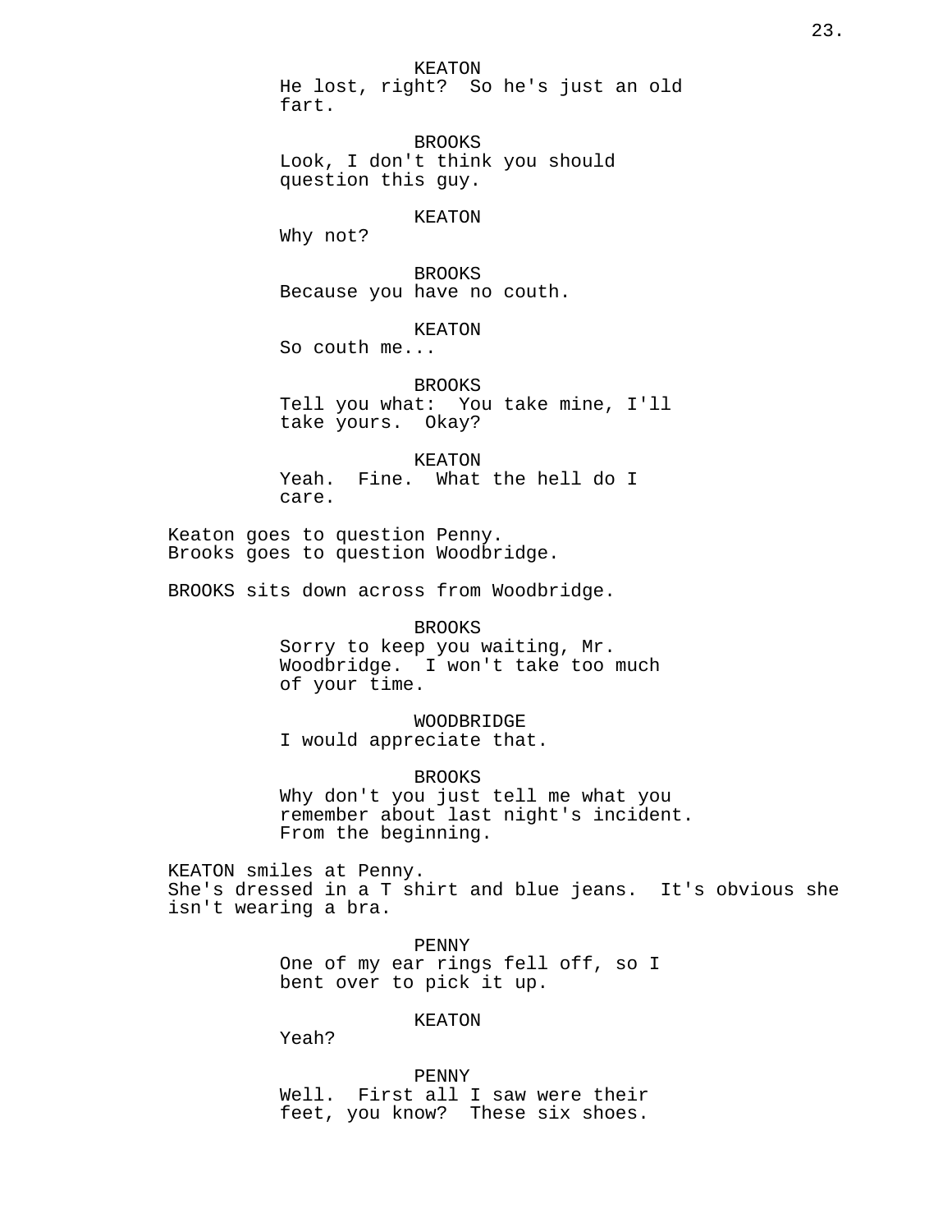KEATON
He lost, right? So he's just an old fart.

BROOKS
Look, I don't think you should question this guy.

KEATON
Why not?

BROOKS
Because you have no couth.

KEATON
So couth me...

BROOKS
Tell you what: You take mine, I'll take yours. Okay?

KEATON
Yeah. Fine. What the hell do I care.

Keaton goes to question Penny.
Brooks goes to question Woodbridge.

BROOKS sits down across from Woodbridge.

BROOKS
Sorry to keep you waiting, Mr. Woodbridge. I won't take too much of your time.

WOODBRIDGE
I would appreciate that.

BROOKS
Why don't you just tell me what you remember about last night's incident. From the beginning.

KEATON smiles at Penny.
She's dressed in a T shirt and blue jeans. It's obvious she isn't wearing a bra.

PENNY
One of my ear rings fell off, so I bent over to pick it up.

KEATON
Yeah?

PENNY
Well. First all I saw were their feet, you know? These six shoes.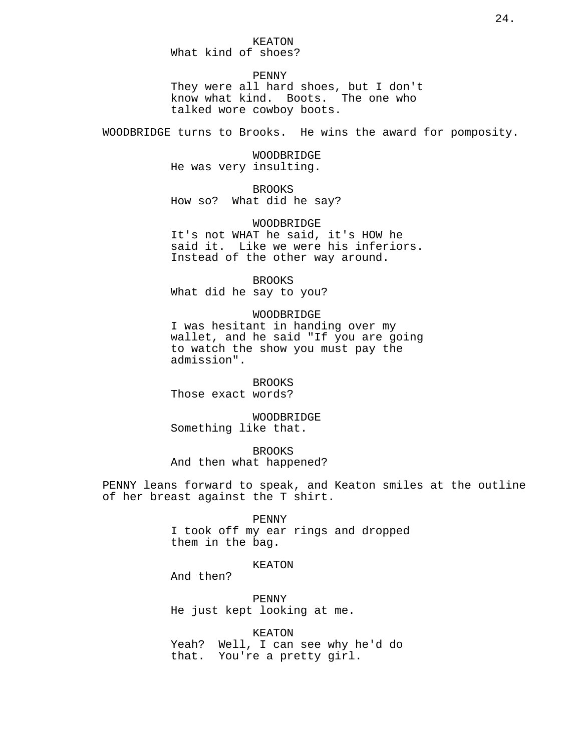KEATON
What kind of shoes?

PENNY
They were all hard shoes, but I don't know what kind.  Boots.  The one who talked wore cowboy boots.

WOODBRIDGE turns to Brooks.  He wins the award for pomposity.

WOODBRIDGE
He was very insulting.

BROOKS
How so?  What did he say?

WOODBRIDGE
It's not WHAT he said, it's HOW he said it.  Like we were his inferiors.  Instead of the other way around.

BROOKS
What did he say to you?

WOODBRIDGE
I was hesitant in handing over my wallet, and he said "If you are going to watch the show you must pay the admission".

BROOKS
Those exact words?

WOODBRIDGE
Something like that.

BROOKS
And then what happened?

PENNY leans forward to speak, and Keaton smiles at the outline of her breast against the T shirt.

PENNY
I took off my ear rings and dropped them in the bag.

KEATON
And then?

PENNY
He just kept looking at me.

KEATON
Yeah?  Well, I can see why he'd do that.  You're a pretty girl.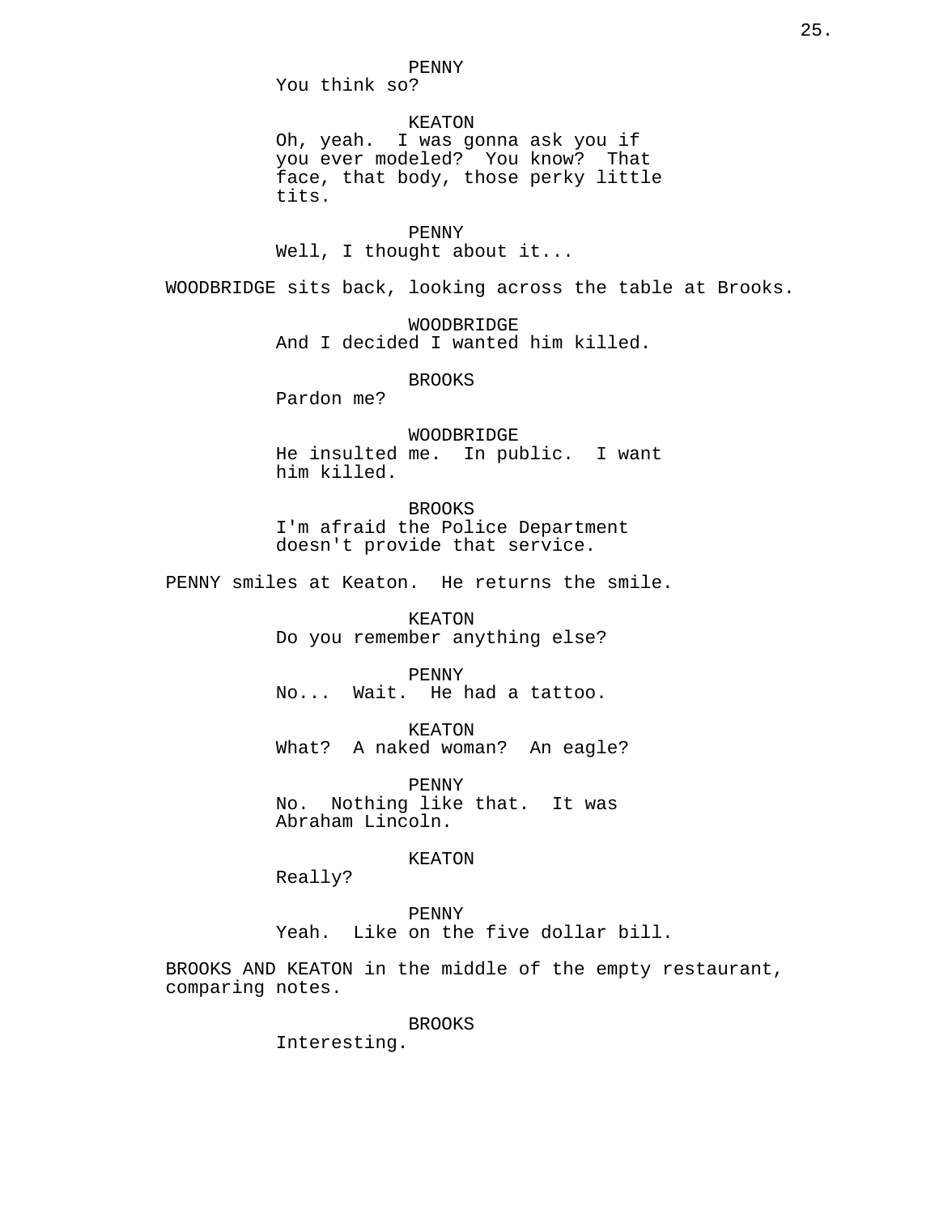PENNY
You think so?

KEATON
Oh, yeah. I was gonna ask you if you ever modeled? You know? That face, that body, those perky little tits.

PENNY
Well, I thought about it...

WOODBRIDGE sits back, looking across the table at Brooks.

WOODBRIDGE
And I decided I wanted him killed.

BROOKS
Pardon me?

WOODBRIDGE
He insulted me. In public. I want him killed.

BROOKS
I'm afraid the Police Department doesn't provide that service.

PENNY smiles at Keaton. He returns the smile.

KEATON
Do you remember anything else?

PENNY
No... Wait. He had a tattoo.

KEATON
What? A naked woman? An eagle?

PENNY
No. Nothing like that. It was Abraham Lincoln.

KEATON
Really?

PENNY
Yeah. Like on the five dollar bill.

BROOKS AND KEATON in the middle of the empty restaurant, comparing notes.

BROOKS
Interesting.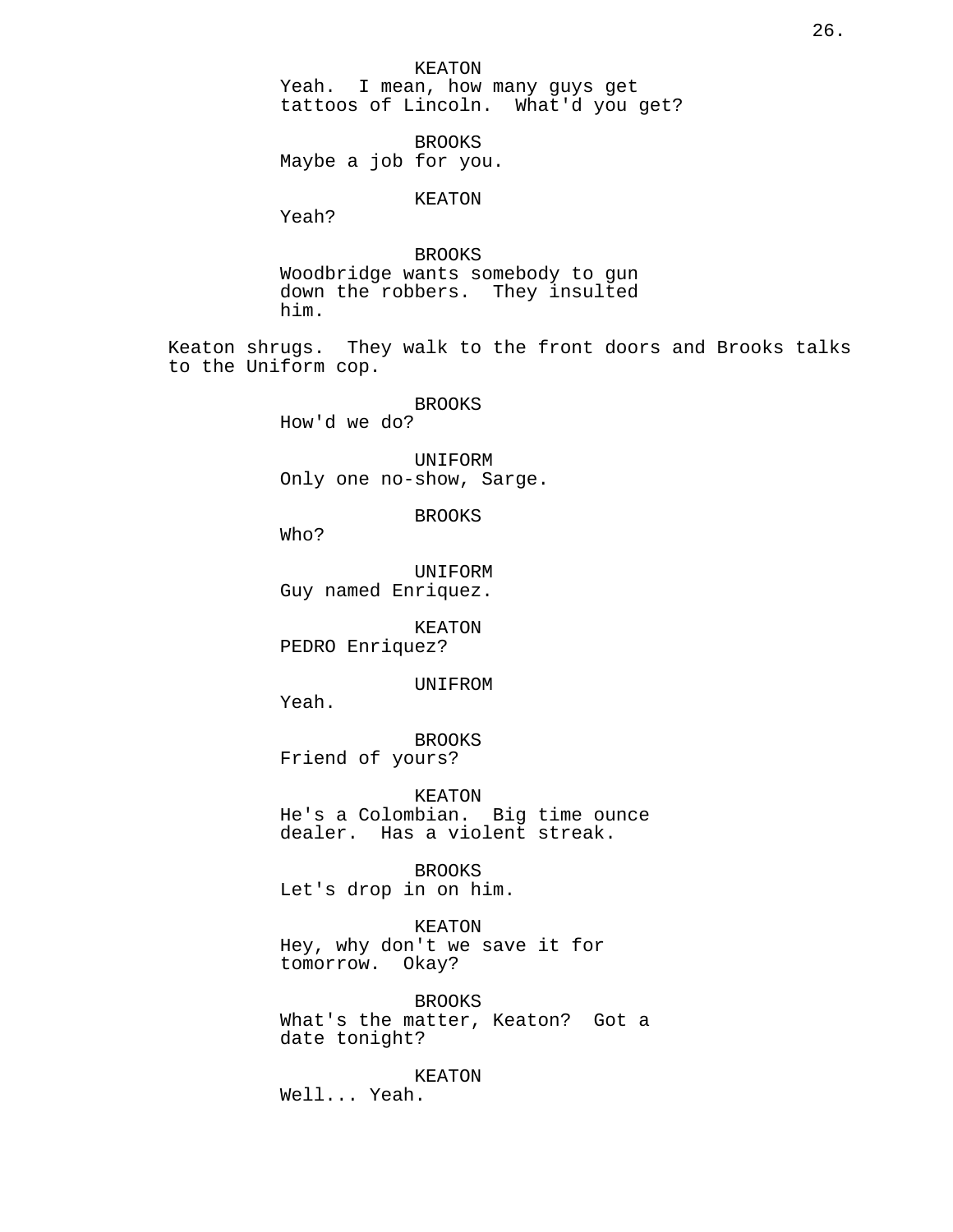KEATON
Yeah. I mean, how many guys get tattoos of Lincoln. What'd you get?

BROOKS
Maybe a job for you.

KEATON
Yeah?

BROOKS
Woodbridge wants somebody to gun down the robbers. They insulted him.

Keaton shrugs. They walk to the front doors and Brooks talks to the Uniform cop.

BROOKS
How'd we do?

UNIFORM
Only one no-show, Sarge.

BROOKS
Who?

UNIFORM
Guy named Enriquez.

KEATON
PEDRO Enriquez?

UNIFROM
Yeah.

BROOKS
Friend of yours?

KEATON
He's a Colombian. Big time ounce dealer. Has a violent streak.

BROOKS
Let's drop in on him.

KEATON
Hey, why don't we save it for tomorrow. Okay?

BROOKS
What's the matter, Keaton? Got a date tonight?

KEATON
Well... Yeah.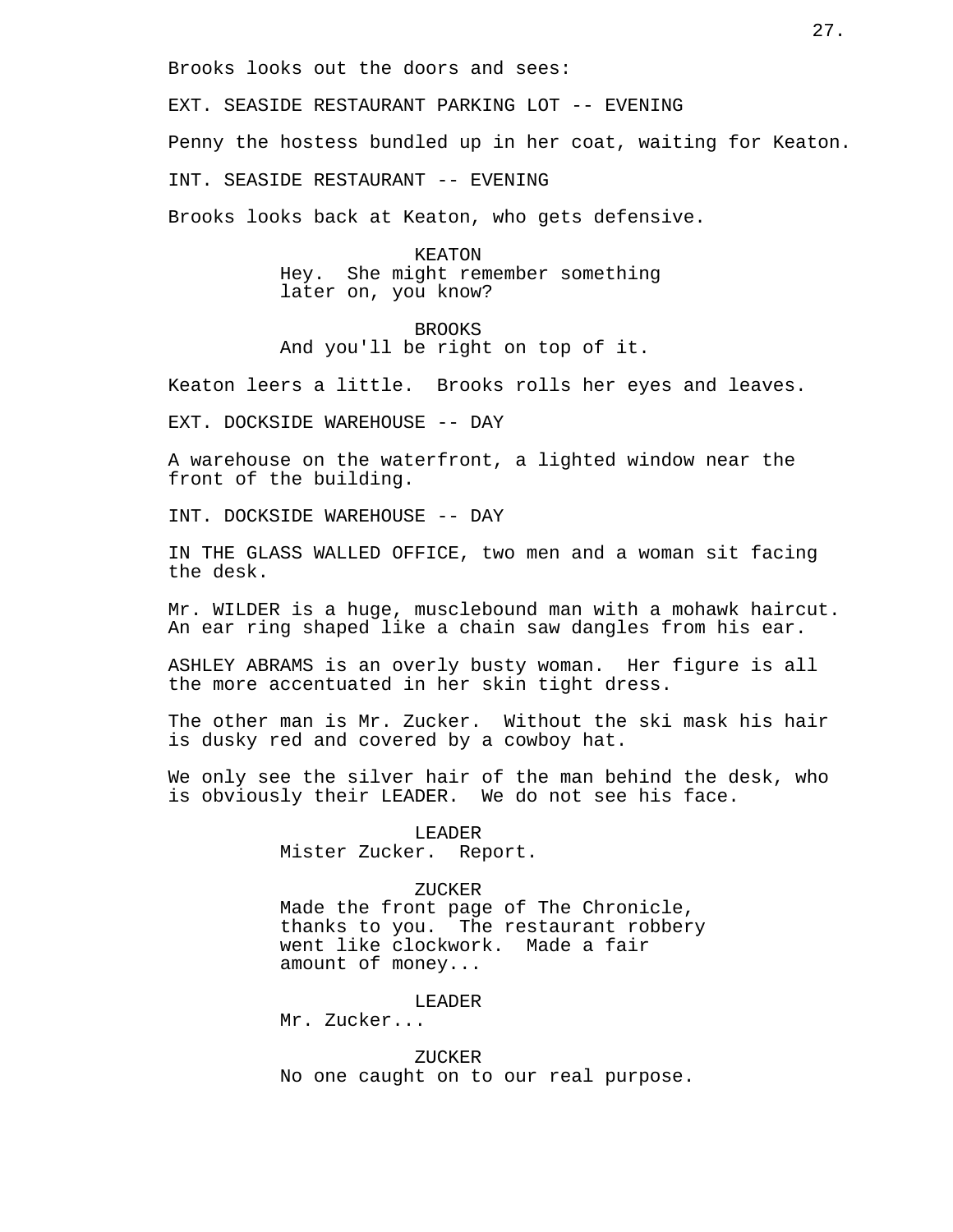Brooks looks out the doors and sees:

EXT. SEASIDE RESTAURANT PARKING LOT -- EVENING

Penny the hostess bundled up in her coat, waiting for Keaton.

INT. SEASIDE RESTAURANT -- EVENING

Brooks looks back at Keaton, who gets defensive.

KEATON
Hey. She might remember something later on, you know?

BROOKS
And you'll be right on top of it.

Keaton leers a little. Brooks rolls her eyes and leaves.

EXT. DOCKSIDE WAREHOUSE -- DAY

A warehouse on the waterfront, a lighted window near the front of the building.

INT. DOCKSIDE WAREHOUSE -- DAY

IN THE GLASS WALLED OFFICE, two men and a woman sit facing the desk.

Mr. WILDER is a huge, musclebound man with a mohawk haircut. An ear ring shaped like a chain saw dangles from his ear.

ASHLEY ABRAMS is an overly busty woman. Her figure is all the more accentuated in her skin tight dress.

The other man is Mr. Zucker. Without the ski mask his hair is dusky red and covered by a cowboy hat.

We only see the silver hair of the man behind the desk, who is obviously their LEADER. We do not see his face.

LEADER
Mister Zucker. Report.

ZUCKER
Made the front page of The Chronicle, thanks to you. The restaurant robbery went like clockwork. Made a fair amount of money...

LEADER
Mr. Zucker...

ZUCKER
No one caught on to our real purpose.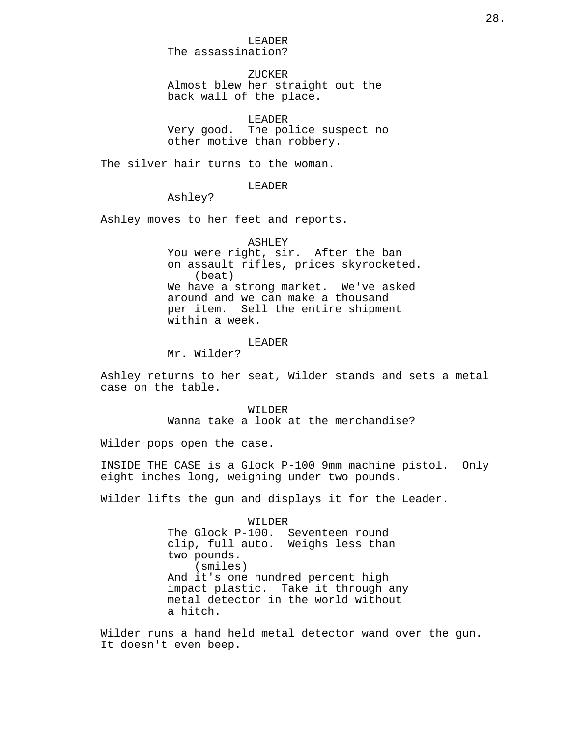LEADER
The assassination?

ZUCKER
Almost blew her straight out the back wall of the place.

LEADER
Very good. The police suspect no other motive than robbery.

The silver hair turns to the woman.

LEADER
Ashley?

Ashley moves to her feet and reports.

ASHLEY
You were right, sir. After the ban on assault rifles, prices skyrocketed.
(beat)
We have a strong market. We've asked around and we can make a thousand per item. Sell the entire shipment within a week.

LEADER
Mr. Wilder?

Ashley returns to her seat, Wilder stands and sets a metal case on the table.

WILDER
Wanna take a look at the merchandise?

Wilder pops open the case.

INSIDE THE CASE is a Glock P-100 9mm machine pistol. Only eight inches long, weighing under two pounds.

Wilder lifts the gun and displays it for the Leader.

WILDER
The Glock P-100. Seventeen round clip, full auto. Weighs less than two pounds.
(smiles)
And it's one hundred percent high impact plastic. Take it through any metal detector in the world without a hitch.

Wilder runs a hand held metal detector wand over the gun. It doesn't even beep.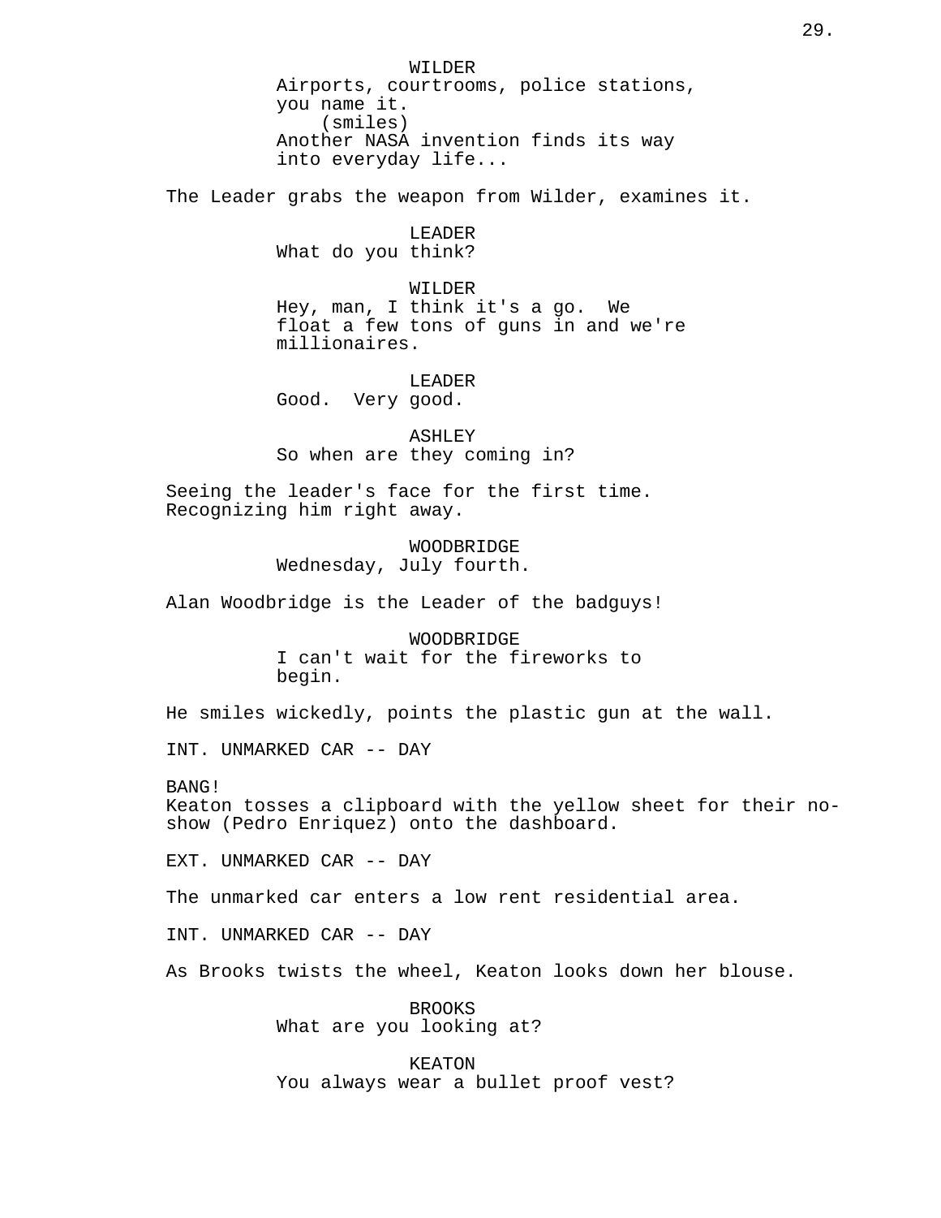WILDER
Airports, courtrooms, police stations, you name it.
(smiles)
Another NASA invention finds its way into everyday life...

The Leader grabs the weapon from Wilder, examines it.

LEADER
What do you think?

WILDER
Hey, man, I think it's a go. We float a few tons of guns in and we're millionaires.

LEADER
Good. Very good.

ASHLEY
So when are they coming in?

Seeing the leader's face for the first time. Recognizing him right away.

WOODBRIDGE
Wednesday, July fourth.

Alan Woodbridge is the Leader of the badguys!

WOODBRIDGE
I can't wait for the fireworks to begin.

He smiles wickedly, points the plastic gun at the wall.

INT. UNMARKED CAR -- DAY

BANG!
Keaton tosses a clipboard with the yellow sheet for their no-show (Pedro Enriquez) onto the dashboard.

EXT. UNMARKED CAR -- DAY

The unmarked car enters a low rent residential area.

INT. UNMARKED CAR -- DAY

As Brooks twists the wheel, Keaton looks down her blouse.

BROOKS
What are you looking at?

KEATON
You always wear a bullet proof vest?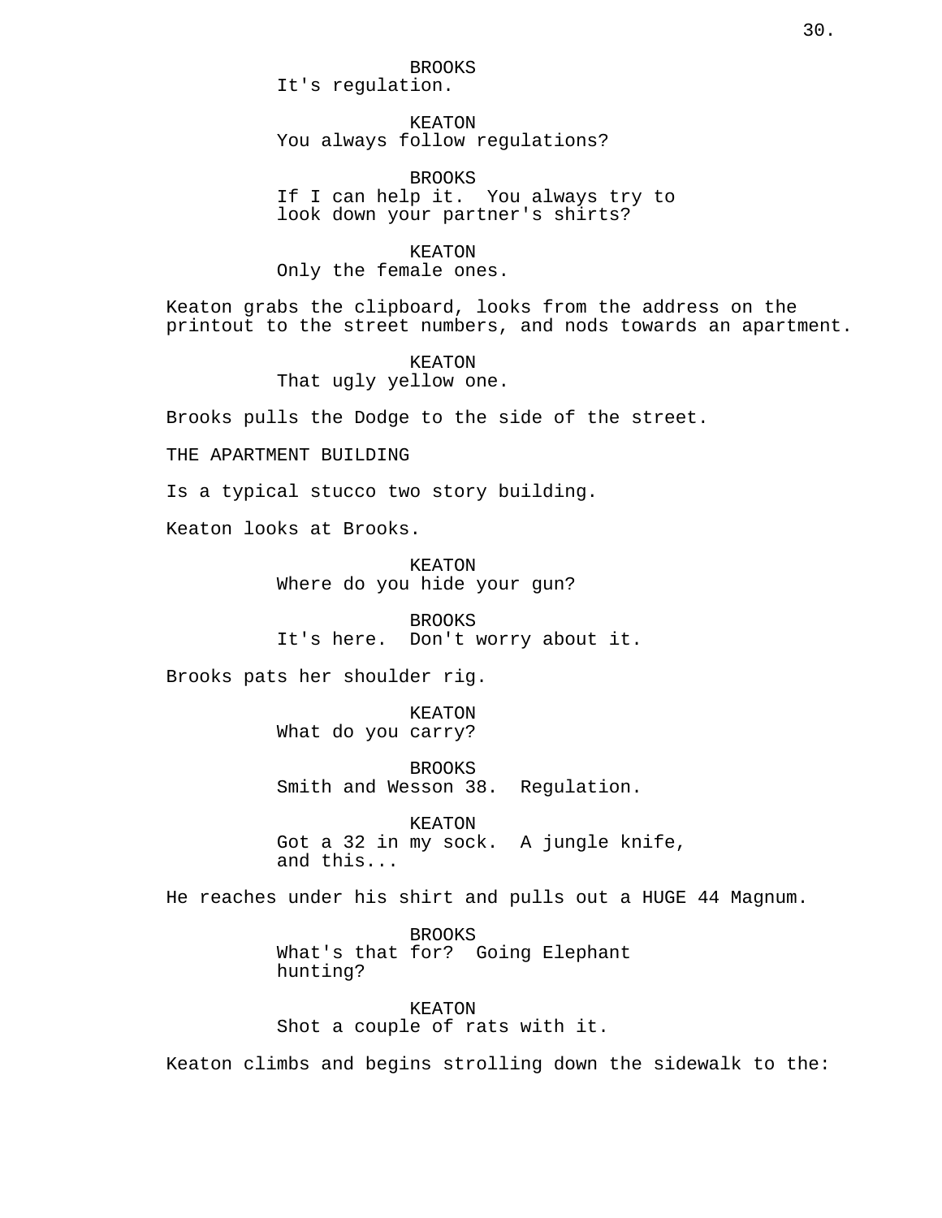BROOKS
It's regulation.

KEATON
You always follow regulations?

BROOKS
If I can help it.  You always try to look down your partner's shirts?

KEATON
Only the female ones.

Keaton grabs the clipboard, looks from the address on the printout to the street numbers, and nods towards an apartment.

KEATON
That ugly yellow one.

Brooks pulls the Dodge to the side of the street.

THE APARTMENT BUILDING

Is a typical stucco two story building.

Keaton looks at Brooks.

KEATON
Where do you hide your gun?

BROOKS
It's here.  Don't worry about it.

Brooks pats her shoulder rig.

KEATON
What do you carry?

BROOKS
Smith and Wesson 38.  Regulation.

KEATON
Got a 32 in my sock.  A jungle knife, and this...

He reaches under his shirt and pulls out a HUGE 44 Magnum.

BROOKS
What's that for?  Going Elephant hunting?

KEATON
Shot a couple of rats with it.

Keaton climbs and begins strolling down the sidewalk to the: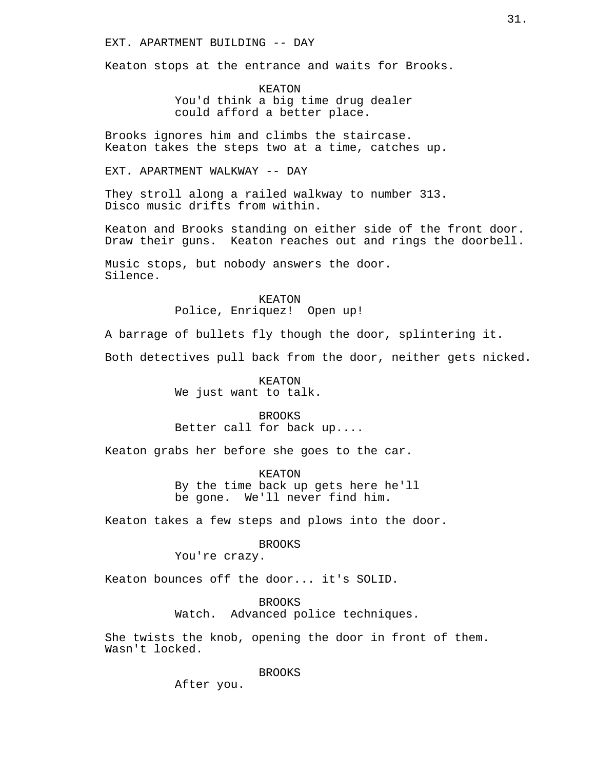EXT. APARTMENT BUILDING -- DAY

Keaton stops at the entrance and waits for Brooks.

KEATON
You'd think a big time drug dealer could afford a better place.

Brooks ignores him and climbs the staircase.
Keaton takes the steps two at a time, catches up.

EXT. APARTMENT WALKWAY -- DAY

They stroll along a railed walkway to number 313.
Disco music drifts from within.

Keaton and Brooks standing on either side of the front door. Draw their guns. Keaton reaches out and rings the doorbell.

Music stops, but nobody answers the door.
Silence.

KEATON
Police, Enriquez! Open up!

A barrage of bullets fly though the door, splintering it.

Both detectives pull back from the door, neither gets nicked.

KEATON
We just want to talk.

BROOKS
Better call for back up....

Keaton grabs her before she goes to the car.

KEATON
By the time back up gets here he'll be gone. We'll never find him.

Keaton takes a few steps and plows into the door.

BROOKS
You're crazy.

Keaton bounces off the door... it's SOLID.

BROOKS
Watch. Advanced police techniques.

She twists the knob, opening the door in front of them. Wasn't locked.

BROOKS
After you.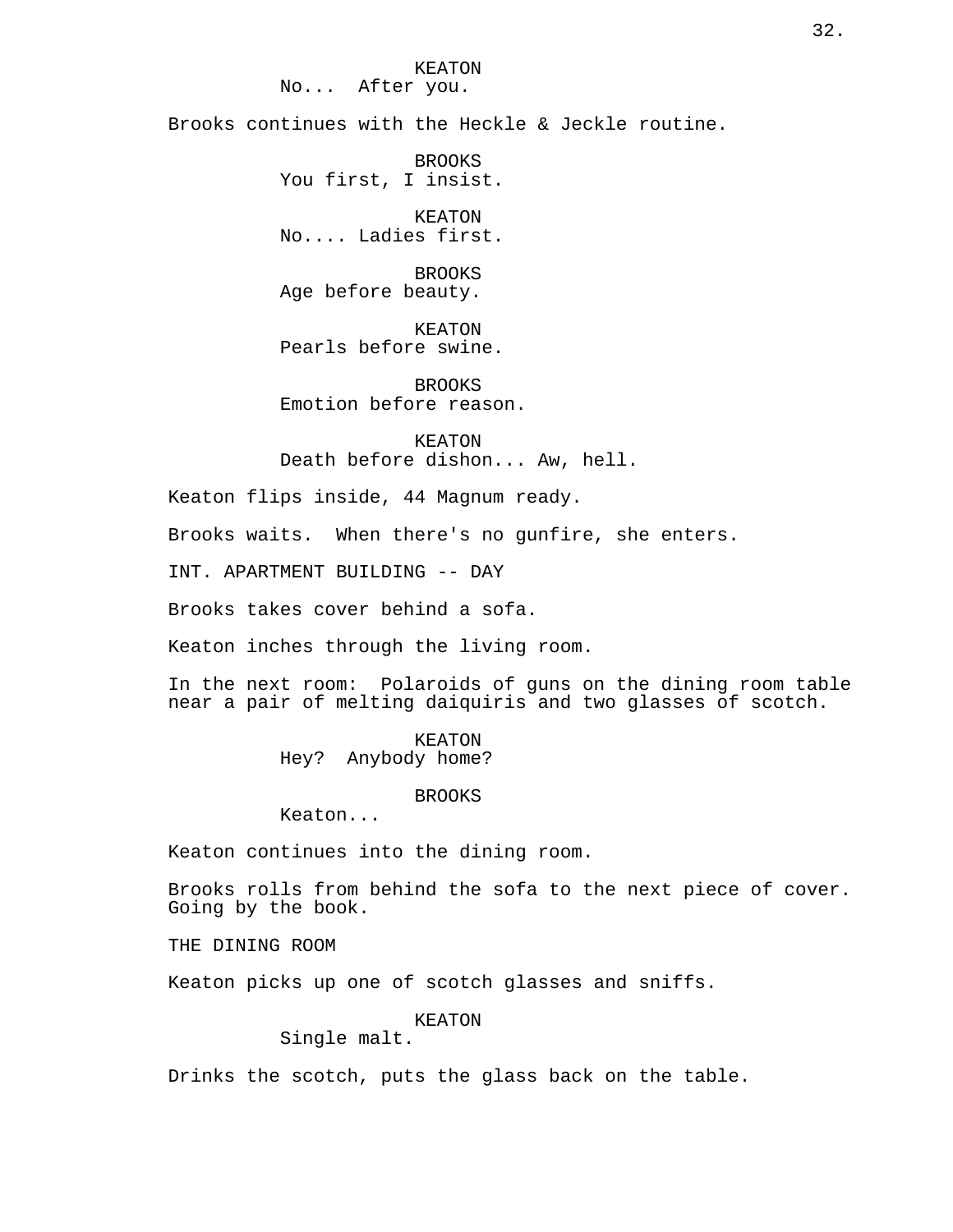KEATON
No... After you.

Brooks continues with the Heckle & Jeckle routine.

BROOKS
You first, I insist.

KEATON
No.... Ladies first.

BROOKS
Age before beauty.

KEATON
Pearls before swine.

BROOKS
Emotion before reason.

KEATON
Death before dishon... Aw, hell.

Keaton flips inside, 44 Magnum ready.

Brooks waits. When there's no gunfire, she enters.

INT. APARTMENT BUILDING -- DAY

Brooks takes cover behind a sofa.

Keaton inches through the living room.

In the next room: Polaroids of guns on the dining room table near a pair of melting daiquiris and two glasses of scotch.

KEATON
Hey? Anybody home?

BROOKS
Keaton...

Keaton continues into the dining room.

Brooks rolls from behind the sofa to the next piece of cover. Going by the book.

THE DINING ROOM

Keaton picks up one of scotch glasses and sniffs.

KEATON
Single malt.

Drinks the scotch, puts the glass back on the table.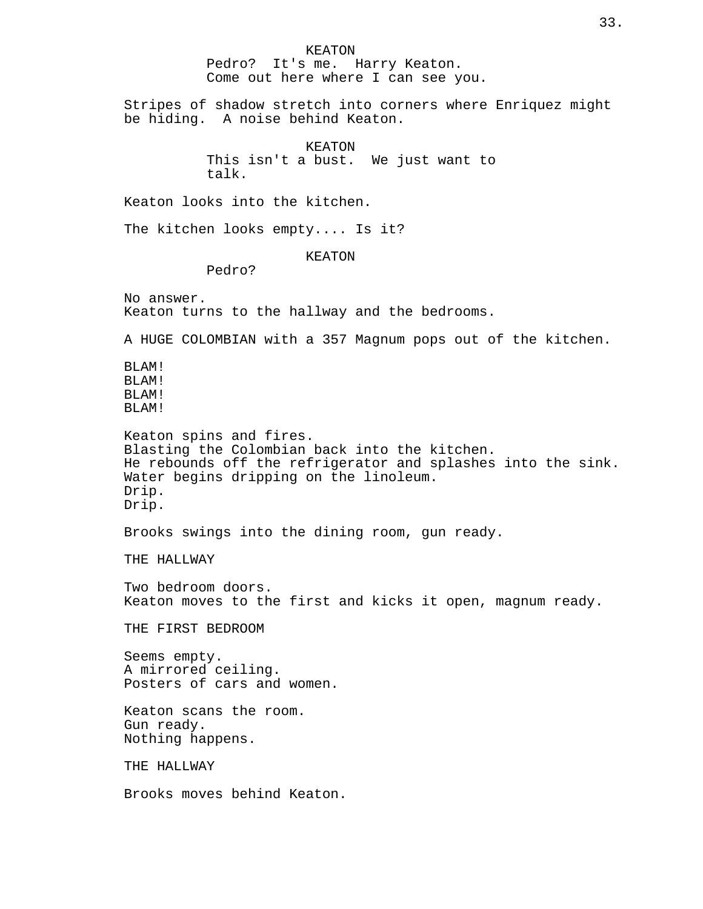KEATON

Pedro? It's me. Harry Keaton.
Come out here where I can see you.

Stripes of shadow stretch into corners where Enriquez might be hiding. A noise behind Keaton.

KEATON

This isn't a bust. We just want to talk.

Keaton looks into the kitchen.

The kitchen looks empty.... Is it?

KEATON

Pedro?

No answer.
Keaton turns to the hallway and the bedrooms.

A HUGE COLOMBIAN with a 357 Magnum pops out of the kitchen.

BLAM!
BLAM!
BLAM!
BLAM!

Keaton spins and fires.
Blasting the Colombian back into the kitchen.
He rebounds off the refrigerator and splashes into the sink.
Water begins dripping on the linoleum.
Drip.
Drip.

Brooks swings into the dining room, gun ready.

THE HALLWAY

Two bedroom doors.
Keaton moves to the first and kicks it open, magnum ready.

THE FIRST BEDROOM

Seems empty.
A mirrored ceiling.
Posters of cars and women.

Keaton scans the room.
Gun ready.
Nothing happens.

THE HALLWAY

Brooks moves behind Keaton.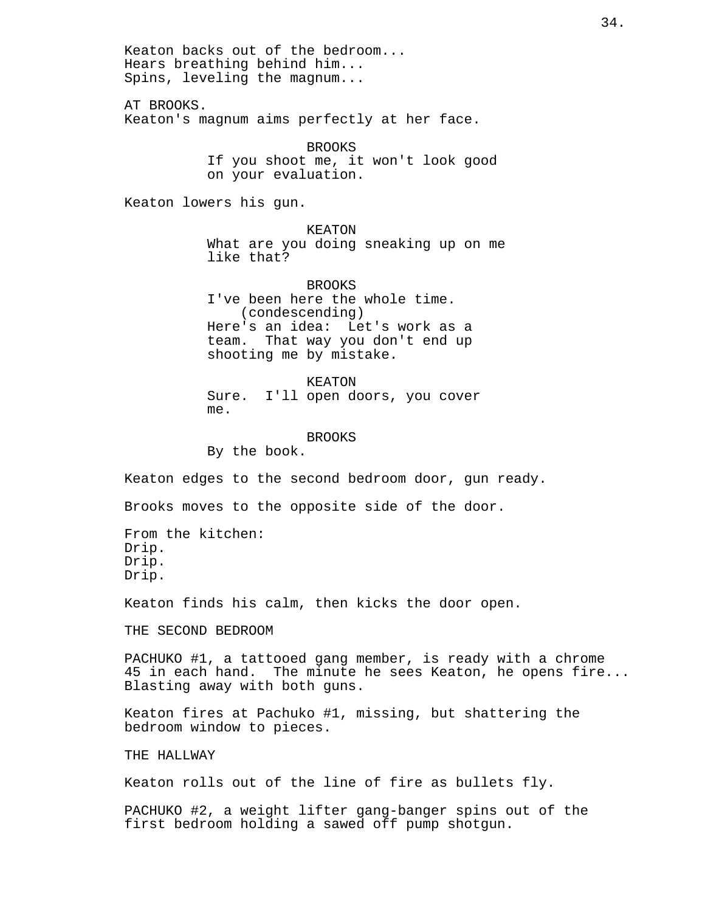Keaton backs out of the bedroom...
Hears breathing behind him...
Spins, leveling the magnum...

AT BROOKS.
Keaton's magnum aims perfectly at her face.

BROOKS
If you shoot me, it won't look good on your evaluation.

Keaton lowers his gun.

KEATON
What are you doing sneaking up on me like that?

BROOKS
I've been here the whole time.
(condescending)
Here's an idea: Let's work as a team. That way you don't end up shooting me by mistake.

KEATON
Sure. I'll open doors, you cover me.

BROOKS
By the book.

Keaton edges to the second bedroom door, gun ready.

Brooks moves to the opposite side of the door.

From the kitchen:
Drip.
Drip.
Drip.

Keaton finds his calm, then kicks the door open.

THE SECOND BEDROOM

PACHUKO #1, a tattooed gang member, is ready with a chrome 45 in each hand. The minute he sees Keaton, he opens fire... Blasting away with both guns.

Keaton fires at Pachuko #1, missing, but shattering the bedroom window to pieces.

THE HALLWAY

Keaton rolls out of the line of fire as bullets fly.

PACHUKO #2, a weight lifter gang-banger spins out of the first bedroom holding a sawed off pump shotgun.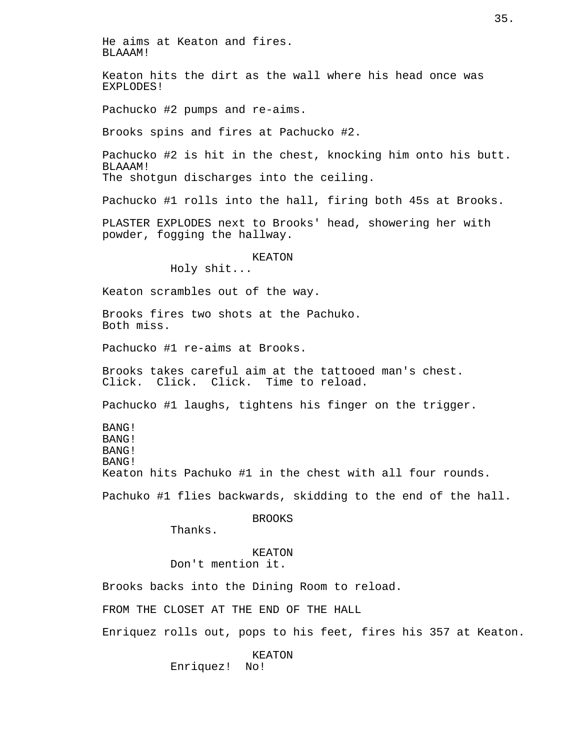He aims at Keaton and fires.
BLAAAM!

Keaton hits the dirt as the wall where his head once was EXPLODES!

Pachucko #2 pumps and re-aims.

Brooks spins and fires at Pachucko #2.

Pachucko #2 is hit in the chest, knocking him onto his butt.
BLAAAM!
The shotgun discharges into the ceiling.

Pachucko #1 rolls into the hall, firing both 45s at Brooks.

PLASTER EXPLODES next to Brooks' head, showering her with powder, fogging the hallway.

KEATON
Holy shit...

Keaton scrambles out of the way.

Brooks fires two shots at the Pachuko.
Both miss.

Pachucko #1 re-aims at Brooks.

Brooks takes careful aim at the tattooed man's chest.
Click. Click. Click. Time to reload.

Pachucko #1 laughs, tightens his finger on the trigger.

BANG!
BANG!
BANG!
BANG!
Keaton hits Pachuko #1 in the chest with all four rounds.

Pachuko #1 flies backwards, skidding to the end of the hall.

BROOKS
Thanks.

KEATON
Don't mention it.

Brooks backs into the Dining Room to reload.

FROM THE CLOSET AT THE END OF THE HALL

Enriquez rolls out, pops to his feet, fires his 357 at Keaton.

KEATON
Enriquez! No!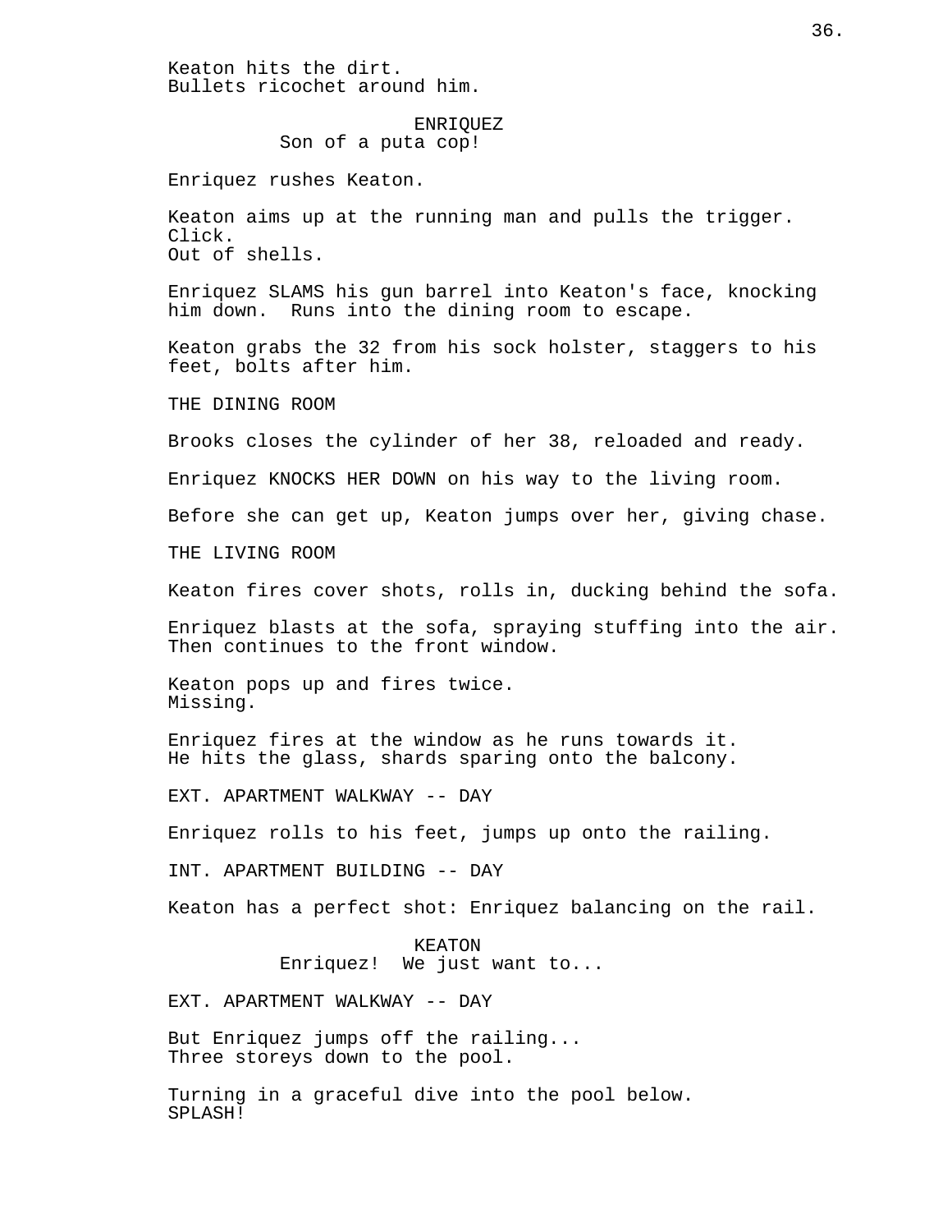Keaton hits the dirt.
Bullets ricochet around him.

ENRIQUEZ
Son of a puta cop!

Enriquez rushes Keaton.

Keaton aims up at the running man and pulls the trigger.
Click.
Out of shells.

Enriquez SLAMS his gun barrel into Keaton's face, knocking him down. Runs into the dining room to escape.

Keaton grabs the 32 from his sock holster, staggers to his feet, bolts after him.

THE DINING ROOM

Brooks closes the cylinder of her 38, reloaded and ready.

Enriquez KNOCKS HER DOWN on his way to the living room.

Before she can get up, Keaton jumps over her, giving chase.

THE LIVING ROOM

Keaton fires cover shots, rolls in, ducking behind the sofa.

Enriquez blasts at the sofa, spraying stuffing into the air. Then continues to the front window.

Keaton pops up and fires twice.
Missing.

Enriquez fires at the window as he runs towards it.
He hits the glass, shards sparing onto the balcony.

EXT. APARTMENT WALKWAY -- DAY

Enriquez rolls to his feet, jumps up onto the railing.

INT. APARTMENT BUILDING -- DAY

Keaton has a perfect shot: Enriquez balancing on the rail.

KEATON
Enriquez! We just want to...

EXT. APARTMENT WALKWAY -- DAY

But Enriquez jumps off the railing...
Three storeys down to the pool.

Turning in a graceful dive into the pool below.
SPLASH!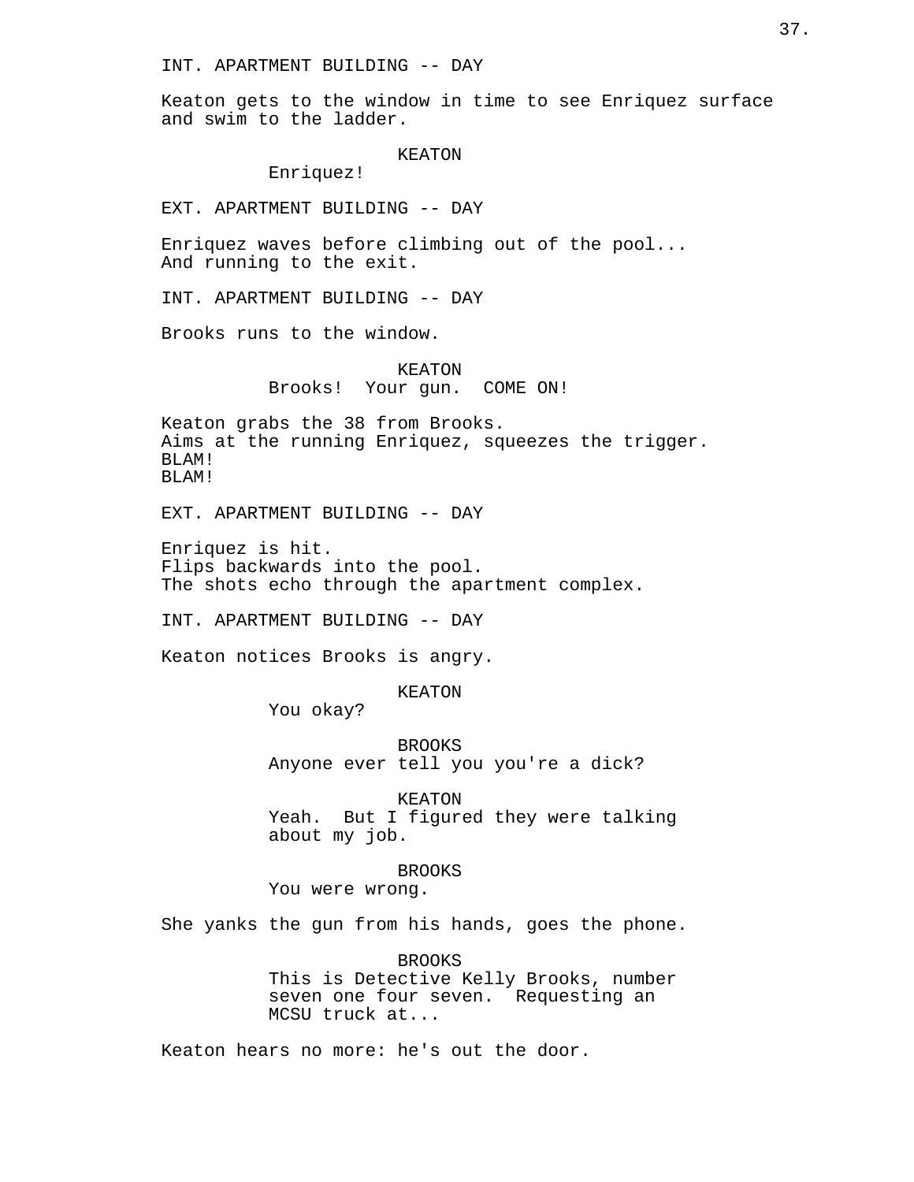INT. APARTMENT BUILDING -- DAY

Keaton gets to the window in time to see Enriquez surface and swim to the ladder.

KEATON
Enriquez!

EXT. APARTMENT BUILDING -- DAY

Enriquez waves before climbing out of the pool...
And running to the exit.

INT. APARTMENT BUILDING -- DAY

Brooks runs to the window.

KEATON
Brooks! Your gun. COME ON!

Keaton grabs the 38 from Brooks.
Aims at the running Enriquez, squeezes the trigger.
BLAM!
BLAM!

EXT. APARTMENT BUILDING -- DAY

Enriquez is hit.
Flips backwards into the pool.
The shots echo through the apartment complex.

INT. APARTMENT BUILDING -- DAY

Keaton notices Brooks is angry.

KEATON
You okay?

BROOKS
Anyone ever tell you you're a dick?

KEATON
Yeah. But I figured they were talking about my job.

BROOKS
You were wrong.

She yanks the gun from his hands, goes the phone.

BROOKS
This is Detective Kelly Brooks, number seven one four seven. Requesting an MCSU truck at...

Keaton hears no more: he's out the door.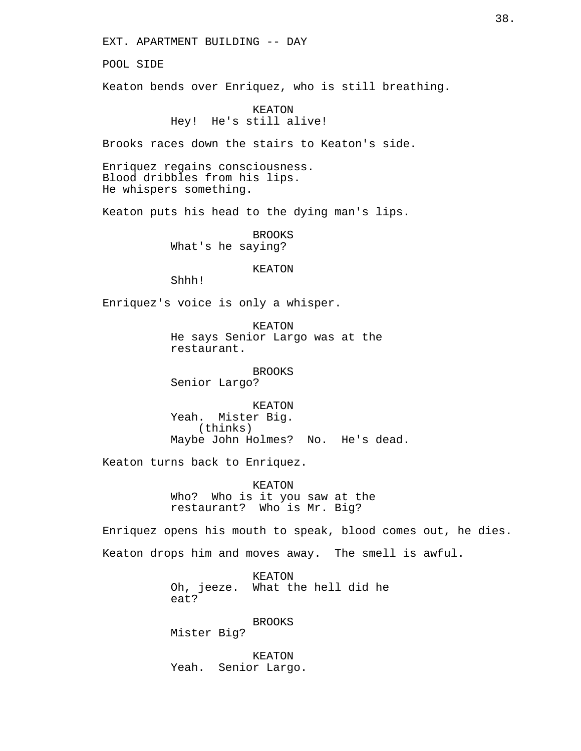EXT. APARTMENT BUILDING -- DAY

POOL SIDE

Keaton bends over Enriquez, who is still breathing.

KEATON
Hey!  He's still alive!

Brooks races down the stairs to Keaton's side.

Enriquez regains consciousness.
Blood dribbles from his lips.
He whispers something.

Keaton puts his head to the dying man's lips.

BROOKS
What's he saying?

KEATON
Shhh!

Enriquez's voice is only a whisper.

KEATON
He says Senior Largo was at the restaurant.

BROOKS
Senior Largo?

KEATON
Yeah.  Mister Big.
(thinks)
Maybe John Holmes?  No.  He's dead.

Keaton turns back to Enriquez.

KEATON
Who?  Who is it you saw at the restaurant?  Who is Mr. Big?

Enriquez opens his mouth to speak, blood comes out, he dies.

Keaton drops him and moves away.  The smell is awful.

KEATON
Oh, jeeze.  What the hell did he eat?

BROOKS
Mister Big?

KEATON
Yeah.  Senior Largo.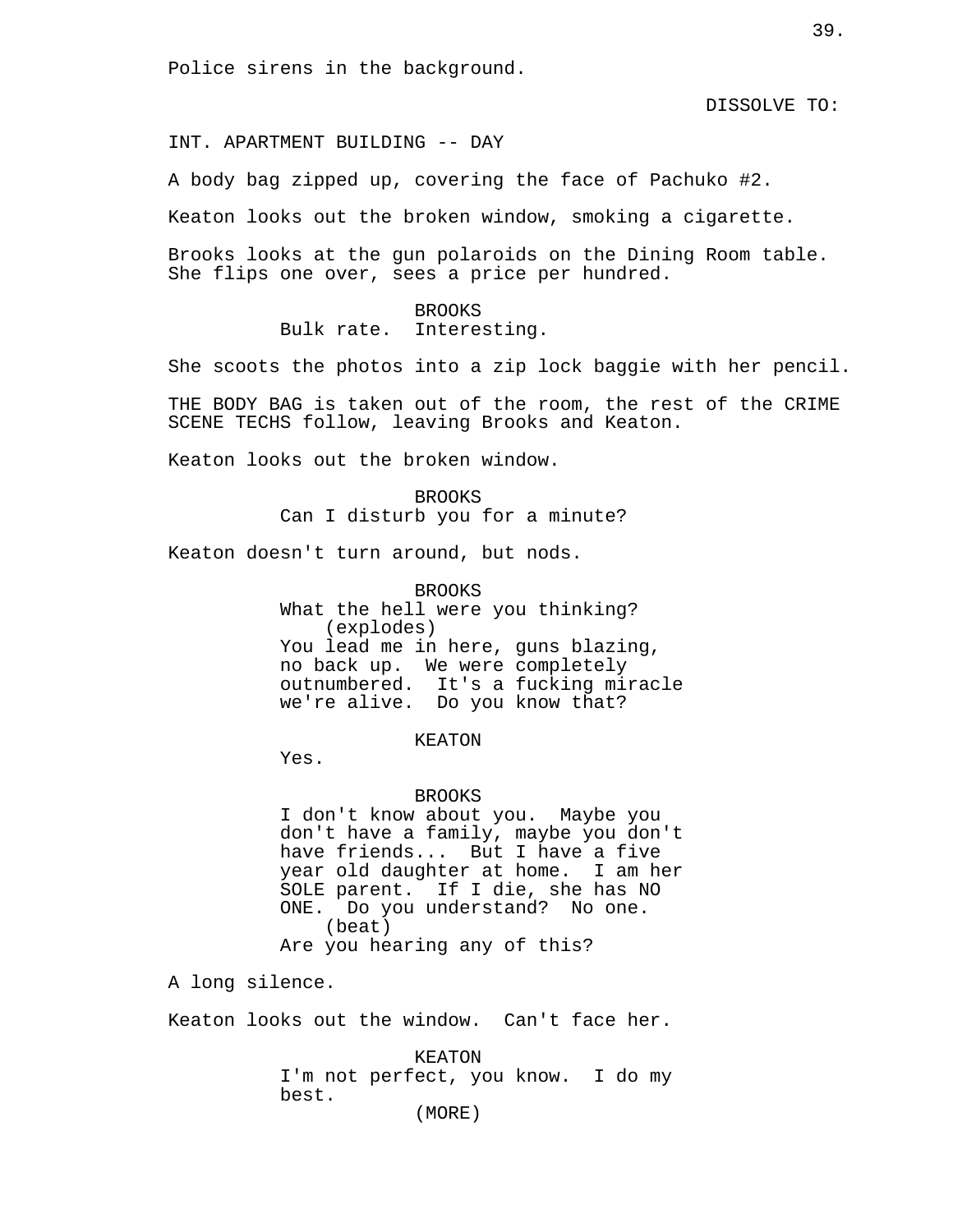Police sirens in the background.

DISSOLVE TO:

INT. APARTMENT BUILDING -- DAY

A body bag zipped up, covering the face of Pachuko #2.

Keaton looks out the broken window, smoking a cigarette.

Brooks looks at the gun polaroids on the Dining Room table. She flips one over, sees a price per hundred.

BROOKS
Bulk rate. Interesting.

She scoots the photos into a zip lock baggie with her pencil.

THE BODY BAG is taken out of the room, the rest of the CRIME SCENE TECHS follow, leaving Brooks and Keaton.

Keaton looks out the broken window.

BROOKS
Can I disturb you for a minute?

Keaton doesn't turn around, but nods.

BROOKS
What the hell were you thinking?
(explodes)
You lead me in here, guns blazing, no back up. We were completely outnumbered. It's a fucking miracle we're alive. Do you know that?

KEATON
Yes.

BROOKS
I don't know about you. Maybe you don't have a family, maybe you don't have friends... But I have a five year old daughter at home. I am her SOLE parent. If I die, she has NO ONE. Do you understand? No one.
(beat)
Are you hearing any of this?

A long silence.

Keaton looks out the window. Can't face her.

KEATON
I'm not perfect, you know. I do my best.
(MORE)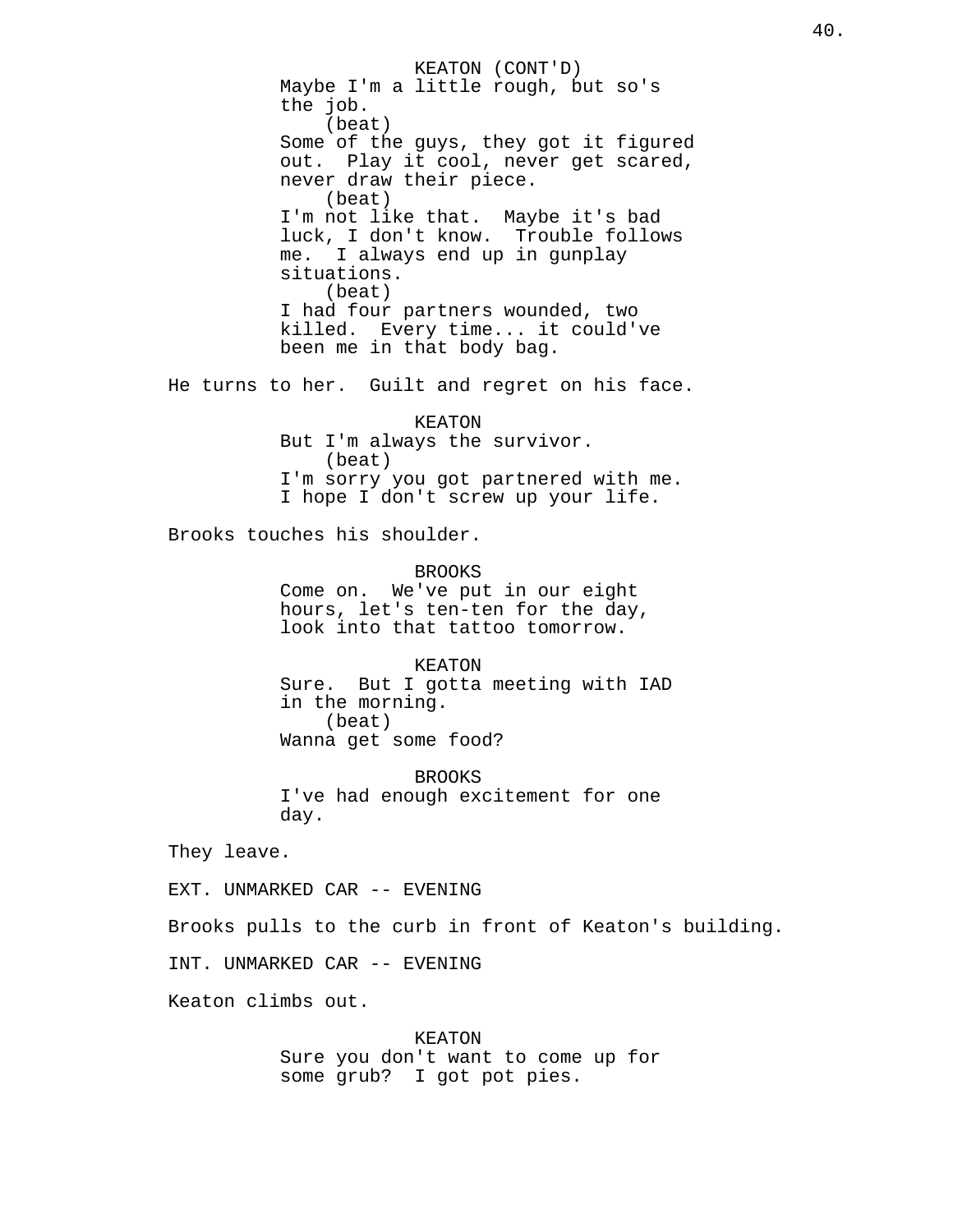KEATON (CONT'D)
Maybe I'm a little rough, but so's the job.
(beat)
Some of the guys, they got it figured out. Play it cool, never get scared, never draw their piece.
(beat)
I'm not like that. Maybe it's bad luck, I don't know. Trouble follows me. I always end up in gunplay situations.
(beat)
I had four partners wounded, two killed. Every time... it could've been me in that body bag.

He turns to her. Guilt and regret on his face.

KEATON
But I'm always the survivor.
(beat)
I'm sorry you got partnered with me. I hope I don't screw up your life.

Brooks touches his shoulder.

BROOKS
Come on. We've put in our eight hours, let's ten-ten for the day, look into that tattoo tomorrow.

KEATON
Sure. But I gotta meeting with IAD in the morning.
(beat)
Wanna get some food?

BROOKS
I've had enough excitement for one day.

They leave.

EXT. UNMARKED CAR -- EVENING

Brooks pulls to the curb in front of Keaton's building.

INT. UNMARKED CAR -- EVENING

Keaton climbs out.

KEATON
Sure you don't want to come up for some grub? I got pot pies.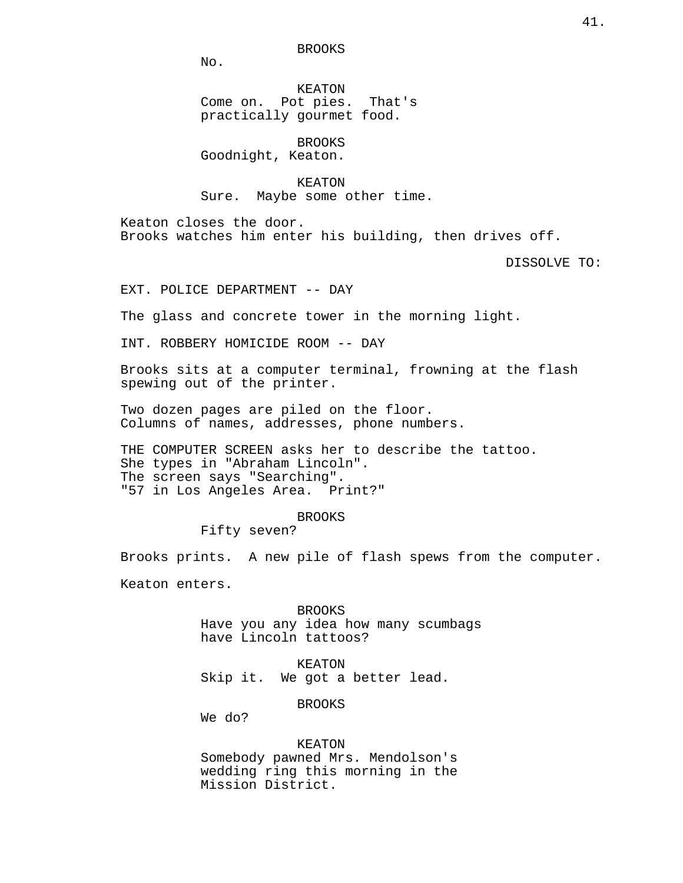BROOKS
No.

KEATON
Come on. Pot pies. That's practically gourmet food.

BROOKS
Goodnight, Keaton.

KEATON
Sure. Maybe some other time.

Keaton closes the door.
Brooks watches him enter his building, then drives off.

DISSOLVE TO:

EXT. POLICE DEPARTMENT -- DAY

The glass and concrete tower in the morning light.

INT. ROBBERY HOMICIDE ROOM -- DAY

Brooks sits at a computer terminal, frowning at the flash spewing out of the printer.

Two dozen pages are piled on the floor.
Columns of names, addresses, phone numbers.

THE COMPUTER SCREEN asks her to describe the tattoo.
She types in "Abraham Lincoln".
The screen says "Searching".
"57 in Los Angeles Area. Print?"

BROOKS
Fifty seven?

Brooks prints. A new pile of flash spews from the computer.

Keaton enters.

BROOKS
Have you any idea how many scumbags have Lincoln tattoos?

KEATON
Skip it. We got a better lead.

BROOKS
We do?

KEATON
Somebody pawned Mrs. Mendolson's wedding ring this morning in the Mission District.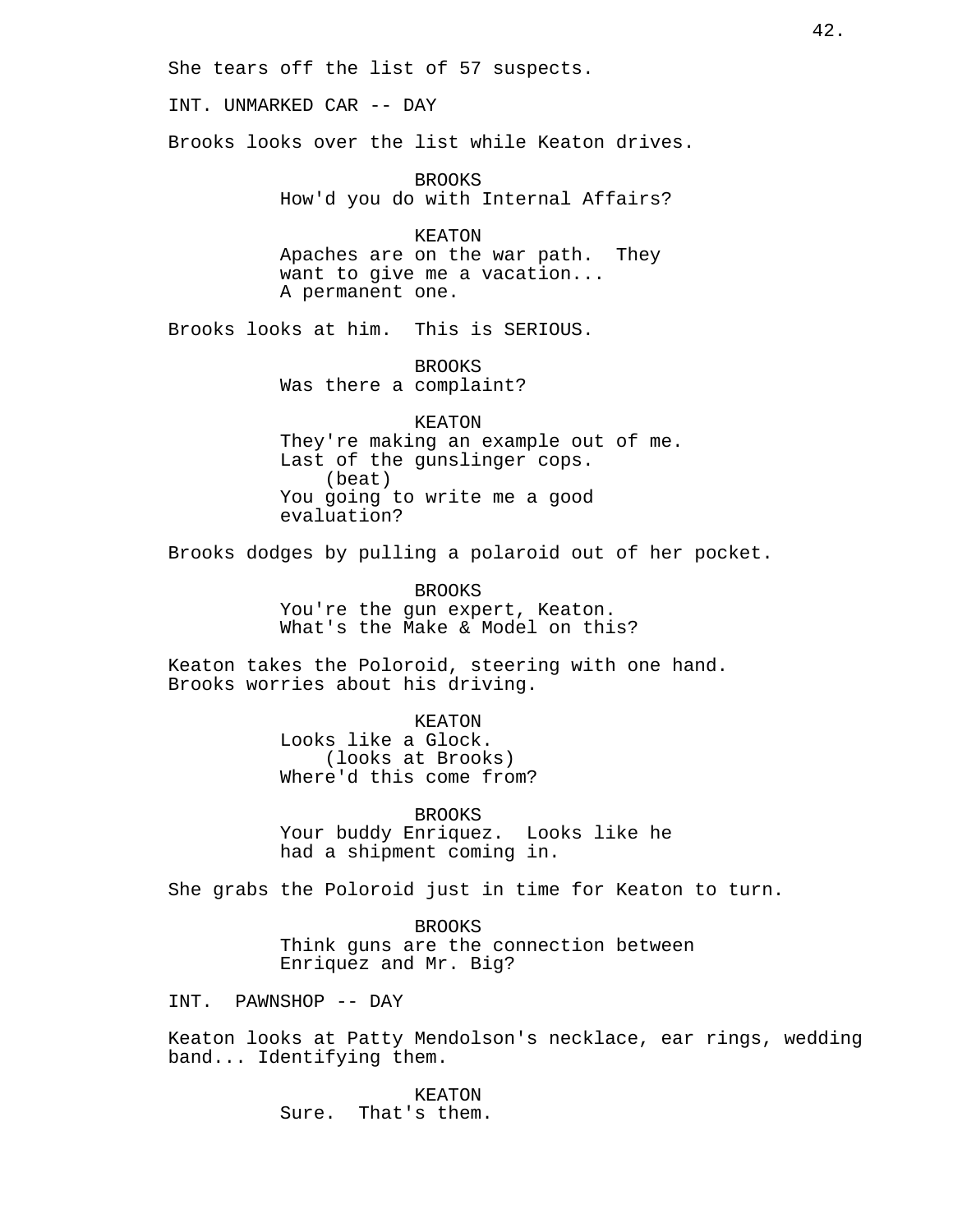She tears off the list of 57 suspects.

INT. UNMARKED CAR -- DAY

Brooks looks over the list while Keaton drives.

BROOKS
How'd you do with Internal Affairs?

KEATON
Apaches are on the war path. They want to give me a vacation... A permanent one.

Brooks looks at him. This is SERIOUS.

BROOKS
Was there a complaint?

KEATON
They're making an example out of me. Last of the gunslinger cops.
(beat)
You going to write me a good evaluation?

Brooks dodges by pulling a polaroid out of her pocket.

BROOKS
You're the gun expert, Keaton. What's the Make & Model on this?

Keaton takes the Poloroid, steering with one hand. Brooks worries about his driving.

KEATON
Looks like a Glock.
(looks at Brooks)
Where'd this come from?

BROOKS
Your buddy Enriquez. Looks like he had a shipment coming in.

She grabs the Poloroid just in time for Keaton to turn.

BROOKS
Think guns are the connection between Enriquez and Mr. Big?

INT. PAWNSHOP -- DAY

Keaton looks at Patty Mendolson's necklace, ear rings, wedding band... Identifying them.

KEATON
Sure. That's them.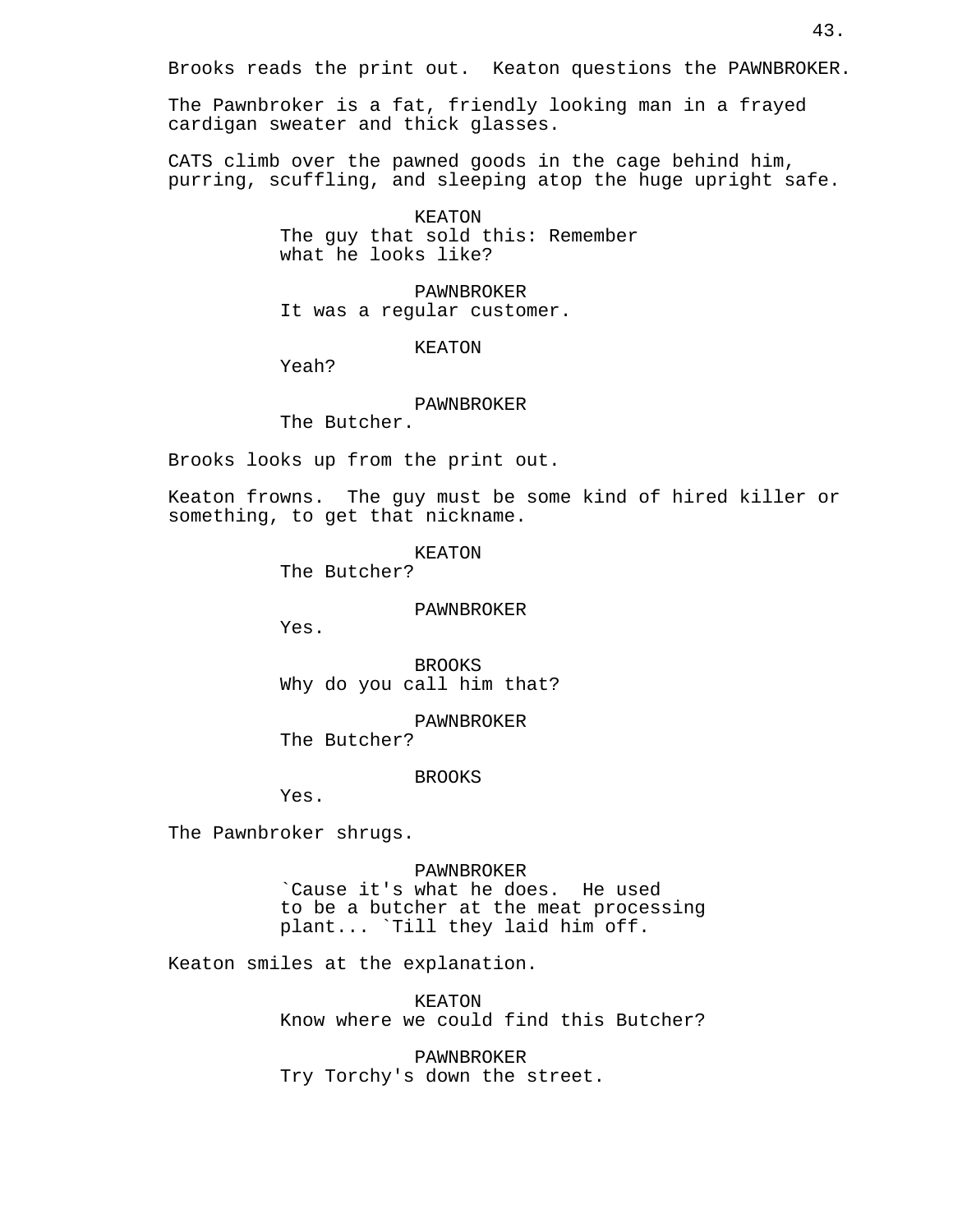Brooks reads the print out. Keaton questions the PAWNBROKER.

The Pawnbroker is a fat, friendly looking man in a frayed cardigan sweater and thick glasses.

CATS climb over the pawned goods in the cage behind him, purring, scuffling, and sleeping atop the huge upright safe.

KEATON
The guy that sold this: Remember what he looks like?

PAWNBROKER
It was a regular customer.

KEATON
Yeah?

PAWNBROKER
The Butcher.

Brooks looks up from the print out.

Keaton frowns. The guy must be some kind of hired killer or something, to get that nickname.

KEATON
The Butcher?

PAWNBROKER
Yes.

BROOKS
Why do you call him that?

PAWNBROKER
The Butcher?

BROOKS
Yes.

The Pawnbroker shrugs.

PAWNBROKER
`Cause it's what he does. He used to be a butcher at the meat processing plant... `Till they laid him off.

Keaton smiles at the explanation.

KEATON
Know where we could find this Butcher?

PAWNBROKER
Try Torchy's down the street.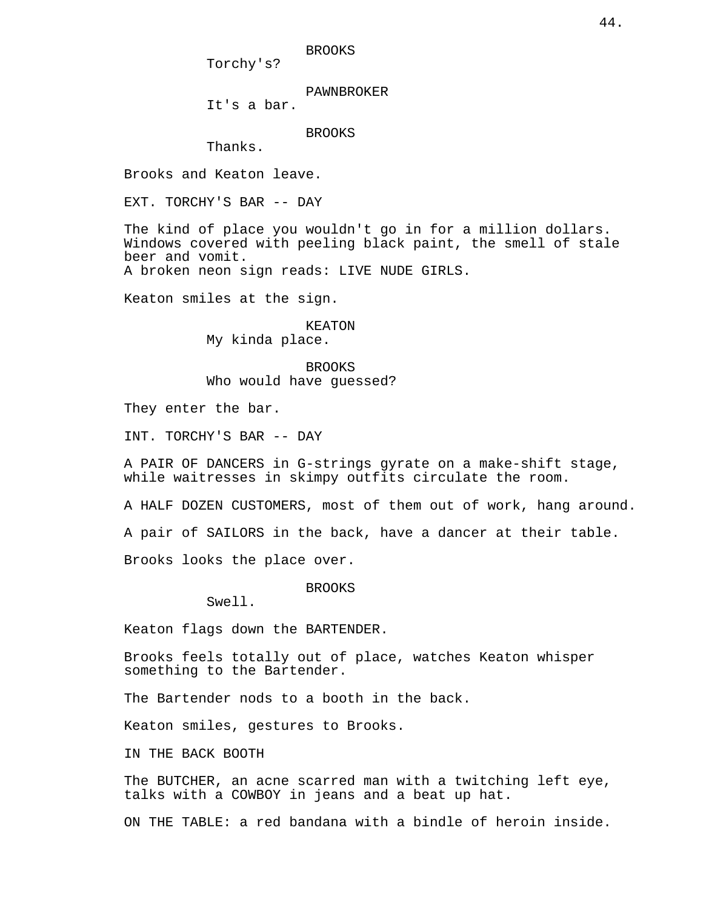BROOKS
Torchy's?

PAWNBROKER
It's a bar.

BROOKS
Thanks.

Brooks and Keaton leave.

EXT. TORCHY'S BAR -- DAY

The kind of place you wouldn't go in for a million dollars. Windows covered with peeling black paint, the smell of stale beer and vomit.
A broken neon sign reads: LIVE NUDE GIRLS.

Keaton smiles at the sign.

KEATON
My kinda place.

BROOKS
Who would have guessed?

They enter the bar.

INT. TORCHY'S BAR -- DAY

A PAIR OF DANCERS in G-strings gyrate on a make-shift stage, while waitresses in skimpy outfits circulate the room.

A HALF DOZEN CUSTOMERS, most of them out of work, hang around.

A pair of SAILORS in the back, have a dancer at their table.

Brooks looks the place over.

BROOKS
Swell.

Keaton flags down the BARTENDER.

Brooks feels totally out of place, watches Keaton whisper something to the Bartender.

The Bartender nods to a booth in the back.

Keaton smiles, gestures to Brooks.

IN THE BACK BOOTH

The BUTCHER, an acne scarred man with a twitching left eye, talks with a COWBOY in jeans and a beat up hat.

ON THE TABLE: a red bandana with a bindle of heroin inside.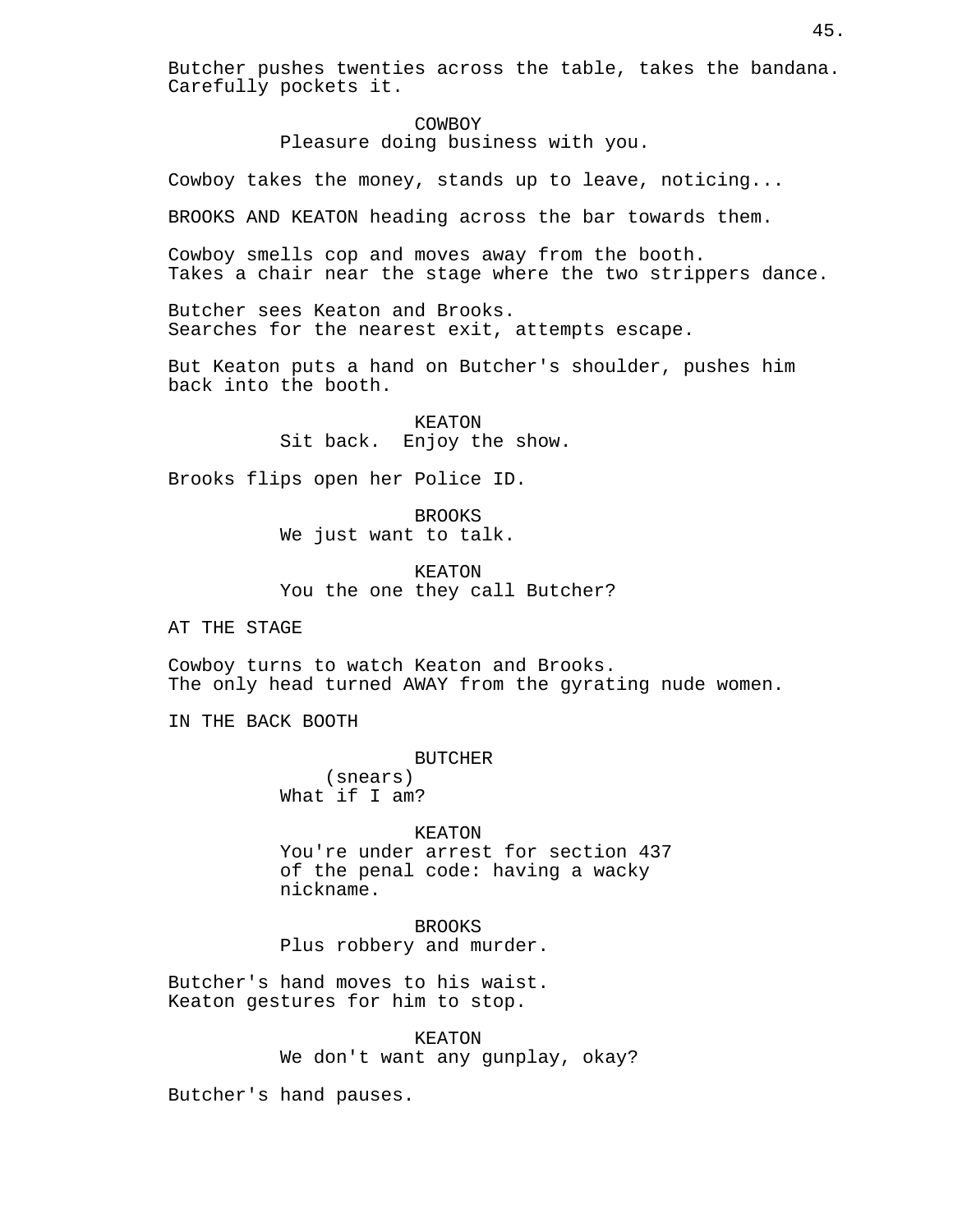Butcher pushes twenties across the table, takes the bandana. Carefully pockets it.

COWBOY
Pleasure doing business with you.

Cowboy takes the money, stands up to leave, noticing...

BROOKS AND KEATON heading across the bar towards them.

Cowboy smells cop and moves away from the booth. Takes a chair near the stage where the two strippers dance.

Butcher sees Keaton and Brooks. Searches for the nearest exit, attempts escape.

But Keaton puts a hand on Butcher's shoulder, pushes him back into the booth.

KEATON
Sit back. Enjoy the show.

Brooks flips open her Police ID.

BROOKS
We just want to talk.

KEATON
You the one they call Butcher?

AT THE STAGE

Cowboy turns to watch Keaton and Brooks. The only head turned AWAY from the gyrating nude women.

IN THE BACK BOOTH

BUTCHER
(snears)
What if I am?

KEATON
You're under arrest for section 437 of the penal code: having a wacky nickname.

BROOKS
Plus robbery and murder.

Butcher's hand moves to his waist. Keaton gestures for him to stop.

KEATON
We don't want any gunplay, okay?

Butcher's hand pauses.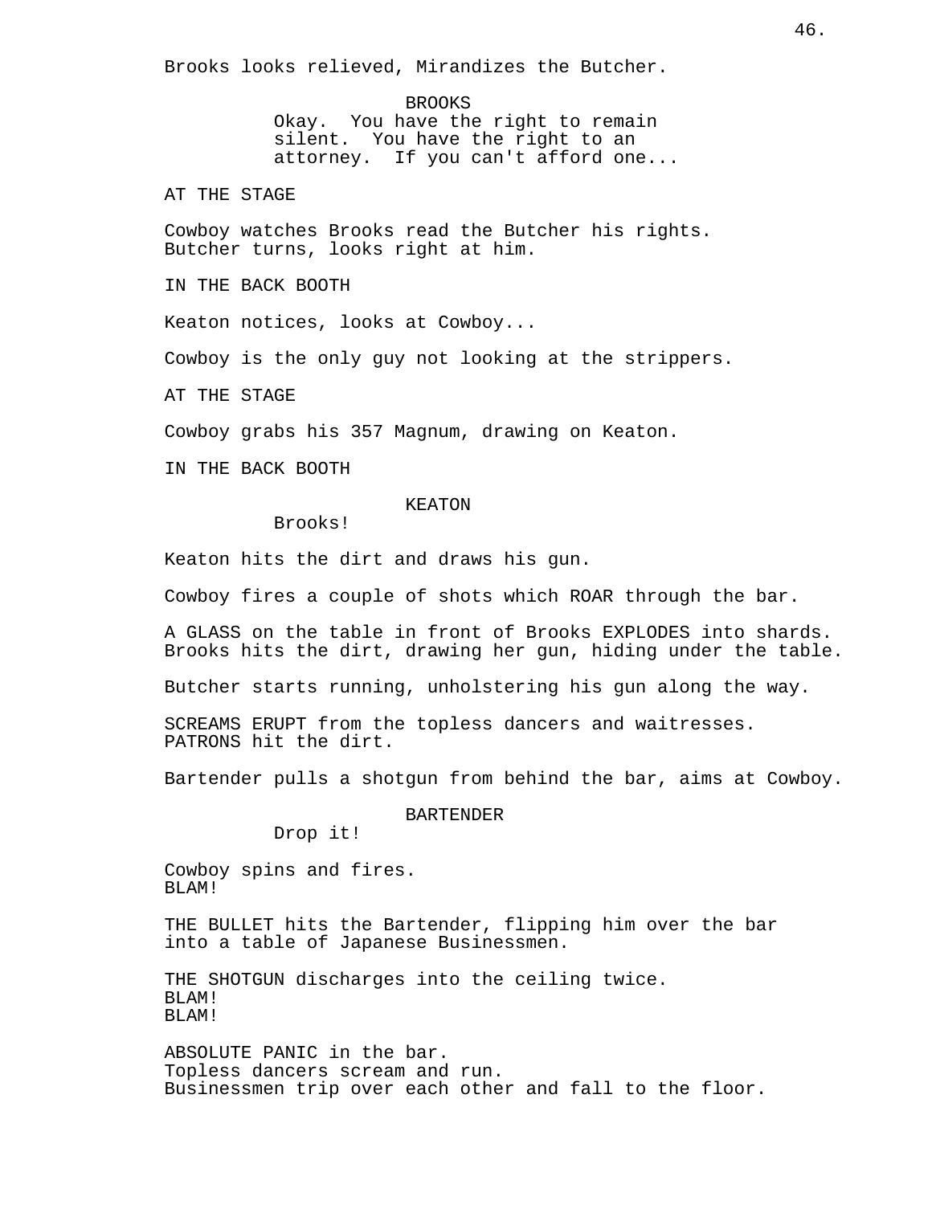Brooks looks relieved, Mirandizes the Butcher.

BROOKS
Okay. You have the right to remain silent. You have the right to an attorney. If you can't afford one...

AT THE STAGE

Cowboy watches Brooks read the Butcher his rights. Butcher turns, looks right at him.

IN THE BACK BOOTH

Keaton notices, looks at Cowboy...

Cowboy is the only guy not looking at the strippers.

AT THE STAGE

Cowboy grabs his 357 Magnum, drawing on Keaton.

IN THE BACK BOOTH

KEATON
Brooks!

Keaton hits the dirt and draws his gun.

Cowboy fires a couple of shots which ROAR through the bar.

A GLASS on the table in front of Brooks EXPLODES into shards. Brooks hits the dirt, drawing her gun, hiding under the table.

Butcher starts running, unholstering his gun along the way.

SCREAMS ERUPT from the topless dancers and waitresses. PATRONS hit the dirt.

Bartender pulls a shotgun from behind the bar, aims at Cowboy.

BARTENDER
Drop it!

Cowboy spins and fires.
BLAM!

THE BULLET hits the Bartender, flipping him over the bar into a table of Japanese Businessmen.

THE SHOTGUN discharges into the ceiling twice.
BLAM!
BLAM!

ABSOLUTE PANIC in the bar.
Topless dancers scream and run.
Businessmen trip over each other and fall to the floor.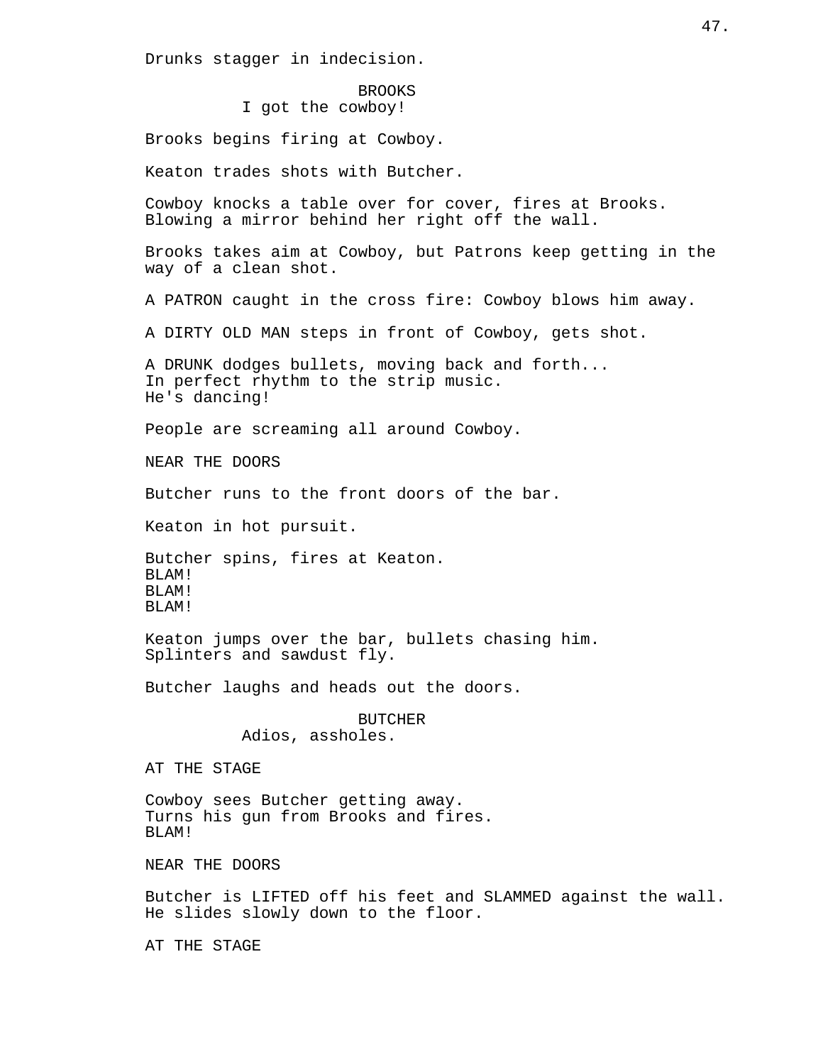Drunks stagger in indecision.

BROOKS
I got the cowboy!

Brooks begins firing at Cowboy.

Keaton trades shots with Butcher.

Cowboy knocks a table over for cover, fires at Brooks.
Blowing a mirror behind her right off the wall.

Brooks takes aim at Cowboy, but Patrons keep getting in the way of a clean shot.

A PATRON caught in the cross fire: Cowboy blows him away.

A DIRTY OLD MAN steps in front of Cowboy, gets shot.

A DRUNK dodges bullets, moving back and forth...
In perfect rhythm to the strip music.
He's dancing!

People are screaming all around Cowboy.

NEAR THE DOORS

Butcher runs to the front doors of the bar.

Keaton in hot pursuit.

Butcher spins, fires at Keaton.
BLAM!
BLAM!
BLAM!

Keaton jumps over the bar, bullets chasing him.
Splinters and sawdust fly.

Butcher laughs and heads out the doors.

BUTCHER
Adios, assholes.

AT THE STAGE

Cowboy sees Butcher getting away.
Turns his gun from Brooks and fires.
BLAM!

NEAR THE DOORS

Butcher is LIFTED off his feet and SLAMMED against the wall.
He slides slowly down to the floor.

AT THE STAGE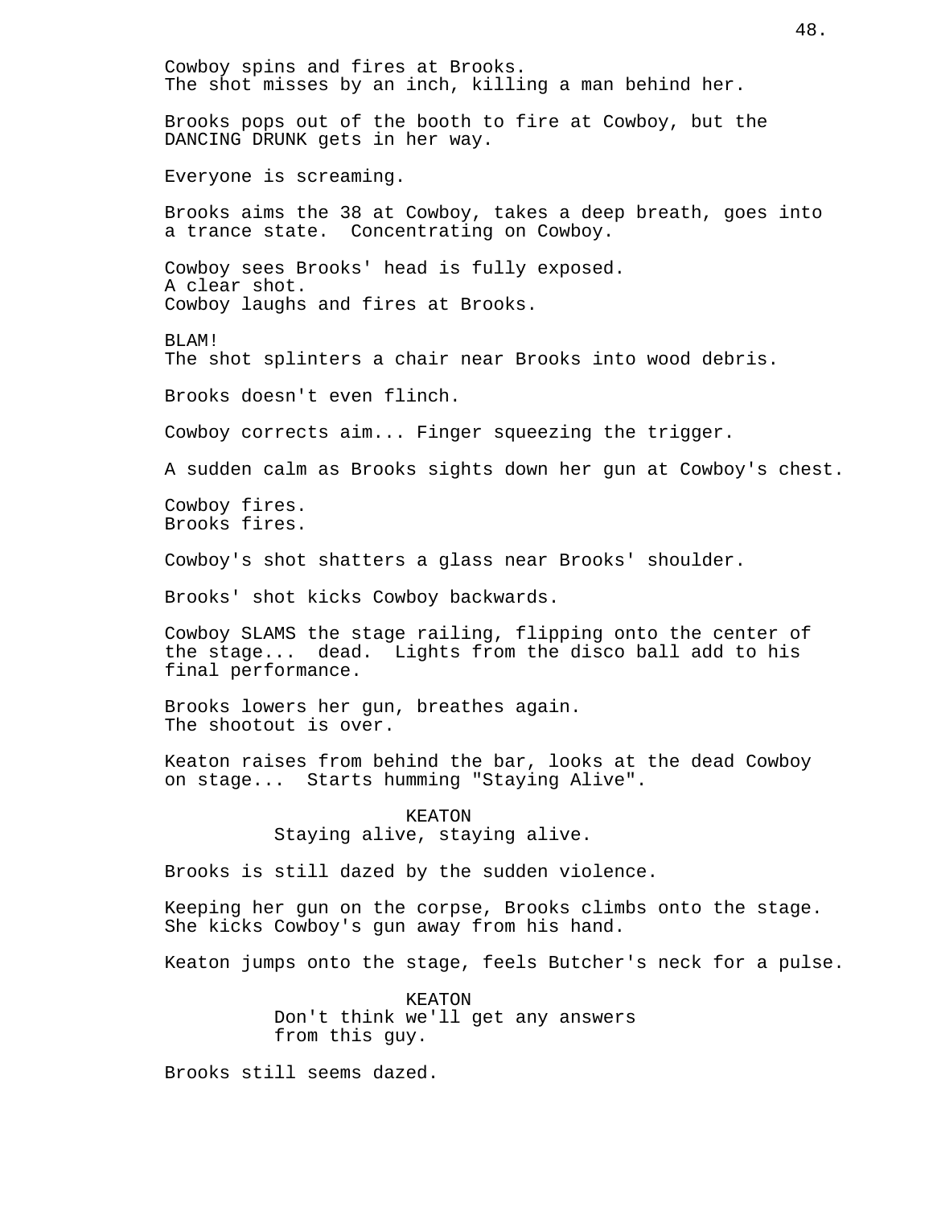Cowboy spins and fires at Brooks.
The shot misses by an inch, killing a man behind her.

Brooks pops out of the booth to fire at Cowboy, but the DANCING DRUNK gets in her way.

Everyone is screaming.

Brooks aims the 38 at Cowboy, takes a deep breath, goes into a trance state. Concentrating on Cowboy.

Cowboy sees Brooks' head is fully exposed.
A clear shot.
Cowboy laughs and fires at Brooks.

BLAM!
The shot splinters a chair near Brooks into wood debris.

Brooks doesn't even flinch.

Cowboy corrects aim... Finger squeezing the trigger.

A sudden calm as Brooks sights down her gun at Cowboy's chest.

Cowboy fires.
Brooks fires.

Cowboy's shot shatters a glass near Brooks' shoulder.

Brooks' shot kicks Cowboy backwards.

Cowboy SLAMS the stage railing, flipping onto the center of the stage... dead. Lights from the disco ball add to his final performance.

Brooks lowers her gun, breathes again.
The shootout is over.

Keaton raises from behind the bar, looks at the dead Cowboy on stage... Starts humming "Staying Alive".

KEATON
Staying alive, staying alive.

Brooks is still dazed by the sudden violence.

Keeping her gun on the corpse, Brooks climbs onto the stage. She kicks Cowboy's gun away from his hand.

Keaton jumps onto the stage, feels Butcher's neck for a pulse.

KEATON
Don't think we'll get any answers from this guy.

Brooks still seems dazed.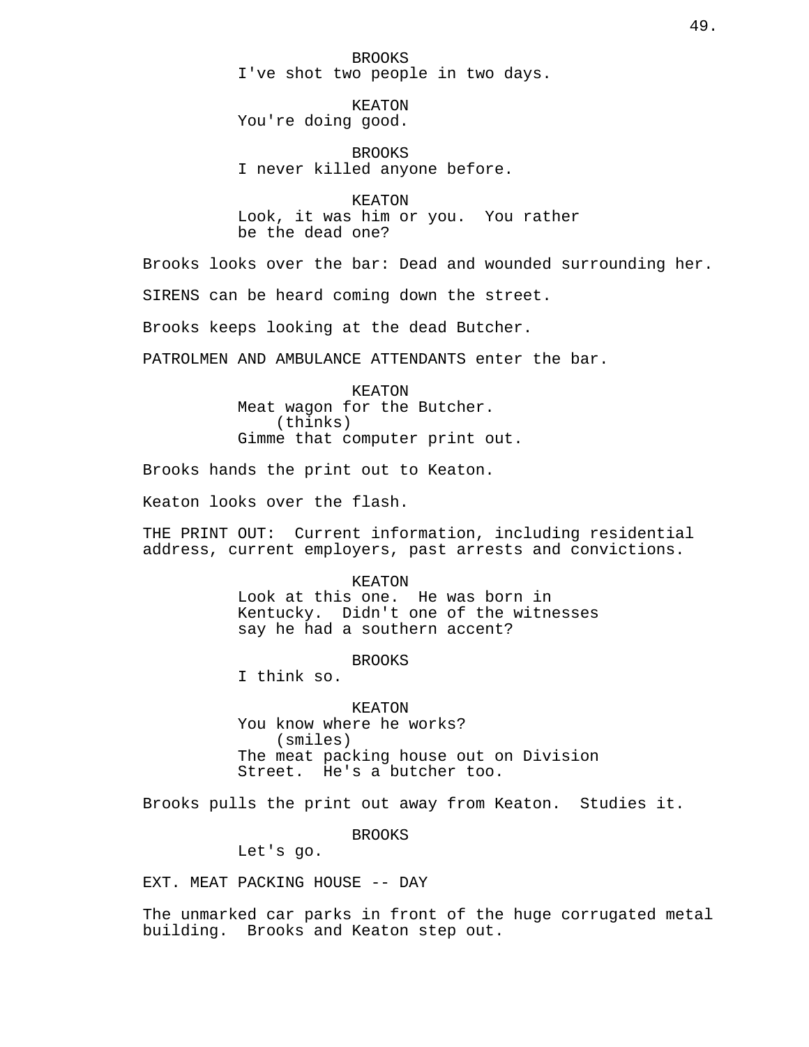BROOKS
I've shot two people in two days.

KEATON
You're doing good.

BROOKS
I never killed anyone before.

KEATON
Look, it was him or you. You rather be the dead one?

Brooks looks over the bar: Dead and wounded surrounding her.

SIRENS can be heard coming down the street.

Brooks keeps looking at the dead Butcher.

PATROLMEN AND AMBULANCE ATTENDANTS enter the bar.

KEATON
Meat wagon for the Butcher.
(thinks)
Gimme that computer print out.

Brooks hands the print out to Keaton.

Keaton looks over the flash.

THE PRINT OUT: Current information, including residential address, current employers, past arrests and convictions.

KEATON
Look at this one. He was born in Kentucky. Didn't one of the witnesses say he had a southern accent?

BROOKS
I think so.

KEATON
You know where he works?
(smiles)
The meat packing house out on Division Street. He's a butcher too.

Brooks pulls the print out away from Keaton. Studies it.

BROOKS
Let's go.

EXT. MEAT PACKING HOUSE -- DAY

The unmarked car parks in front of the huge corrugated metal building. Brooks and Keaton step out.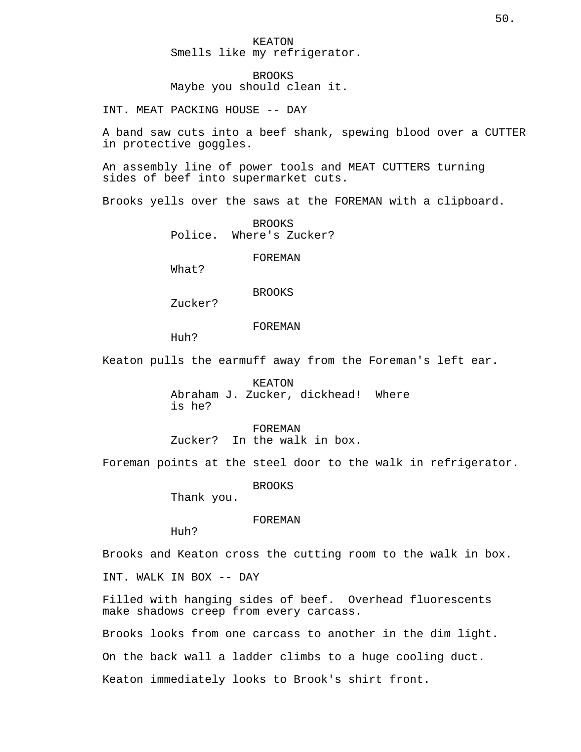KEATON
Smells like my refrigerator.

BROOKS
Maybe you should clean it.

INT. MEAT PACKING HOUSE -- DAY

A band saw cuts into a beef shank, spewing blood over a CUTTER in protective goggles.

An assembly line of power tools and MEAT CUTTERS turning sides of beef into supermarket cuts.

Brooks yells over the saws at the FOREMAN with a clipboard.

BROOKS
Police. Where's Zucker?

FOREMAN
What?

BROOKS
Zucker?

FOREMAN
Huh?

Keaton pulls the earmuff away from the Foreman's left ear.

KEATON
Abraham J. Zucker, dickhead! Where is he?

FOREMAN
Zucker? In the walk in box.

Foreman points at the steel door to the walk in refrigerator.

BROOKS
Thank you.

FOREMAN
Huh?

Brooks and Keaton cross the cutting room to the walk in box.

INT. WALK IN BOX -- DAY

Filled with hanging sides of beef. Overhead fluorescents make shadows creep from every carcass.

Brooks looks from one carcass to another in the dim light.

On the back wall a ladder climbs to a huge cooling duct.

Keaton immediately looks to Brook's shirt front.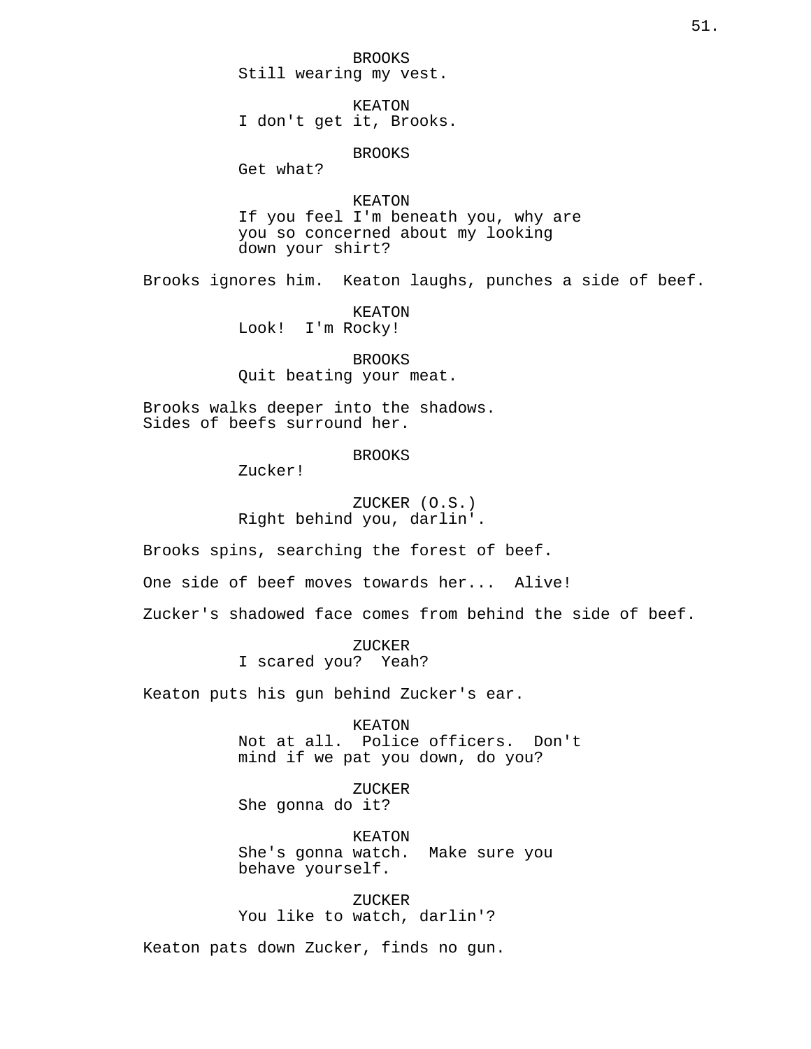BROOKS
Still wearing my vest.

KEATON
I don't get it, Brooks.

BROOKS
Get what?

KEATON
If you feel I'm beneath you, why are you so concerned about my looking down your shirt?

Brooks ignores him. Keaton laughs, punches a side of beef.

KEATON
Look! I'm Rocky!

BROOKS
Quit beating your meat.

Brooks walks deeper into the shadows.
Sides of beefs surround her.

BROOKS
Zucker!

ZUCKER (O.S.)
Right behind you, darlin'.

Brooks spins, searching the forest of beef.

One side of beef moves towards her... Alive!

Zucker's shadowed face comes from behind the side of beef.

ZUCKER
I scared you? Yeah?

Keaton puts his gun behind Zucker's ear.

KEATON
Not at all. Police officers. Don't mind if we pat you down, do you?

ZUCKER
She gonna do it?

KEATON
She's gonna watch. Make sure you behave yourself.

ZUCKER
You like to watch, darlin'?

Keaton pats down Zucker, finds no gun.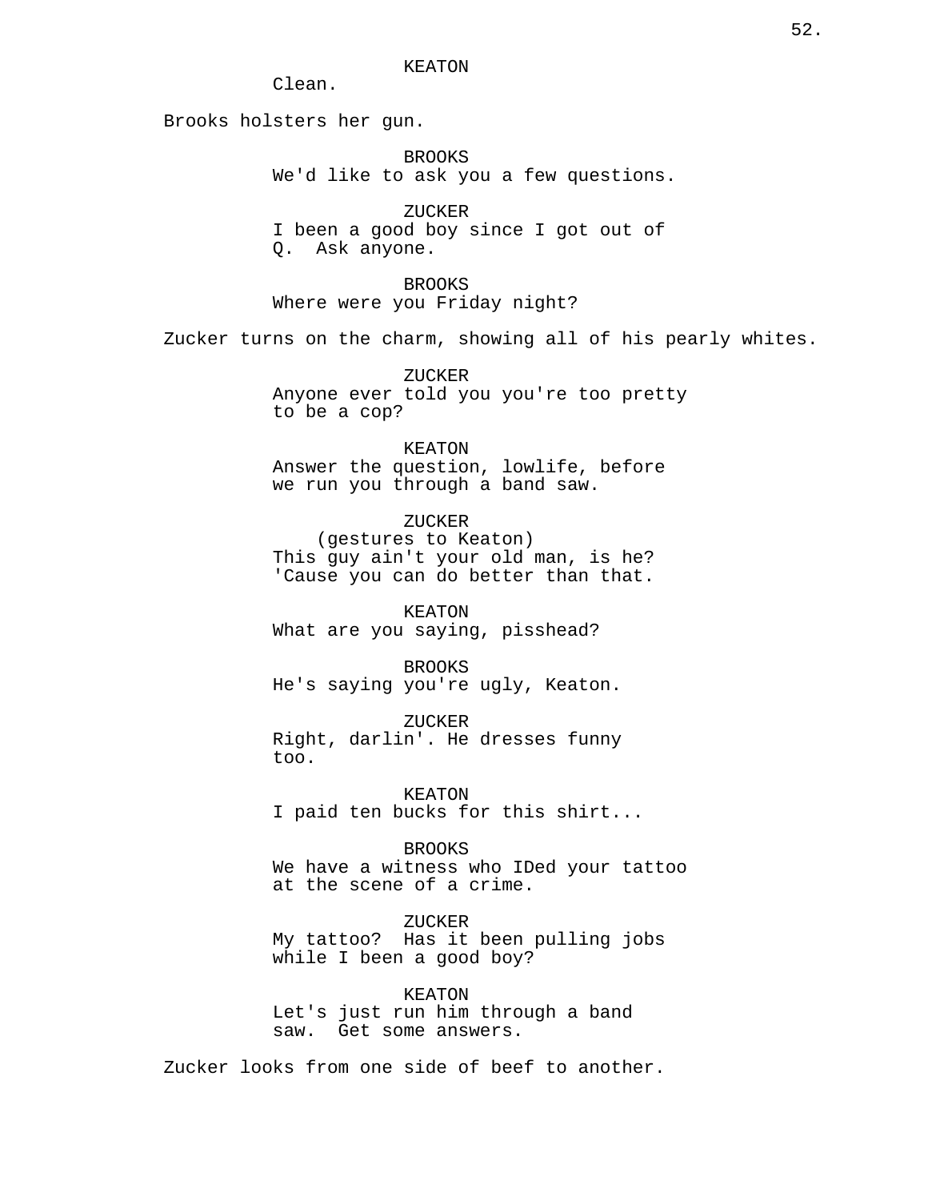KEATON

Clean.

Brooks holsters her gun.

BROOKS

We'd like to ask you a few questions.

ZUCKER

I been a good boy since I got out of Q. Ask anyone.

BROOKS

Where were you Friday night?

Zucker turns on the charm, showing all of his pearly whites.

ZUCKER

Anyone ever told you you're too pretty to be a cop?

KEATON

Answer the question, lowlife, before we run you through a band saw.

ZUCKER

(gestures to Keaton)

This guy ain't your old man, is he? 'Cause you can do better than that.

KEATON

What are you saying, pisshead?

BROOKS

He's saying you're ugly, Keaton.

ZUCKER

Right, darlin'. He dresses funny too.

KEATON

I paid ten bucks for this shirt...

BROOKS

We have a witness who IDed your tattoo at the scene of a crime.

ZUCKER

My tattoo? Has it been pulling jobs while I been a good boy?

KEATON

Let's just run him through a band saw. Get some answers.

Zucker looks from one side of beef to another.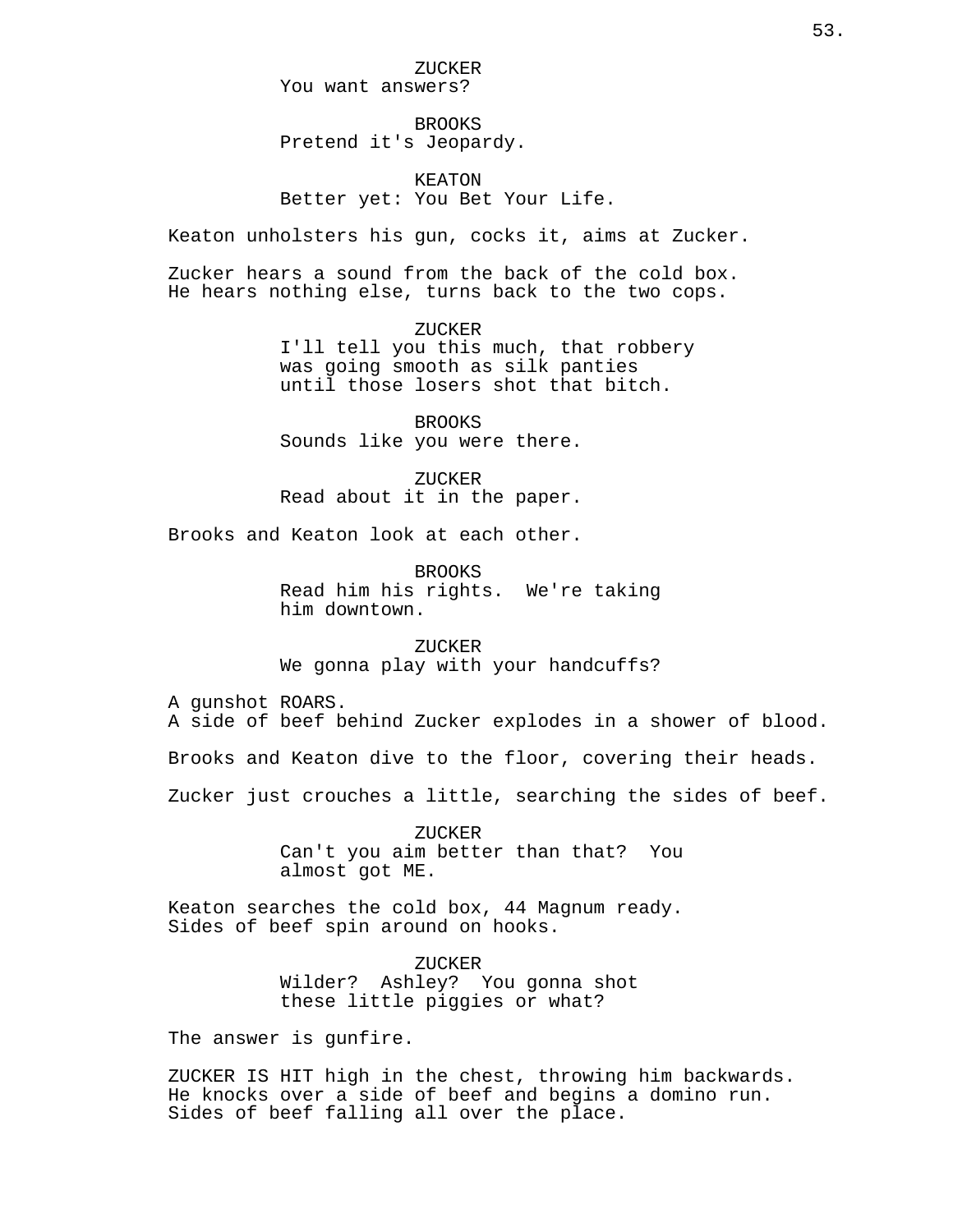ZUCKER
You want answers?

BROOKS
Pretend it's Jeopardy.

KEATON
Better yet: You Bet Your Life.

Keaton unholsters his gun, cocks it, aims at Zucker.

Zucker hears a sound from the back of the cold box.
He hears nothing else, turns back to the two cops.

ZUCKER
I'll tell you this much, that robbery
was going smooth as silk panties
until those losers shot that bitch.

BROOKS
Sounds like you were there.

ZUCKER
Read about it in the paper.

Brooks and Keaton look at each other.

BROOKS
Read him his rights. We're taking
him downtown.

ZUCKER
We gonna play with your handcuffs?

A gunshot ROARS.
A side of beef behind Zucker explodes in a shower of blood.

Brooks and Keaton dive to the floor, covering their heads.

Zucker just crouches a little, searching the sides of beef.

ZUCKER
Can't you aim better than that? You
almost got ME.

Keaton searches the cold box, 44 Magnum ready.
Sides of beef spin around on hooks.

ZUCKER
Wilder? Ashley? You gonna shot
these little piggies or what?

The answer is gunfire.

ZUCKER IS HIT high in the chest, throwing him backwards.
He knocks over a side of beef and begins a domino run.
Sides of beef falling all over the place.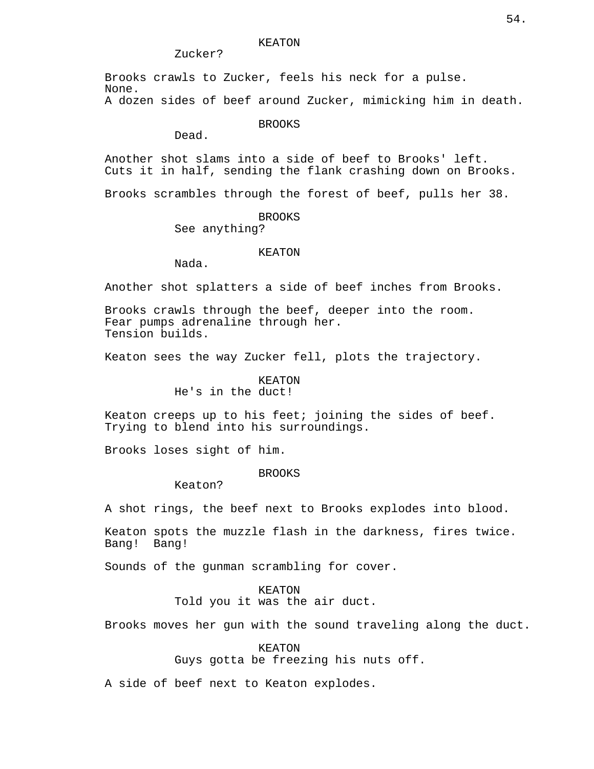KEATON
Zucker?

Brooks crawls to Zucker, feels his neck for a pulse.
None.
A dozen sides of beef around Zucker, mimicking him in death.

BROOKS
Dead.

Another shot slams into a side of beef to Brooks' left.
Cuts it in half, sending the flank crashing down on Brooks.

Brooks scrambles through the forest of beef, pulls her 38.

BROOKS
See anything?

KEATON
Nada.

Another shot splatters a side of beef inches from Brooks.

Brooks crawls through the beef, deeper into the room.
Fear pumps adrenaline through her.
Tension builds.

Keaton sees the way Zucker fell, plots the trajectory.

KEATON
He's in the duct!

Keaton creeps up to his feet; joining the sides of beef.
Trying to blend into his surroundings.

Brooks loses sight of him.

BROOKS
Keaton?

A shot rings, the beef next to Brooks explodes into blood.

Keaton spots the muzzle flash in the darkness, fires twice.
Bang! Bang!

Sounds of the gunman scrambling for cover.

KEATON
Told you it was the air duct.

Brooks moves her gun with the sound traveling along the duct.

KEATON
Guys gotta be freezing his nuts off.

A side of beef next to Keaton explodes.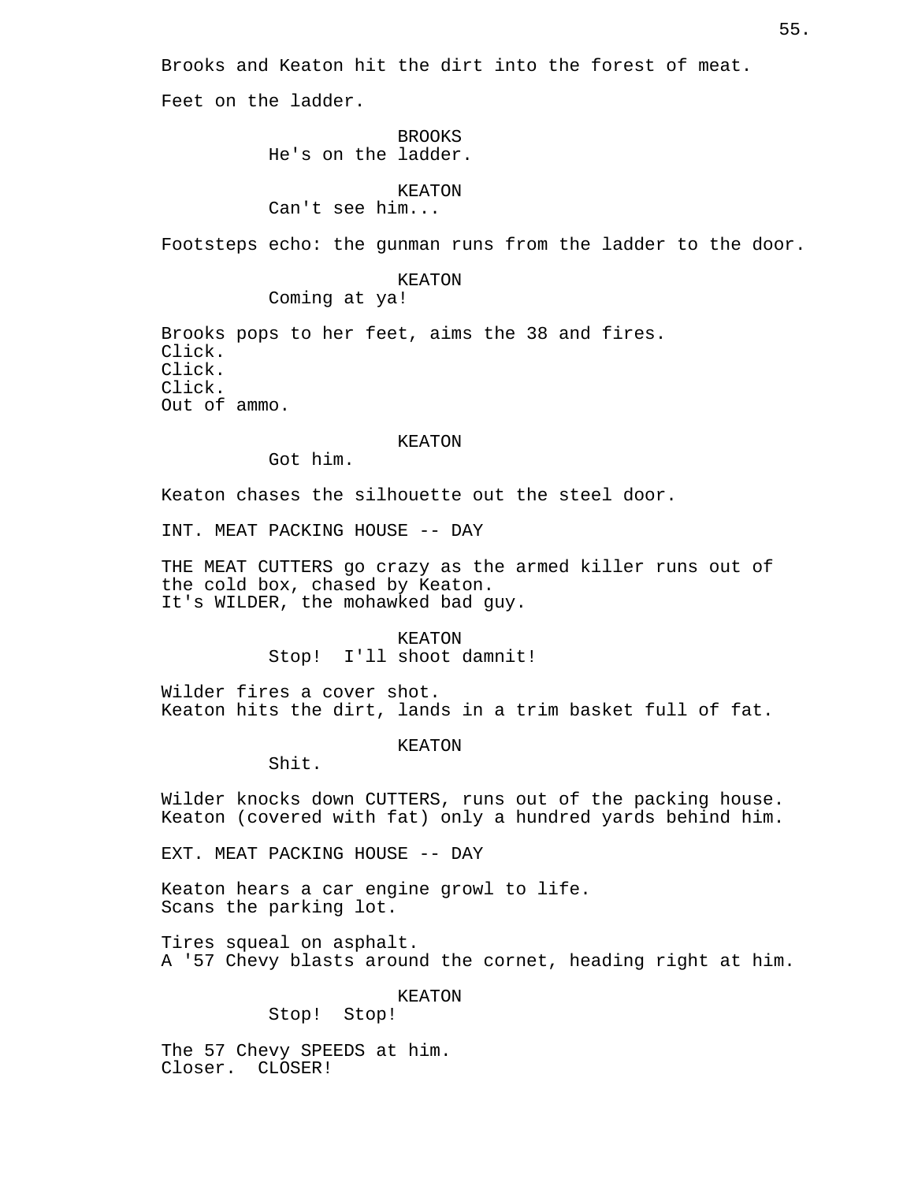Brooks and Keaton hit the dirt into the forest of meat.

Feet on the ladder.

BROOKS
He's on the ladder.

KEATON
Can't see him...

Footsteps echo: the gunman runs from the ladder to the door.

KEATON
Coming at ya!

Brooks pops to her feet, aims the 38 and fires.
Click.
Click.
Click.
Out of ammo.

KEATON
Got him.

Keaton chases the silhouette out the steel door.

INT. MEAT PACKING HOUSE -- DAY

THE MEAT CUTTERS go crazy as the armed killer runs out of the cold box, chased by Keaton.
It's WILDER, the mohawked bad guy.

KEATON
Stop! I'll shoot damnit!

Wilder fires a cover shot.
Keaton hits the dirt, lands in a trim basket full of fat.

KEATON
Shit.

Wilder knocks down CUTTERS, runs out of the packing house.
Keaton (covered with fat) only a hundred yards behind him.

EXT. MEAT PACKING HOUSE -- DAY

Keaton hears a car engine growl to life.
Scans the parking lot.

Tires squeal on asphalt.
A '57 Chevy blasts around the cornet, heading right at him.

KEATON
Stop! Stop!

The 57 Chevy SPEEDS at him.
Closer. CLOSER!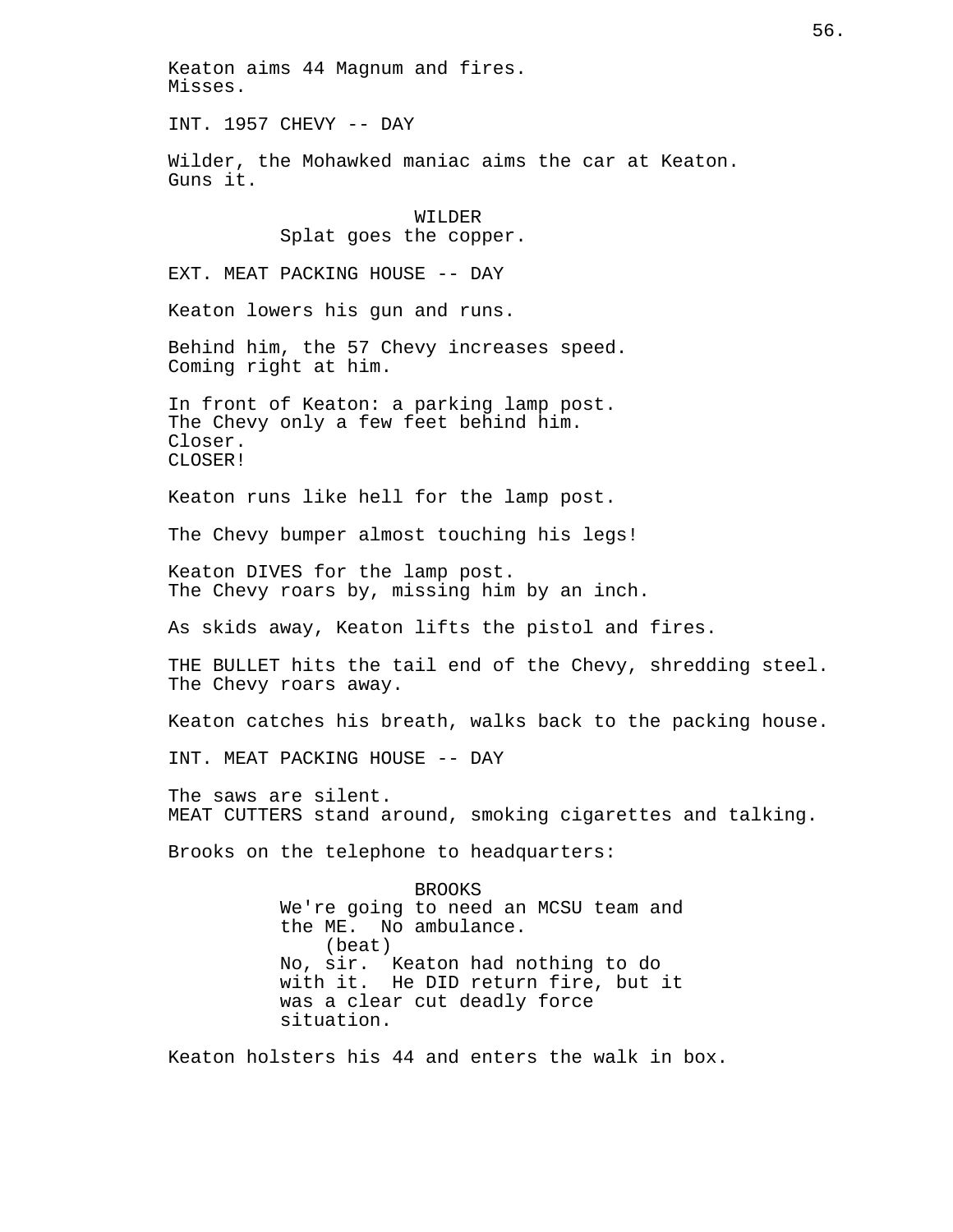Keaton aims 44 Magnum and fires.
Misses.

INT. 1957 CHEVY -- DAY

Wilder, the Mohawked maniac aims the car at Keaton.
Guns it.

WILDER
Splat goes the copper.

EXT. MEAT PACKING HOUSE -- DAY

Keaton lowers his gun and runs.

Behind him, the 57 Chevy increases speed.
Coming right at him.

In front of Keaton: a parking lamp post.
The Chevy only a few feet behind him.
Closer.
CLOSER!

Keaton runs like hell for the lamp post.

The Chevy bumper almost touching his legs!

Keaton DIVES for the lamp post.
The Chevy roars by, missing him by an inch.

As skids away, Keaton lifts the pistol and fires.

THE BULLET hits the tail end of the Chevy, shredding steel.
The Chevy roars away.

Keaton catches his breath, walks back to the packing house.

INT. MEAT PACKING HOUSE -- DAY

The saws are silent.
MEAT CUTTERS stand around, smoking cigarettes and talking.

Brooks on the telephone to headquarters:

BROOKS
We're going to need an MCSU team and the ME. No ambulance.
(beat)
No, sir. Keaton had nothing to do with it. He DID return fire, but it was a clear cut deadly force situation.

Keaton holsters his 44 and enters the walk in box.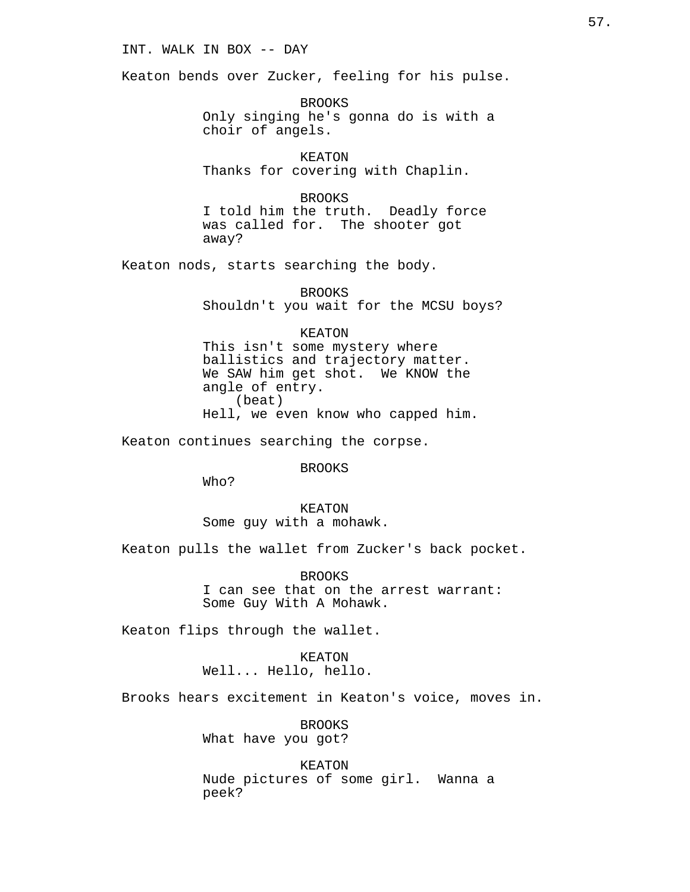INT. WALK IN BOX -- DAY

Keaton bends over Zucker, feeling for his pulse.

BROOKS
Only singing he's gonna do is with a choir of angels.

KEATON
Thanks for covering with Chaplin.

BROOKS
I told him the truth. Deadly force was called for. The shooter got away?

Keaton nods, starts searching the body.

BROOKS
Shouldn't you wait for the MCSU boys?

KEATON
This isn't some mystery where ballistics and trajectory matter. We SAW him get shot. We KNOW the angle of entry.
(beat)
Hell, we even know who capped him.

Keaton continues searching the corpse.

BROOKS
Who?

KEATON
Some guy with a mohawk.

Keaton pulls the wallet from Zucker's back pocket.

BROOKS
I can see that on the arrest warrant: Some Guy With A Mohawk.

Keaton flips through the wallet.

KEATON
Well... Hello, hello.

Brooks hears excitement in Keaton's voice, moves in.

BROOKS
What have you got?

KEATON
Nude pictures of some girl. Wanna a peek?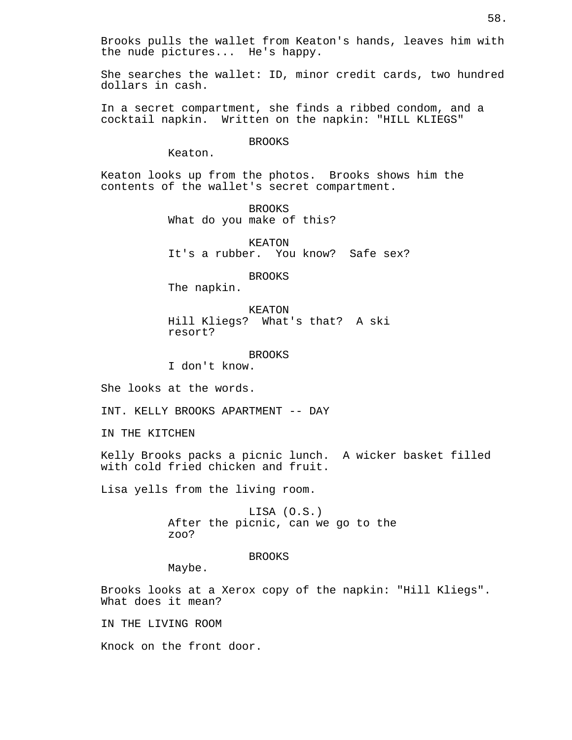Brooks pulls the wallet from Keaton's hands, leaves him with the nude pictures... He's happy.

She searches the wallet: ID, minor credit cards, two hundred dollars in cash.

In a secret compartment, she finds a ribbed condom, and a cocktail napkin. Written on the napkin: "HILL KLIEGS"

BROOKS
Keaton.

Keaton looks up from the photos. Brooks shows him the contents of the wallet's secret compartment.

BROOKS
What do you make of this?

KEATON
It's a rubber. You know? Safe sex?

BROOKS
The napkin.

KEATON
Hill Kliegs? What's that? A ski resort?

BROOKS
I don't know.

She looks at the words.

INT. KELLY BROOKS APARTMENT -- DAY

IN THE KITCHEN

Kelly Brooks packs a picnic lunch. A wicker basket filled with cold fried chicken and fruit.

Lisa yells from the living room.

LISA (O.S.)
After the picnic, can we go to the zoo?

BROOKS
Maybe.

Brooks looks at a Xerox copy of the napkin: "Hill Kliegs". What does it mean?

IN THE LIVING ROOM

Knock on the front door.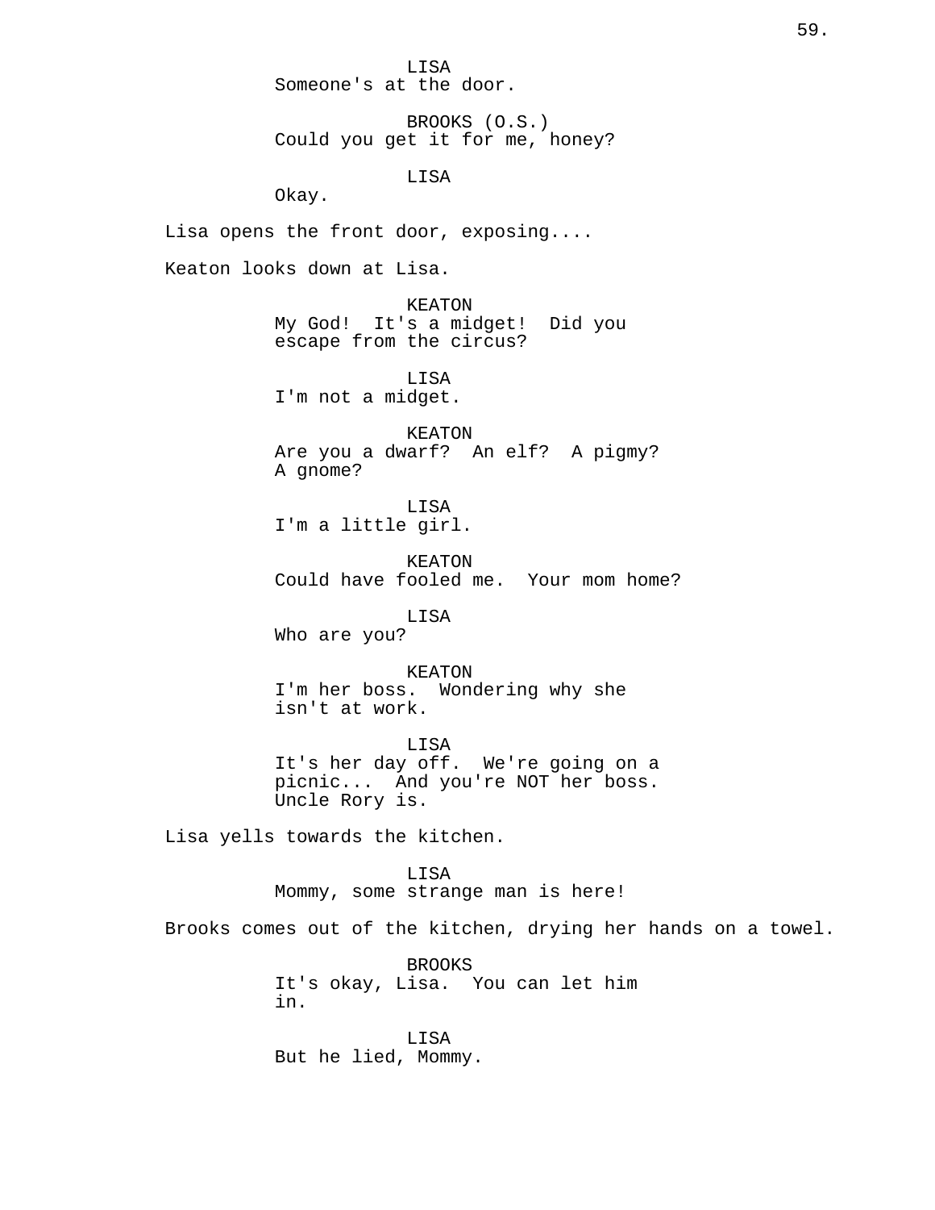LISA
Someone's at the door.

BROOKS (O.S.)
Could you get it for me, honey?

LISA
Okay.

Lisa opens the front door, exposing....

Keaton looks down at Lisa.

KEATON
My God! It's a midget! Did you escape from the circus?

LISA
I'm not a midget.

KEATON
Are you a dwarf? An elf? A pigmy? A gnome?

LISA
I'm a little girl.

KEATON
Could have fooled me. Your mom home?

LISA
Who are you?

KEATON
I'm her boss. Wondering why she isn't at work.

LISA
It's her day off. We're going on a picnic... And you're NOT her boss. Uncle Rory is.

Lisa yells towards the kitchen.

LISA
Mommy, some strange man is here!

Brooks comes out of the kitchen, drying her hands on a towel.

BROOKS
It's okay, Lisa. You can let him in.

LISA
But he lied, Mommy.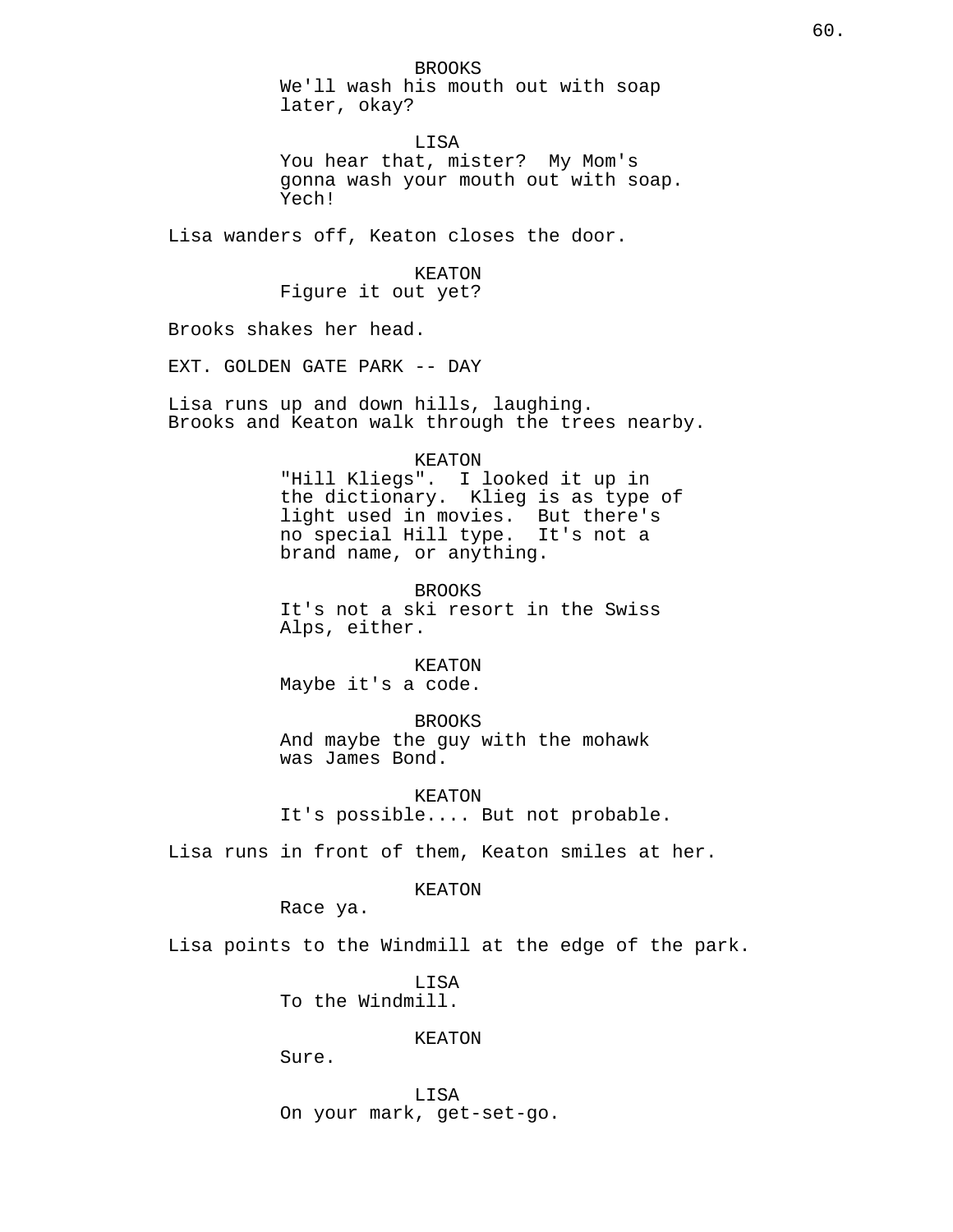BROOKS
We'll wash his mouth out with soap later, okay?

LISA
You hear that, mister? My Mom's gonna wash your mouth out with soap. Yech!

Lisa wanders off, Keaton closes the door.

KEATON
Figure it out yet?

Brooks shakes her head.

EXT. GOLDEN GATE PARK -- DAY

Lisa runs up and down hills, laughing. Brooks and Keaton walk through the trees nearby.

KEATON
"Hill Kliegs". I looked it up in the dictionary. Klieg is as type of light used in movies. But there's no special Hill type. It's not a brand name, or anything.

BROOKS
It's not a ski resort in the Swiss Alps, either.

KEATON
Maybe it's a code.

BROOKS
And maybe the guy with the mohawk was James Bond.

KEATON
It's possible.... But not probable.

Lisa runs in front of them, Keaton smiles at her.

KEATON
Race ya.

Lisa points to the Windmill at the edge of the park.

LISA
To the Windmill.

KEATON
Sure.

LISA
On your mark, get-set-go.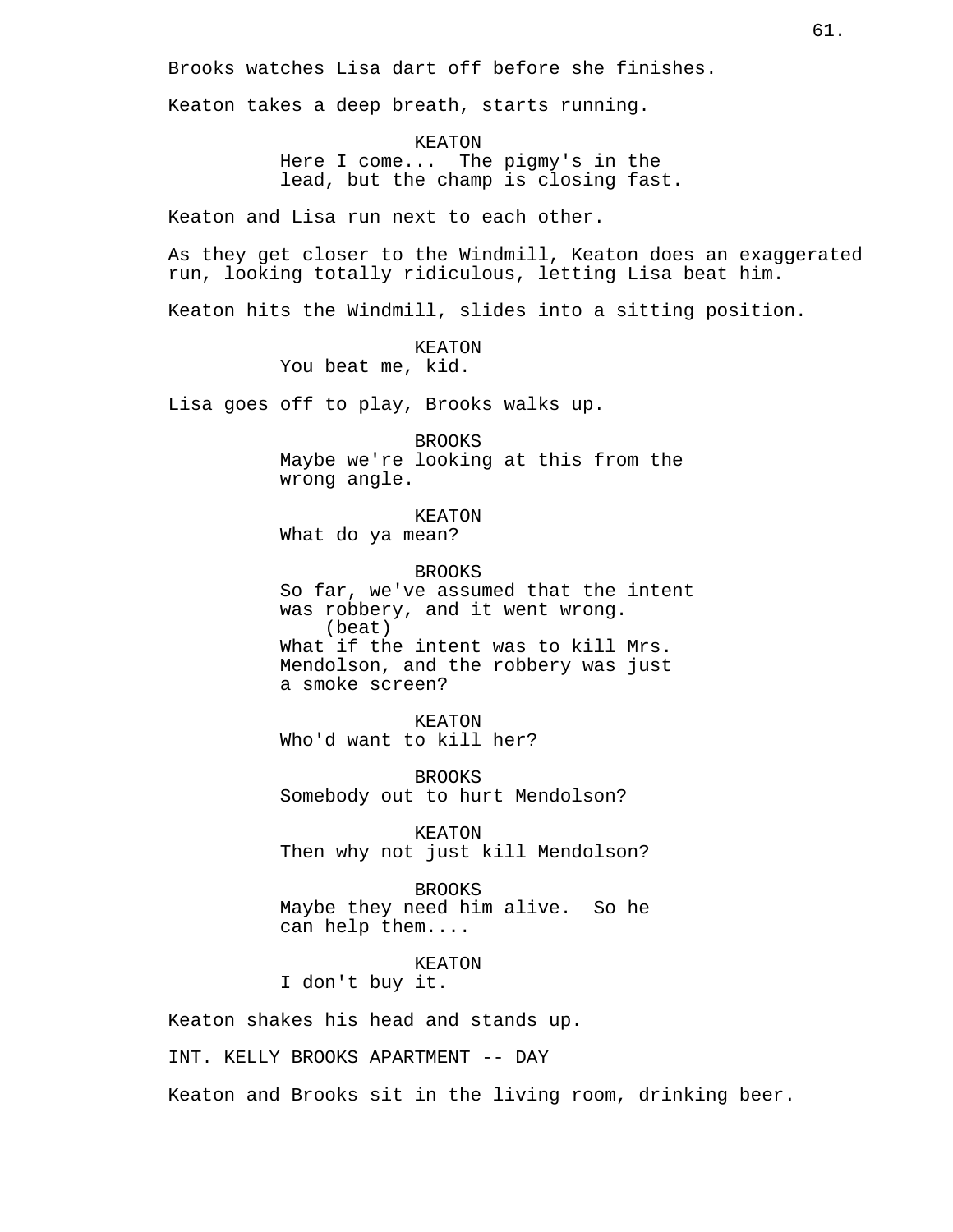Brooks watches Lisa dart off before she finishes.

Keaton takes a deep breath, starts running.

KEATON
Here I come... The pigmy's in the lead, but the champ is closing fast.

Keaton and Lisa run next to each other.

As they get closer to the Windmill, Keaton does an exaggerated run, looking totally ridiculous, letting Lisa beat him.

Keaton hits the Windmill, slides into a sitting position.

KEATON
You beat me, kid.

Lisa goes off to play, Brooks walks up.

BROOKS
Maybe we're looking at this from the wrong angle.

KEATON
What do ya mean?

BROOKS
So far, we've assumed that the intent was robbery, and it went wrong.
(beat)
What if the intent was to kill Mrs. Mendolson, and the robbery was just a smoke screen?

KEATON
Who'd want to kill her?

BROOKS
Somebody out to hurt Mendolson?

KEATON
Then why not just kill Mendolson?

BROOKS
Maybe they need him alive. So he can help them....

KEATON
I don't buy it.

Keaton shakes his head and stands up.

INT. KELLY BROOKS APARTMENT -- DAY

Keaton and Brooks sit in the living room, drinking beer.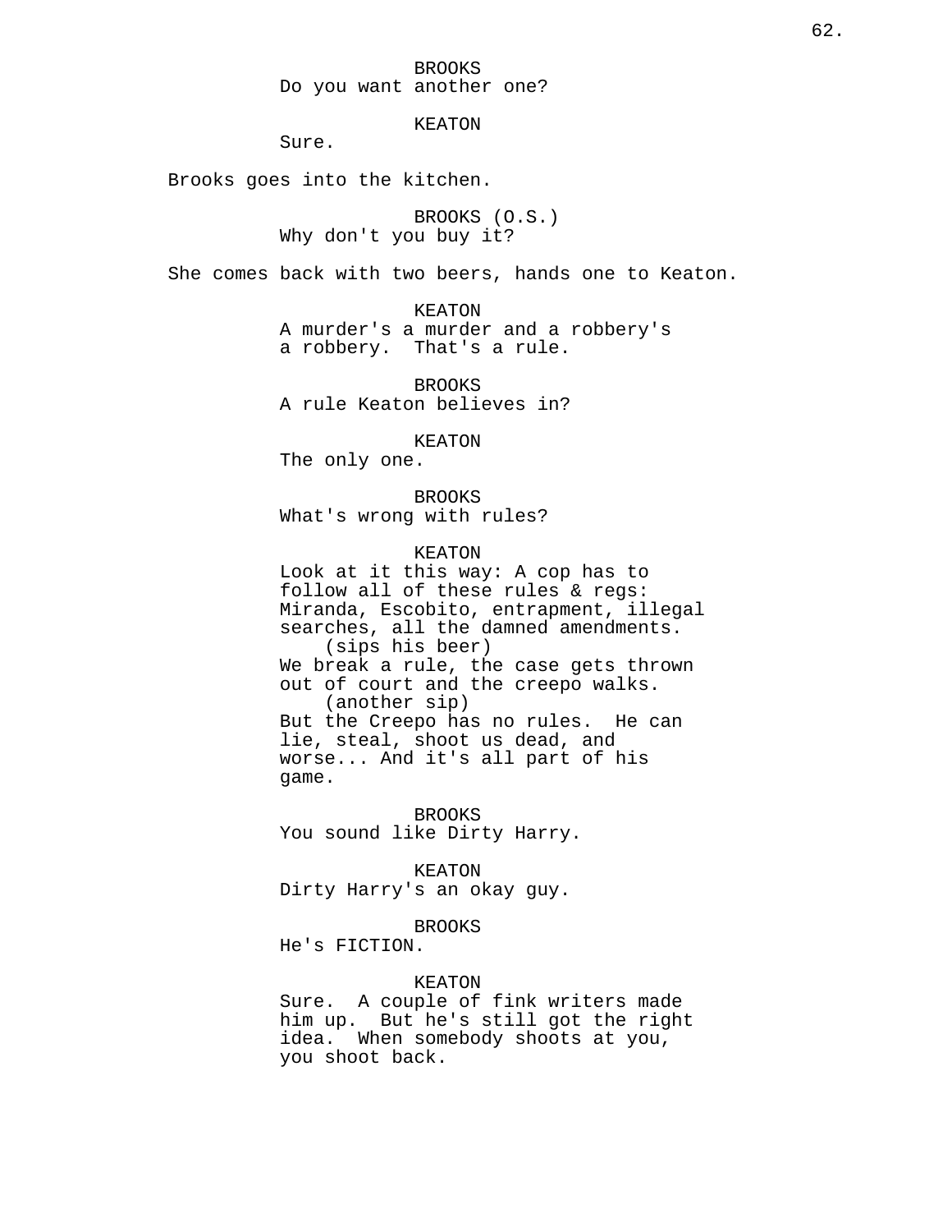BROOKS
Do you want another one?

KEATON
Sure.

Brooks goes into the kitchen.

BROOKS (O.S.)
Why don't you buy it?

She comes back with two beers, hands one to Keaton.

KEATON
A murder's a murder and a robbery's a robbery. That's a rule.

BROOKS
A rule Keaton believes in?

KEATON
The only one.

BROOKS
What's wrong with rules?

KEATON
Look at it this way: A cop has to follow all of these rules & regs: Miranda, Escobito, entrapment, illegal searches, all the damned amendments.
(sips his beer)
We break a rule, the case gets thrown out of court and the creepo walks.
(another sip)
But the Creepo has no rules. He can lie, steal, shoot us dead, and worse... And it's all part of his game.

BROOKS
You sound like Dirty Harry.

KEATON
Dirty Harry's an okay guy.

BROOKS
He's FICTION.

KEATON
Sure. A couple of fink writers made him up. But he's still got the right idea. When somebody shoots at you, you shoot back.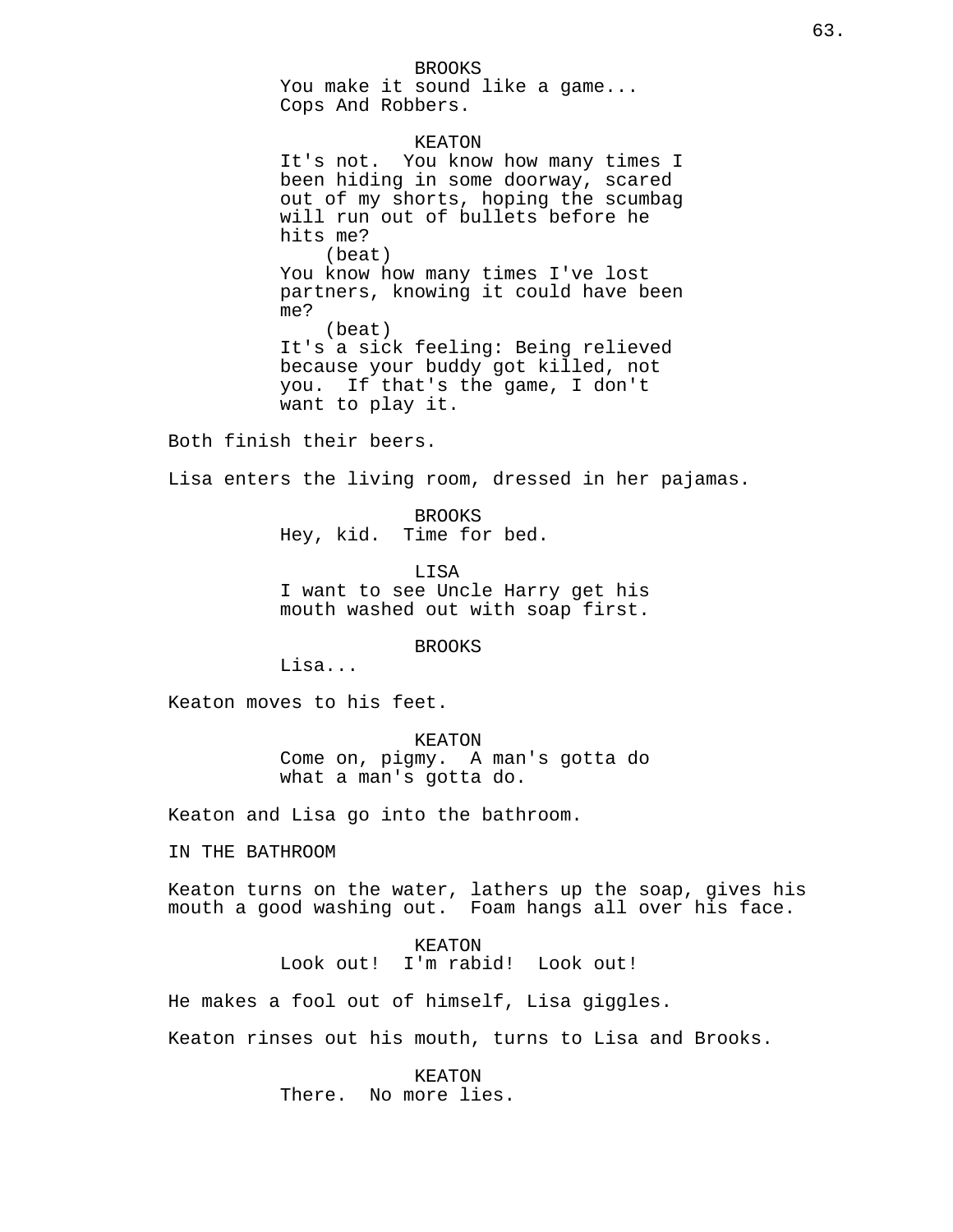BROOKS
You make it sound like a game...
Cops And Robbers.

KEATON
It's not. You know how many times I
been hiding in some doorway, scared
out of my shorts, hoping the scumbag
will run out of bullets before he
hits me?
(beat)
You know how many times I've lost
partners, knowing it could have been
me?
(beat)
It's a sick feeling: Being relieved
because your buddy got killed, not
you. If that's the game, I don't
want to play it.

Both finish their beers.

Lisa enters the living room, dressed in her pajamas.

BROOKS
Hey, kid. Time for bed.

LISA
I want to see Uncle Harry get his
mouth washed out with soap first.

BROOKS
Lisa...

Keaton moves to his feet.

KEATON
Come on, pigmy. A man's gotta do
what a man's gotta do.

Keaton and Lisa go into the bathroom.

IN THE BATHROOM

Keaton turns on the water, lathers up the soap, gives his
mouth a good washing out. Foam hangs all over his face.

KEATON
Look out! I'm rabid! Look out!

He makes a fool out of himself, Lisa giggles.

Keaton rinses out his mouth, turns to Lisa and Brooks.

KEATON
There. No more lies.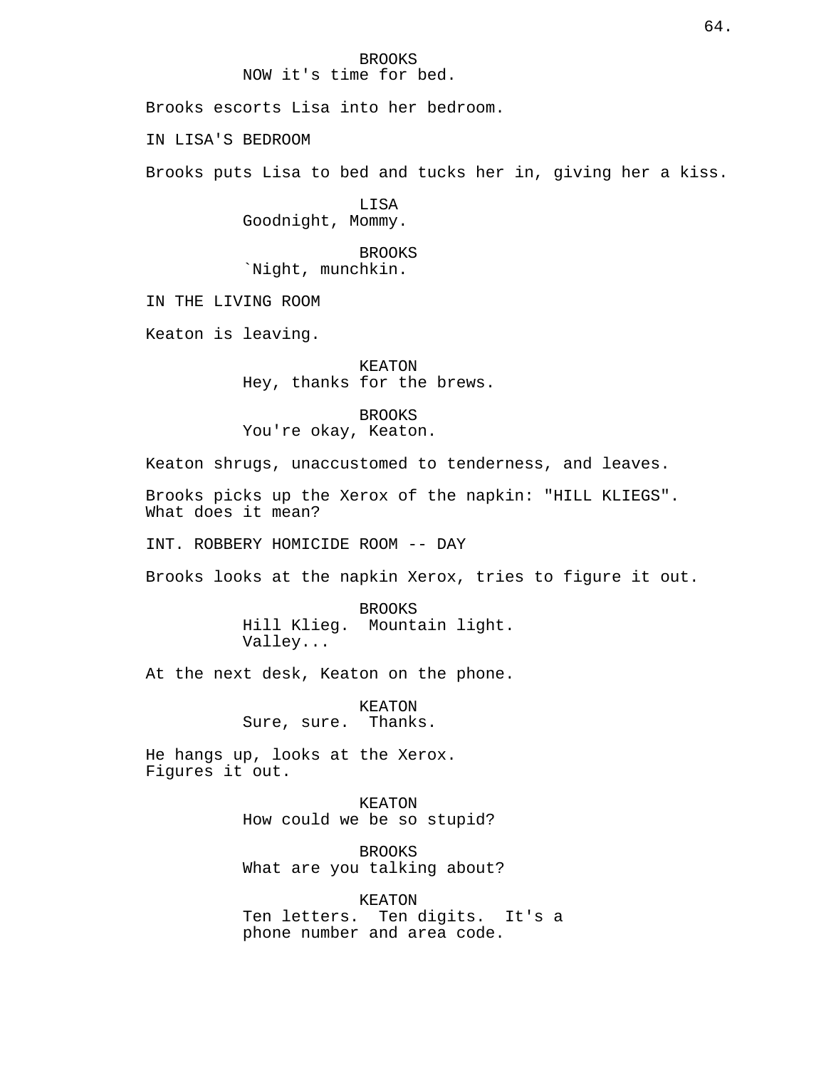BROOKS
NOW it's time for bed.

Brooks escorts Lisa into her bedroom.

IN LISA'S BEDROOM

Brooks puts Lisa to bed and tucks her in, giving her a kiss.

LISA
Goodnight, Mommy.

BROOKS
`Night, munchkin.

IN THE LIVING ROOM

Keaton is leaving.

KEATON
Hey, thanks for the brews.

BROOKS
You're okay, Keaton.

Keaton shrugs, unaccustomed to tenderness, and leaves.

Brooks picks up the Xerox of the napkin: "HILL KLIEGS". What does it mean?

INT. ROBBERY HOMICIDE ROOM -- DAY

Brooks looks at the napkin Xerox, tries to figure it out.

BROOKS
Hill Klieg. Mountain light. Valley...

At the next desk, Keaton on the phone.

KEATON
Sure, sure. Thanks.

He hangs up, looks at the Xerox. Figures it out.

KEATON
How could we be so stupid?

BROOKS
What are you talking about?

KEATON
Ten letters. Ten digits. It's a phone number and area code.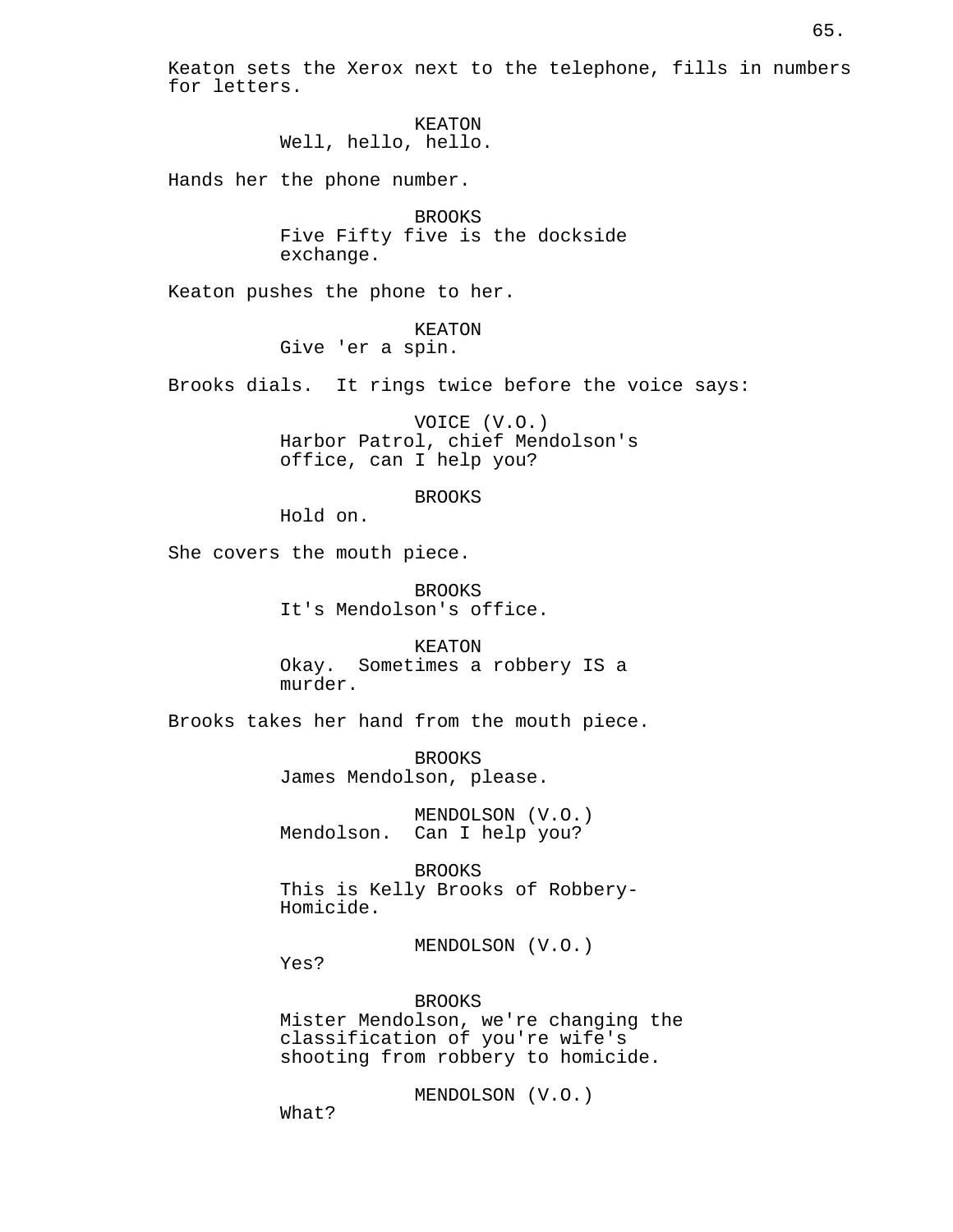Keaton sets the Xerox next to the telephone, fills in numbers for letters.

KEATON
Well, hello, hello.

Hands her the phone number.

BROOKS
Five Fifty five is the dockside exchange.

Keaton pushes the phone to her.

KEATON
Give 'er a spin.

Brooks dials. It rings twice before the voice says:

VOICE (V.O.)
Harbor Patrol, chief Mendolson's office, can I help you?

BROOKS
Hold on.

She covers the mouth piece.

BROOKS
It's Mendolson's office.

KEATON
Okay. Sometimes a robbery IS a murder.

Brooks takes her hand from the mouth piece.

BROOKS
James Mendolson, please.

MENDOLSON (V.O.)
Mendolson. Can I help you?

BROOKS
This is Kelly Brooks of Robbery-Homicide.

MENDOLSON (V.O.)
Yes?

BROOKS
Mister Mendolson, we're changing the classification of you're wife's shooting from robbery to homicide.

MENDOLSON (V.O.)
What?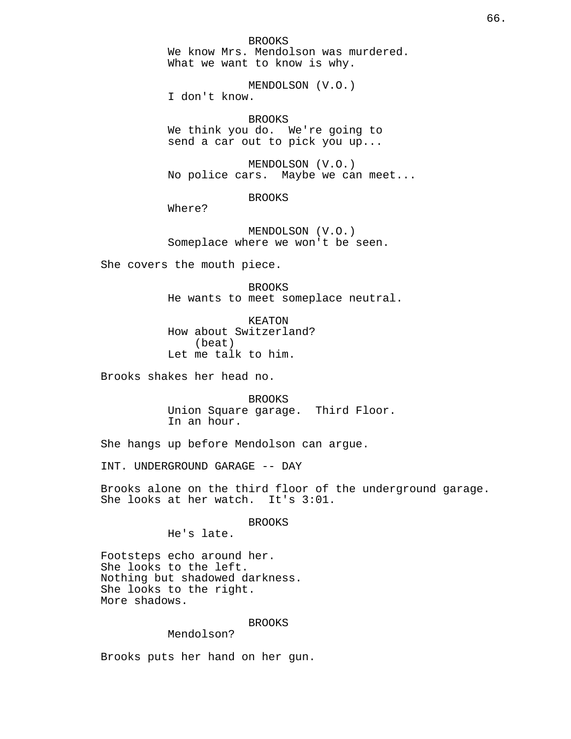BROOKS
We know Mrs. Mendolson was murdered.
What we want to know is why.

MENDOLSON (V.O.)
I don't know.

BROOKS
We think you do.  We're going to
send a car out to pick you up...

MENDOLSON (V.O.)
No police cars.  Maybe we can meet...

BROOKS
Where?

MENDOLSON (V.O.)
Someplace where we won't be seen.

She covers the mouth piece.

BROOKS
He wants to meet someplace neutral.

KEATON
How about Switzerland?
(beat)
Let me talk to him.

Brooks shakes her head no.

BROOKS
Union Square garage.  Third Floor.
In an hour.

She hangs up before Mendolson can argue.

INT. UNDERGROUND GARAGE -- DAY

Brooks alone on the third floor of the underground garage.
She looks at her watch.  It's 3:01.

BROOKS
He's late.

Footsteps echo around her.
She looks to the left.
Nothing but shadowed darkness.
She looks to the right.
More shadows.

BROOKS
Mendolson?

Brooks puts her hand on her gun.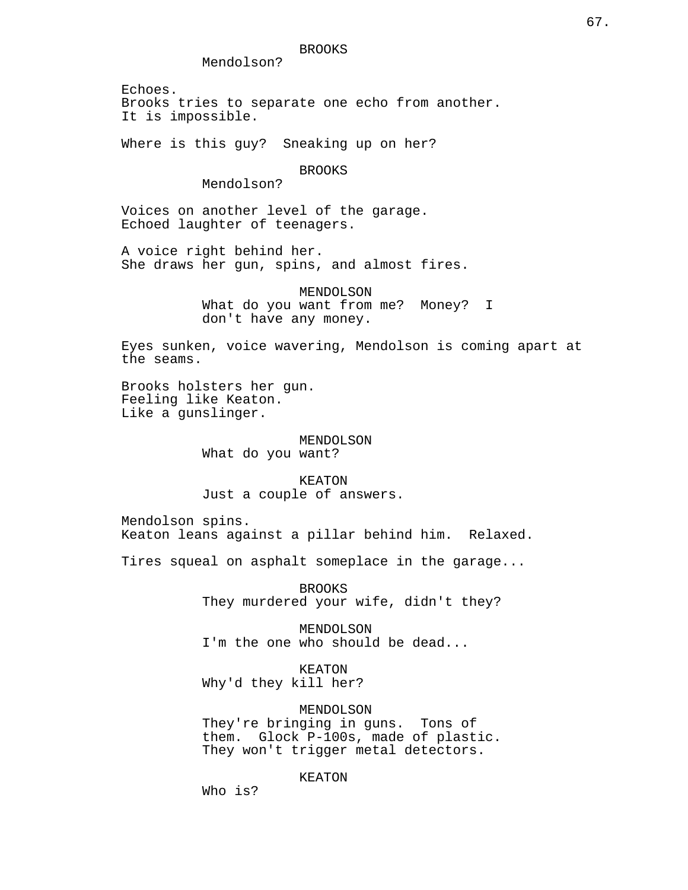BROOKS
Mendolson?

Echoes.
Brooks tries to separate one echo from another.
It is impossible.

Where is this guy? Sneaking up on her?

BROOKS
Mendolson?

Voices on another level of the garage.
Echoed laughter of teenagers.

A voice right behind her.
She draws her gun, spins, and almost fires.

MENDOLSON
What do you want from me? Money? I don't have any money.

Eyes sunken, voice wavering, Mendolson is coming apart at the seams.

Brooks holsters her gun.
Feeling like Keaton.
Like a gunslinger.

MENDOLSON
What do you want?

KEATON
Just a couple of answers.

Mendolson spins.
Keaton leans against a pillar behind him. Relaxed.

Tires squeal on asphalt someplace in the garage...

BROOKS
They murdered your wife, didn't they?

MENDOLSON
I'm the one who should be dead...

KEATON
Why'd they kill her?

MENDOLSON
They're bringing in guns. Tons of them. Glock P-100s, made of plastic. They won't trigger metal detectors.

KEATON
Who is?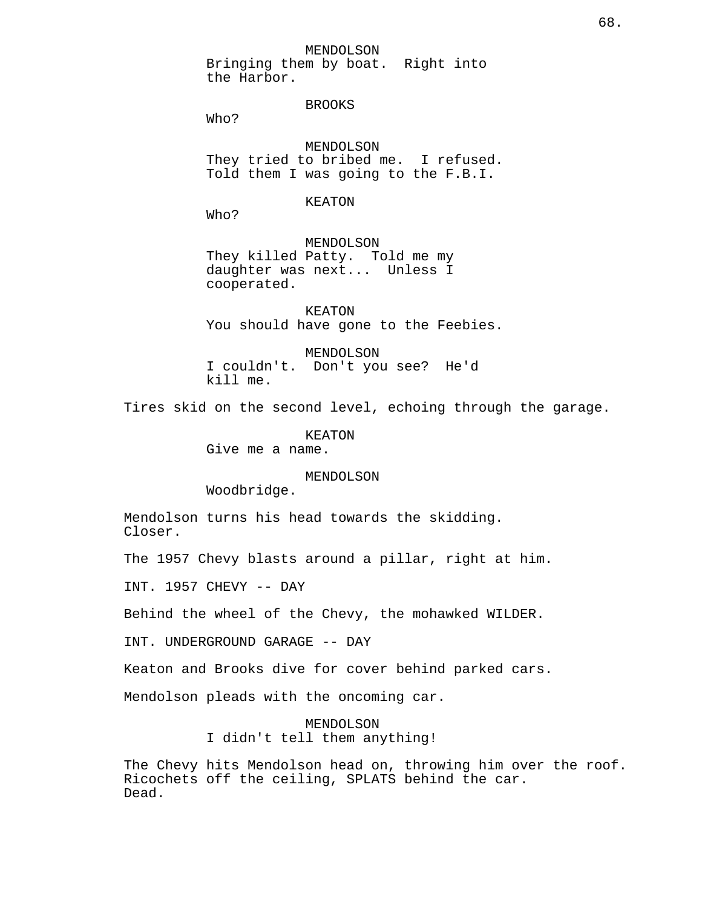MENDOLSON
Bringing them by boat. Right into the Harbor.

BROOKS
Who?

MENDOLSON
They tried to bribed me. I refused. Told them I was going to the F.B.I.

KEATON
Who?

MENDOLSON
They killed Patty. Told me my daughter was next... Unless I cooperated.

KEATON
You should have gone to the Feebies.

MENDOLSON
I couldn't. Don't you see? He'd kill me.

Tires skid on the second level, echoing through the garage.

KEATON
Give me a name.

MENDOLSON
Woodbridge.

Mendolson turns his head towards the skidding. Closer.

The 1957 Chevy blasts around a pillar, right at him.

INT. 1957 CHEVY -- DAY

Behind the wheel of the Chevy, the mohawked WILDER.

INT. UNDERGROUND GARAGE -- DAY

Keaton and Brooks dive for cover behind parked cars.

Mendolson pleads with the oncoming car.

MENDOLSON
I didn't tell them anything!

The Chevy hits Mendolson head on, throwing him over the roof. Ricochets off the ceiling, SPLATS behind the car. Dead.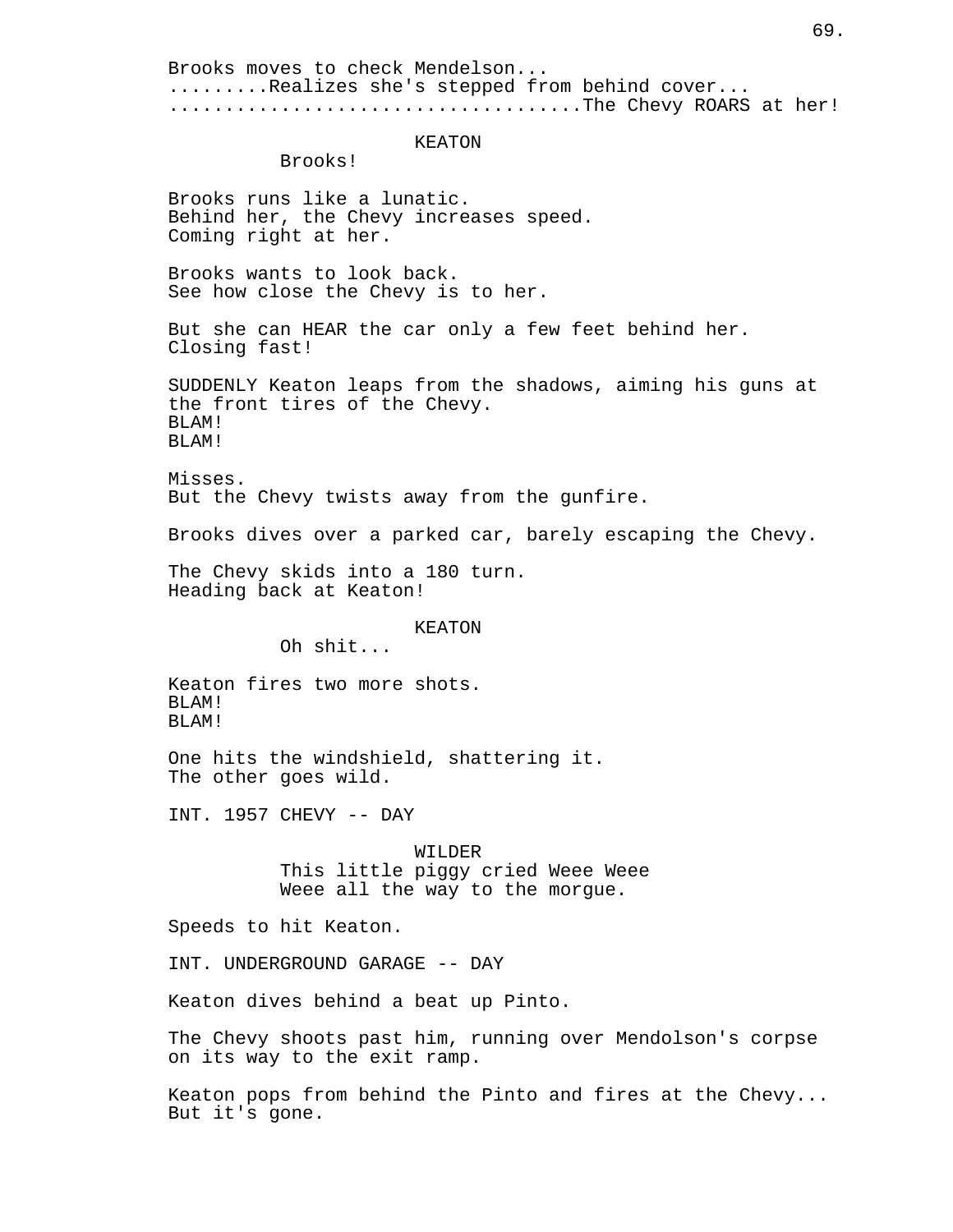Brooks moves to check Mendelson...
.........Realizes she's stepped from behind cover...
...................................The Chevy ROARS at her!

KEATON
Brooks!

Brooks runs like a lunatic.
Behind her, the Chevy increases speed.
Coming right at her.

Brooks wants to look back.
See how close the Chevy is to her.

But she can HEAR the car only a few feet behind her.
Closing fast!

SUDDENLY Keaton leaps from the shadows, aiming his guns at the front tires of the Chevy.
BLAM!
BLAM!

Misses.
But the Chevy twists away from the gunfire.

Brooks dives over a parked car, barely escaping the Chevy.

The Chevy skids into a 180 turn.
Heading back at Keaton!

KEATON
Oh shit...

Keaton fires two more shots.
BLAM!
BLAM!

One hits the windshield, shattering it.
The other goes wild.

INT. 1957 CHEVY -- DAY

WILDER
This little piggy cried Weee Weee
Weee all the way to the morgue.

Speeds to hit Keaton.

INT. UNDERGROUND GARAGE -- DAY

Keaton dives behind a beat up Pinto.

The Chevy shoots past him, running over Mendolson's corpse on its way to the exit ramp.

Keaton pops from behind the Pinto and fires at the Chevy...
But it's gone.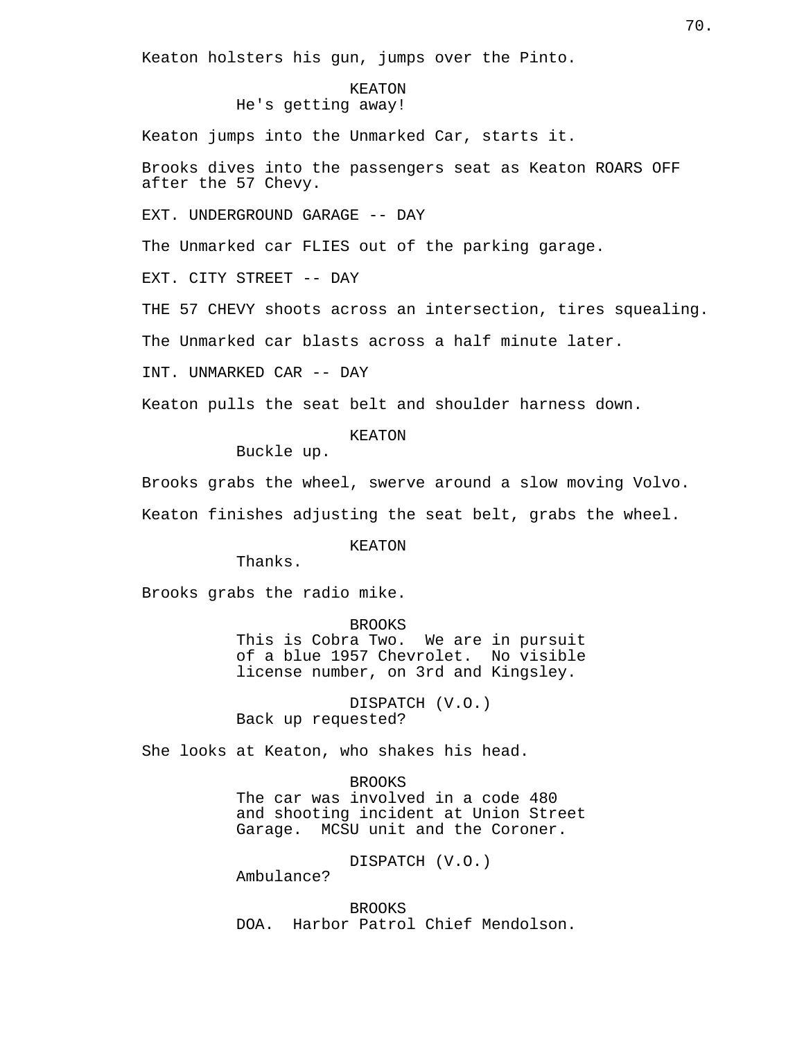Keaton holsters his gun, jumps over the Pinto.

KEATON
He's getting away!

Keaton jumps into the Unmarked Car, starts it.

Brooks dives into the passengers seat as Keaton ROARS OFF after the 57 Chevy.

EXT. UNDERGROUND GARAGE -- DAY

The Unmarked car FLIES out of the parking garage.

EXT. CITY STREET -- DAY

THE 57 CHEVY shoots across an intersection, tires squealing.

The Unmarked car blasts across a half minute later.

INT. UNMARKED CAR -- DAY

Keaton pulls the seat belt and shoulder harness down.

KEATON
Buckle up.

Brooks grabs the wheel, swerve around a slow moving Volvo.

Keaton finishes adjusting the seat belt, grabs the wheel.

KEATON
Thanks.

Brooks grabs the radio mike.

BROOKS
This is Cobra Two. We are in pursuit of a blue 1957 Chevrolet. No visible license number, on 3rd and Kingsley.

DISPATCH (V.O.)
Back up requested?

She looks at Keaton, who shakes his head.

BROOKS
The car was involved in a code 480 and shooting incident at Union Street Garage. MCSU unit and the Coroner.

DISPATCH (V.O.)
Ambulance?

BROOKS
DOA. Harbor Patrol Chief Mendolson.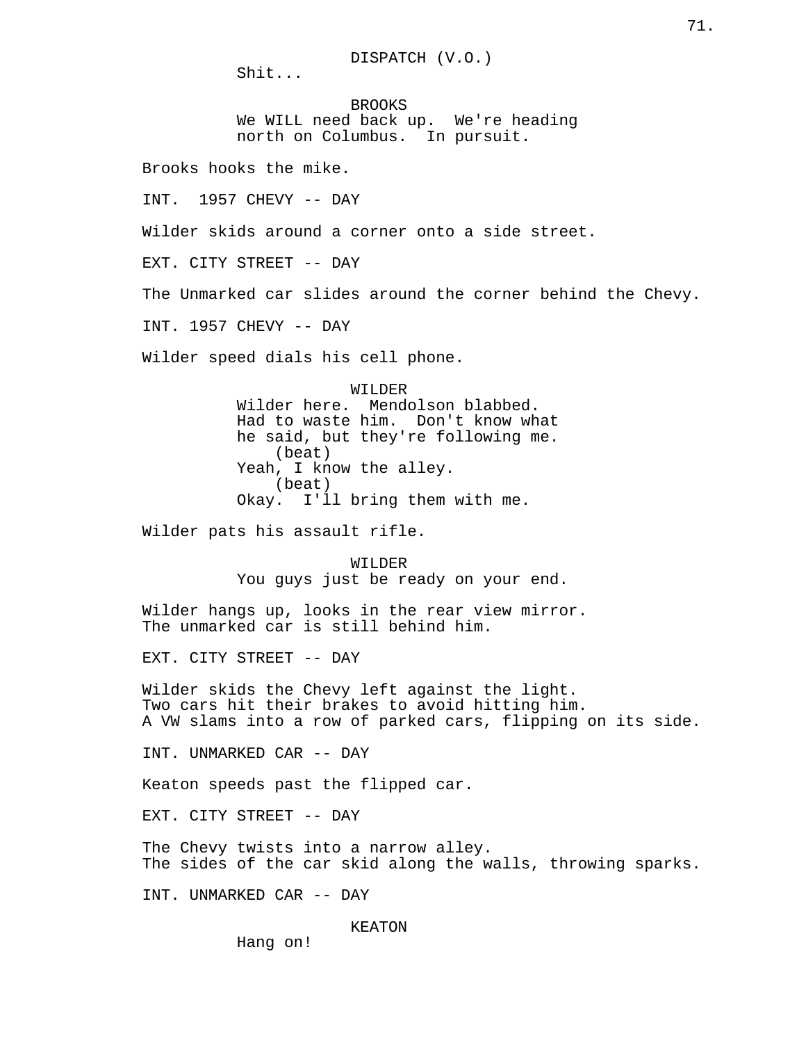DISPATCH (V.O.)
Shit...

BROOKS
We WILL need back up.  We're heading north on Columbus.  In pursuit.

Brooks hooks the mike.

INT.  1957 CHEVY -- DAY

Wilder skids around a corner onto a side street.

EXT. CITY STREET -- DAY

The Unmarked car slides around the corner behind the Chevy.

INT. 1957 CHEVY -- DAY

Wilder speed dials his cell phone.

WILDER
Wilder here.  Mendolson blabbed. Had to waste him.  Don't know what he said, but they're following me.
(beat)
Yeah, I know the alley.
(beat)
Okay.  I'll bring them with me.

Wilder pats his assault rifle.

WILDER
You guys just be ready on your end.

Wilder hangs up, looks in the rear view mirror.
The unmarked car is still behind him.

EXT. CITY STREET -- DAY

Wilder skids the Chevy left against the light.
Two cars hit their brakes to avoid hitting him.
A VW slams into a row of parked cars, flipping on its side.

INT. UNMARKED CAR -- DAY

Keaton speeds past the flipped car.

EXT. CITY STREET -- DAY

The Chevy twists into a narrow alley.
The sides of the car skid along the walls, throwing sparks.

INT. UNMARKED CAR -- DAY

KEATON
Hang on!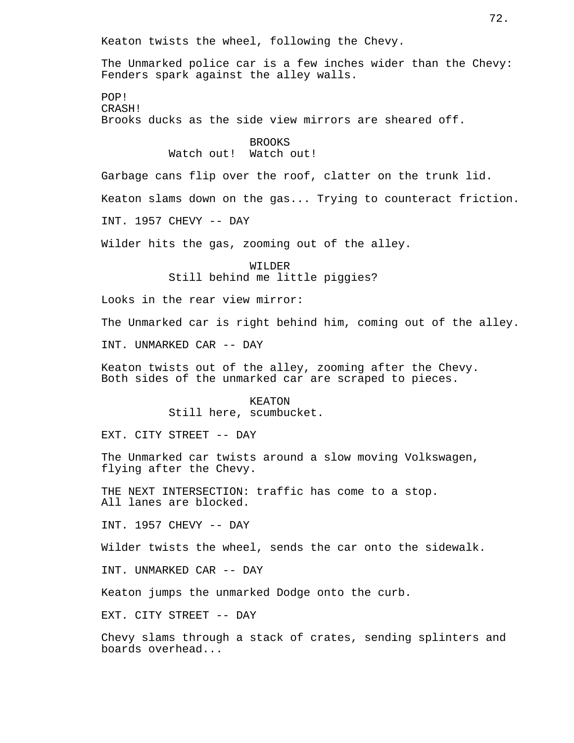Keaton twists the wheel, following the Chevy.

The Unmarked police car is a few inches wider than the Chevy: Fenders spark against the alley walls.

POP!
CRASH!
Brooks ducks as the side view mirrors are sheared off.

BROOKS
Watch out! Watch out!

Garbage cans flip over the roof, clatter on the trunk lid.

Keaton slams down on the gas... Trying to counteract friction.

INT. 1957 CHEVY -- DAY

Wilder hits the gas, zooming out of the alley.

WILDER
Still behind me little piggies?

Looks in the rear view mirror:

The Unmarked car is right behind him, coming out of the alley.

INT. UNMARKED CAR -- DAY

Keaton twists out of the alley, zooming after the Chevy. Both sides of the unmarked car are scraped to pieces.

KEATON
Still here, scumbucket.

EXT. CITY STREET -- DAY

The Unmarked car twists around a slow moving Volkswagen, flying after the Chevy.

THE NEXT INTERSECTION: traffic has come to a stop. All lanes are blocked.

INT. 1957 CHEVY -- DAY

Wilder twists the wheel, sends the car onto the sidewalk.

INT. UNMARKED CAR -- DAY

Keaton jumps the unmarked Dodge onto the curb.

EXT. CITY STREET -- DAY

Chevy slams through a stack of crates, sending splinters and boards overhead...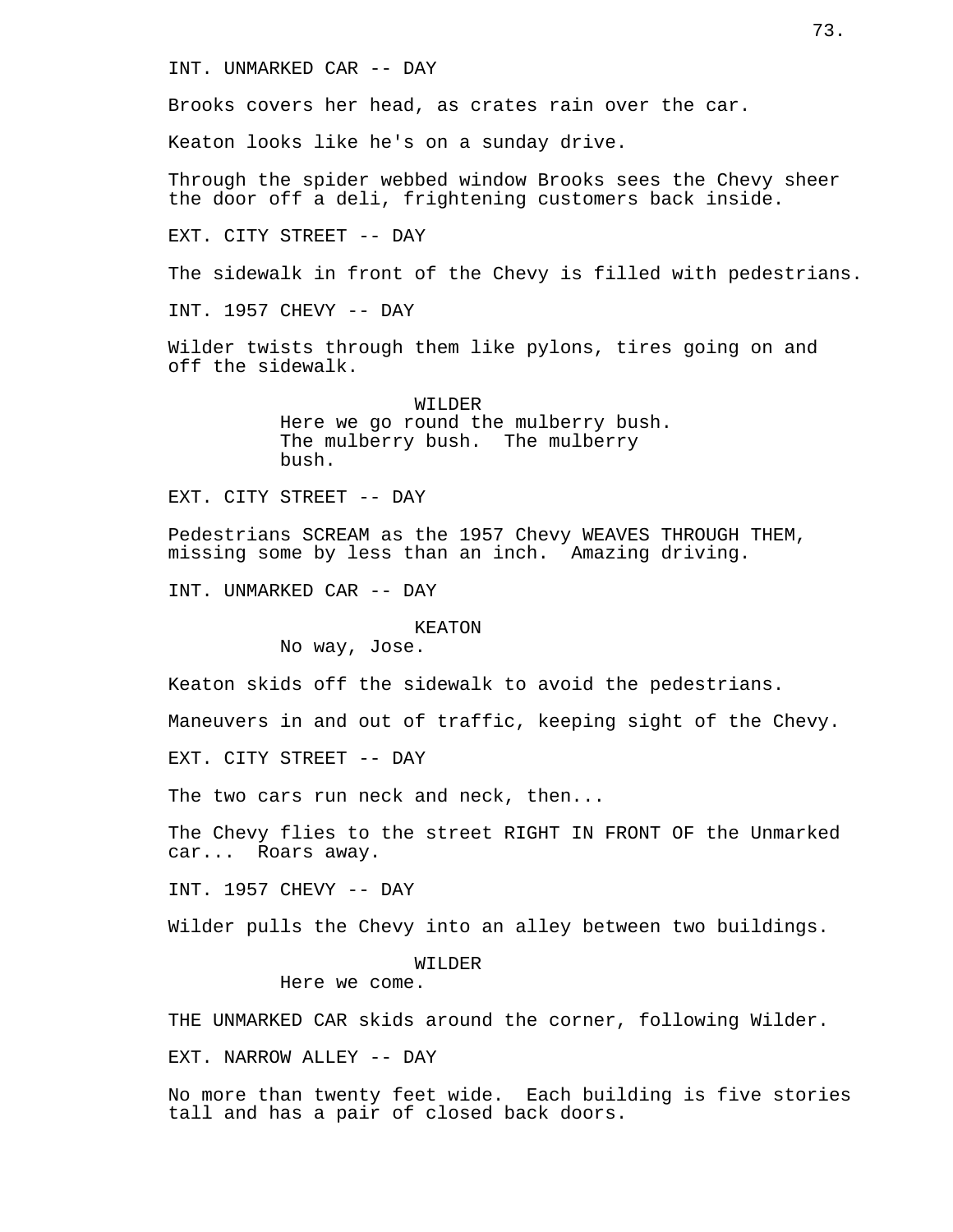INT. UNMARKED CAR -- DAY

Brooks covers her head, as crates rain over the car.

Keaton looks like he's on a sunday drive.

Through the spider webbed window Brooks sees the Chevy sheer the door off a deli, frightening customers back inside.

EXT. CITY STREET -- DAY

The sidewalk in front of the Chevy is filled with pedestrians.

INT. 1957 CHEVY -- DAY

Wilder twists through them like pylons, tires going on and off the sidewalk.

WILDER
Here we go round the mulberry bush. The mulberry bush. The mulberry bush.

EXT. CITY STREET -- DAY

Pedestrians SCREAM as the 1957 Chevy WEAVES THROUGH THEM, missing some by less than an inch. Amazing driving.

INT. UNMARKED CAR -- DAY

KEATON
No way, Jose.

Keaton skids off the sidewalk to avoid the pedestrians.

Maneuvers in and out of traffic, keeping sight of the Chevy.

EXT. CITY STREET -- DAY

The two cars run neck and neck, then...

The Chevy flies to the street RIGHT IN FRONT OF the Unmarked car... Roars away.

INT. 1957 CHEVY -- DAY

Wilder pulls the Chevy into an alley between two buildings.

WILDER
Here we come.

THE UNMARKED CAR skids around the corner, following Wilder.

EXT. NARROW ALLEY -- DAY

No more than twenty feet wide. Each building is five stories tall and has a pair of closed back doors.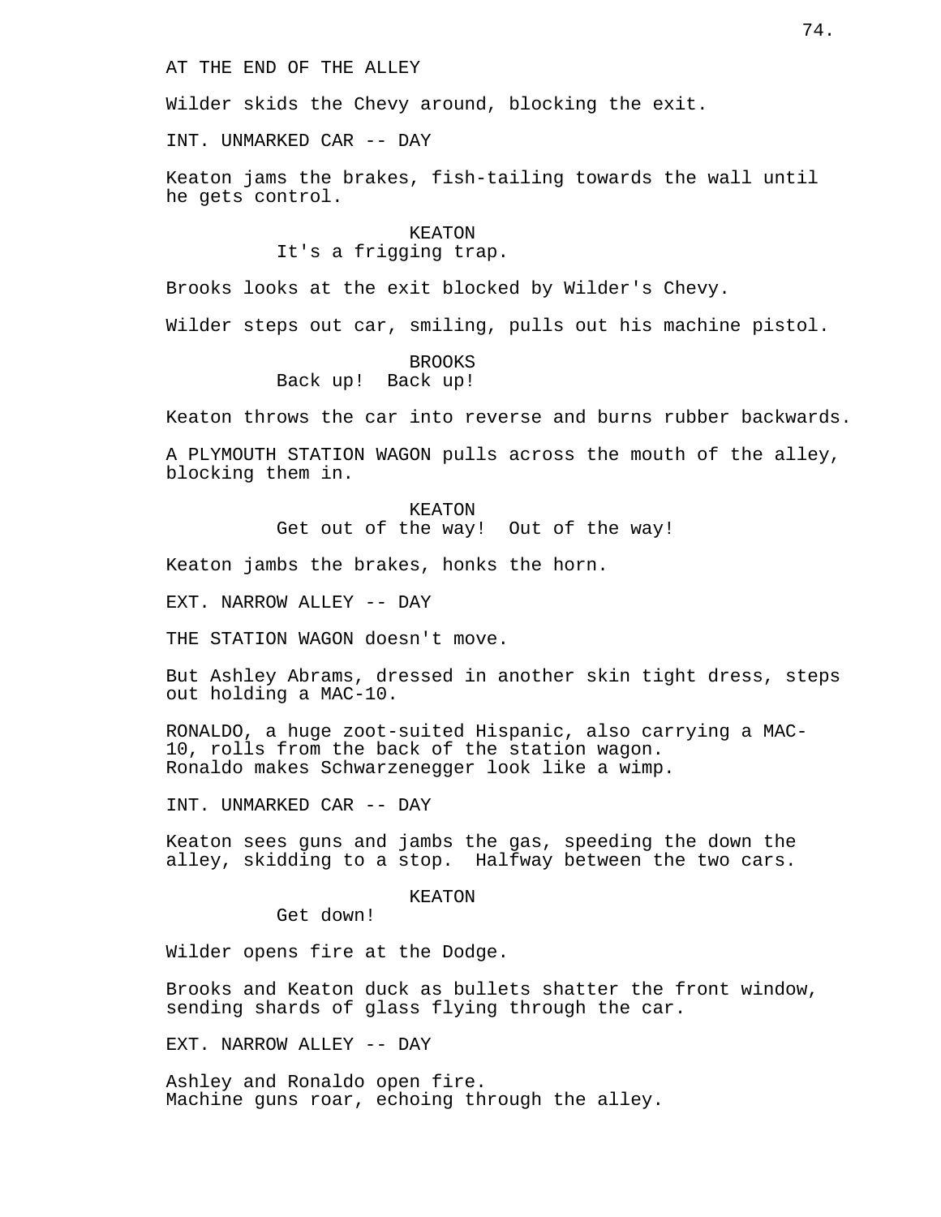AT THE END OF THE ALLEY

Wilder skids the Chevy around, blocking the exit.

INT. UNMARKED CAR -- DAY

Keaton jams the brakes, fish-tailing towards the wall until he gets control.

KEATON
It's a frigging trap.

Brooks looks at the exit blocked by Wilder's Chevy.

Wilder steps out car, smiling, pulls out his machine pistol.

BROOKS
Back up!  Back up!

Keaton throws the car into reverse and burns rubber backwards.

A PLYMOUTH STATION WAGON pulls across the mouth of the alley, blocking them in.

KEATON
Get out of the way!  Out of the way!

Keaton jambs the brakes, honks the horn.

EXT. NARROW ALLEY -- DAY

THE STATION WAGON doesn't move.

But Ashley Abrams, dressed in another skin tight dress, steps out holding a MAC-10.

RONALDO, a huge zoot-suited Hispanic, also carrying a MAC-10, rolls from the back of the station wagon.
Ronaldo makes Schwarzenegger look like a wimp.

INT. UNMARKED CAR -- DAY

Keaton sees guns and jambs the gas, speeding the down the alley, skidding to a stop.  Halfway between the two cars.

KEATON
Get down!

Wilder opens fire at the Dodge.

Brooks and Keaton duck as bullets shatter the front window, sending shards of glass flying through the car.

EXT. NARROW ALLEY -- DAY

Ashley and Ronaldo open fire.
Machine guns roar, echoing through the alley.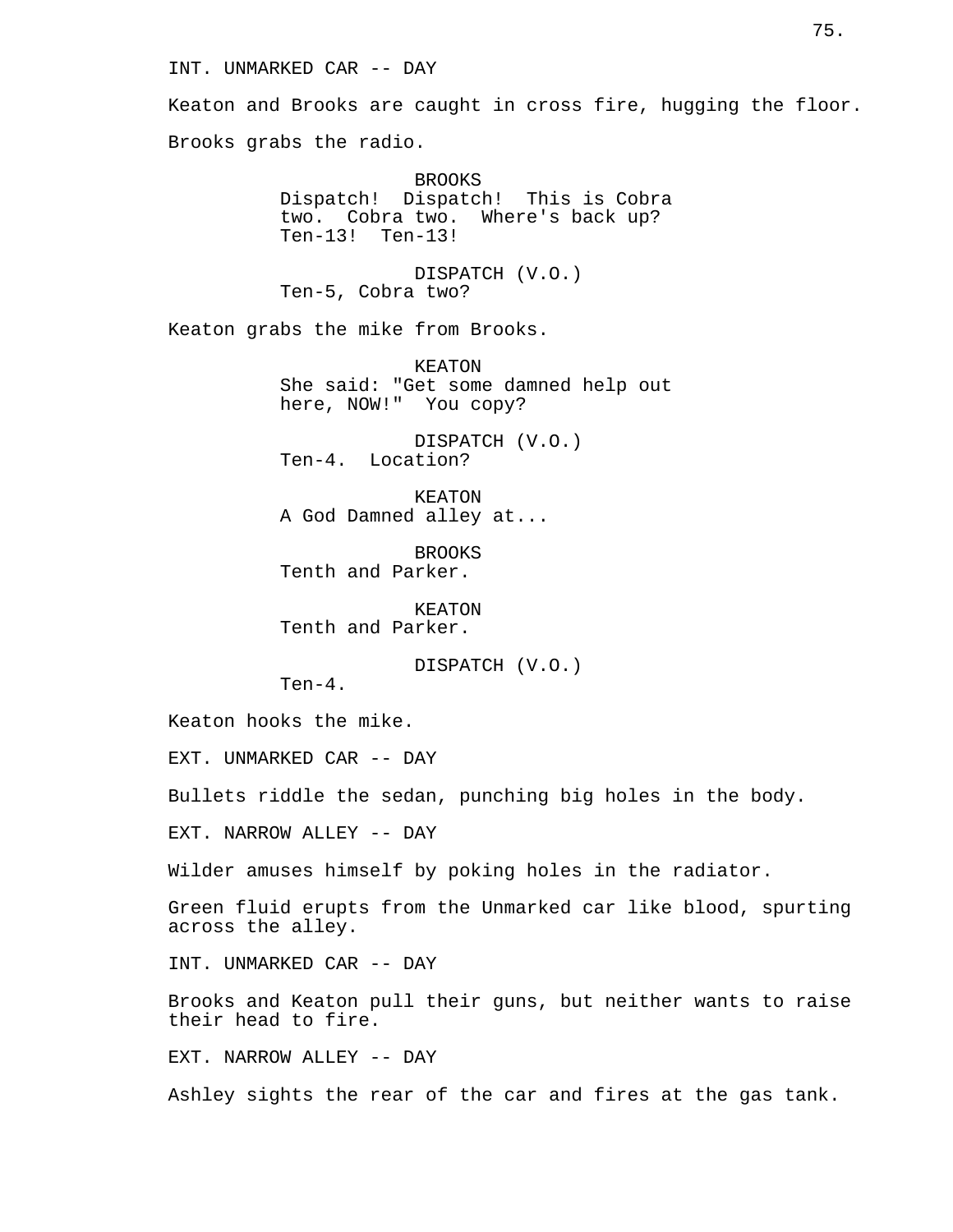INT. UNMARKED CAR -- DAY

Keaton and Brooks are caught in cross fire, hugging the floor.

Brooks grabs the radio.

BROOKS
Dispatch! Dispatch! This is Cobra two. Cobra two. Where's back up? Ten-13! Ten-13!

DISPATCH (V.O.)
Ten-5, Cobra two?

Keaton grabs the mike from Brooks.

KEATON
She said: "Get some damned help out here, NOW!" You copy?

DISPATCH (V.O.)
Ten-4. Location?

KEATON
A God Damned alley at...

BROOKS
Tenth and Parker.

KEATON
Tenth and Parker.

DISPATCH (V.O.)
Ten-4.

Keaton hooks the mike.

EXT. UNMARKED CAR -- DAY

Bullets riddle the sedan, punching big holes in the body.

EXT. NARROW ALLEY -- DAY

Wilder amuses himself by poking holes in the radiator.

Green fluid erupts from the Unmarked car like blood, spurting across the alley.

INT. UNMARKED CAR -- DAY

Brooks and Keaton pull their guns, but neither wants to raise their head to fire.

EXT. NARROW ALLEY -- DAY

Ashley sights the rear of the car and fires at the gas tank.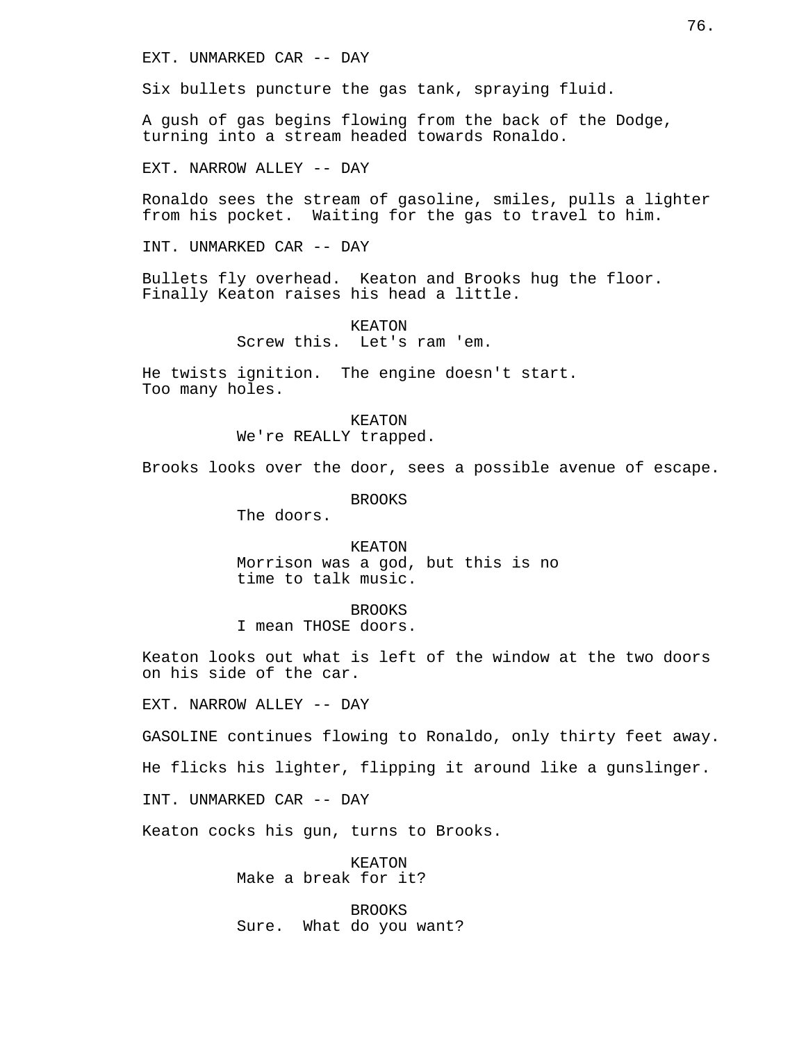EXT. UNMARKED CAR -- DAY

Six bullets puncture the gas tank, spraying fluid.

A gush of gas begins flowing from the back of the Dodge, turning into a stream headed towards Ronaldo.

EXT. NARROW ALLEY -- DAY

Ronaldo sees the stream of gasoline, smiles, pulls a lighter from his pocket. Waiting for the gas to travel to him.

INT. UNMARKED CAR -- DAY

Bullets fly overhead. Keaton and Brooks hug the floor. Finally Keaton raises his head a little.

KEATON
Screw this. Let's ram 'em.

He twists ignition. The engine doesn't start. Too many holes.

KEATON
We're REALLY trapped.

Brooks looks over the door, sees a possible avenue of escape.

BROOKS
The doors.

KEATON
Morrison was a god, but this is no time to talk music.

BROOKS
I mean THOSE doors.

Keaton looks out what is left of the window at the two doors on his side of the car.

EXT. NARROW ALLEY -- DAY

GASOLINE continues flowing to Ronaldo, only thirty feet away.

He flicks his lighter, flipping it around like a gunslinger.

INT. UNMARKED CAR -- DAY

Keaton cocks his gun, turns to Brooks.

KEATON
Make a break for it?

BROOKS
Sure. What do you want?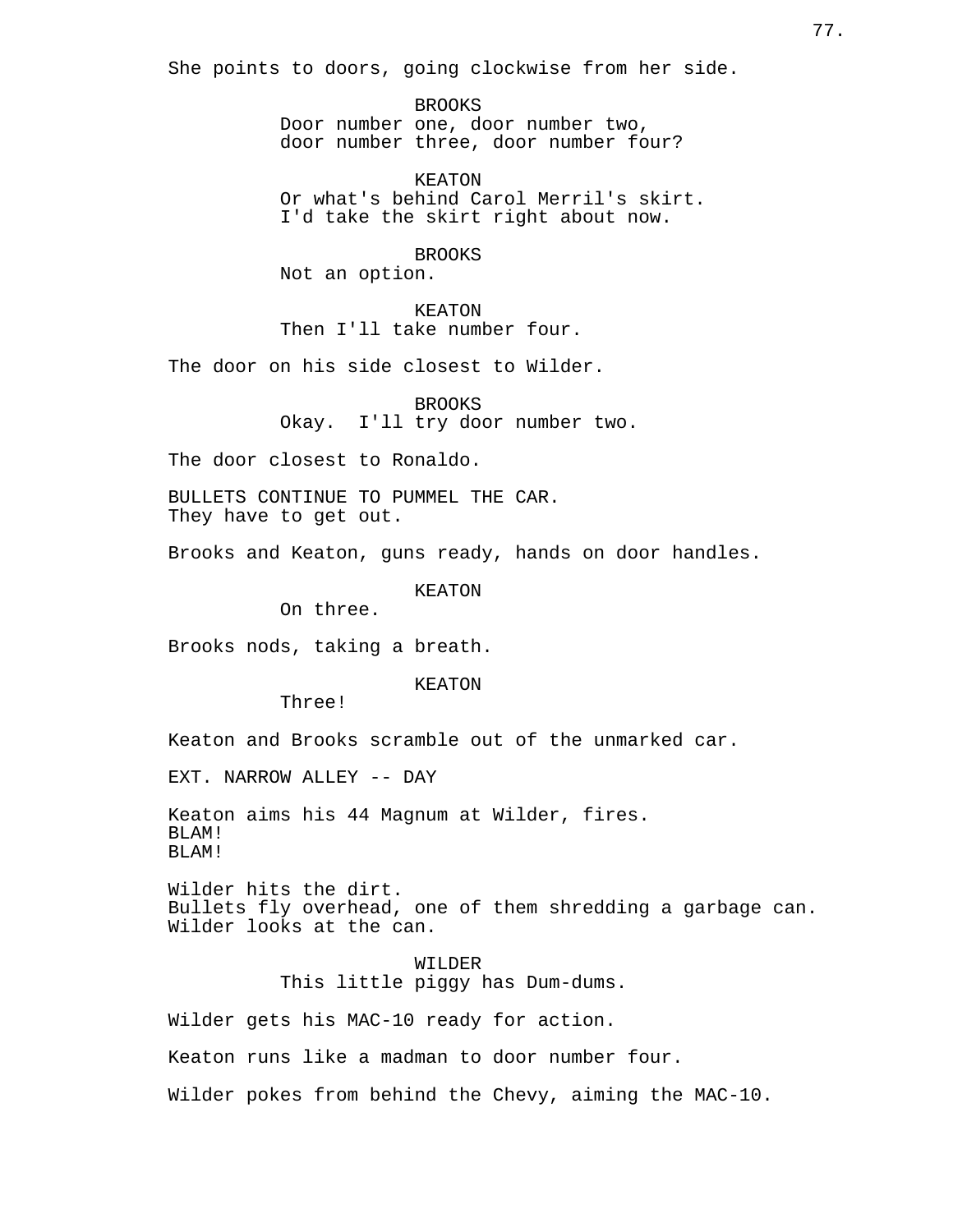She points to doors, going clockwise from her side.

BROOKS
Door number one, door number two, door number three, door number four?

KEATON
Or what's behind Carol Merril's skirt. I'd take the skirt right about now.

BROOKS
Not an option.

KEATON
Then I'll take number four.

The door on his side closest to Wilder.

BROOKS
Okay.  I'll try door number two.

The door closest to Ronaldo.

BULLETS CONTINUE TO PUMMEL THE CAR.
They have to get out.

Brooks and Keaton, guns ready, hands on door handles.

KEATON
On three.

Brooks nods, taking a breath.

KEATON
Three!

Keaton and Brooks scramble out of the unmarked car.

EXT. NARROW ALLEY -- DAY

Keaton aims his 44 Magnum at Wilder, fires.
BLAM!
BLAM!

Wilder hits the dirt.
Bullets fly overhead, one of them shredding a garbage can.
Wilder looks at the can.

WILDER
This little piggy has Dum-dums.

Wilder gets his MAC-10 ready for action.

Keaton runs like a madman to door number four.

Wilder pokes from behind the Chevy, aiming the MAC-10.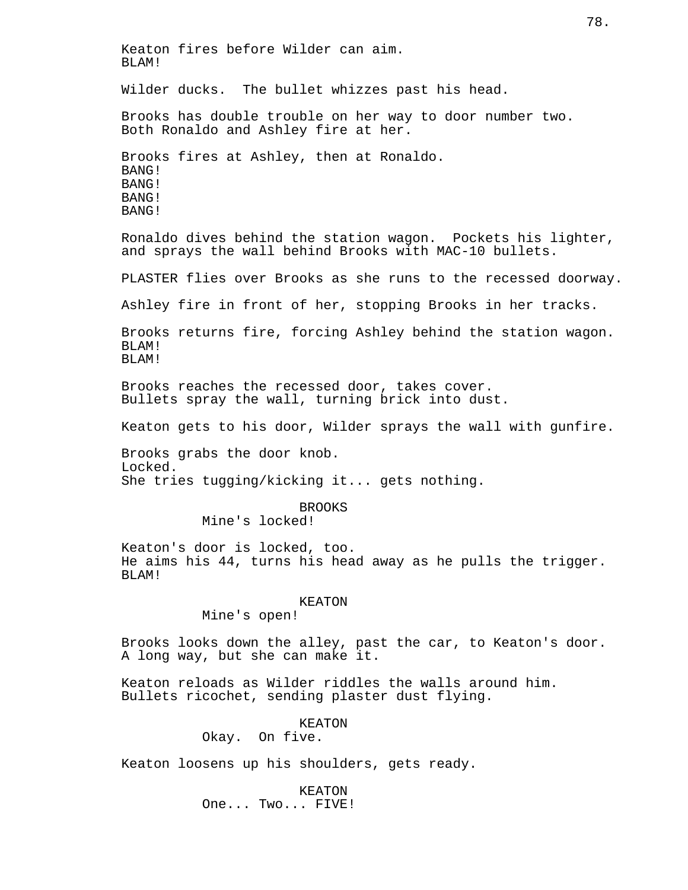Keaton fires before Wilder can aim.
BLAM!

Wilder ducks. The bullet whizzes past his head.

Brooks has double trouble on her way to door number two.
Both Ronaldo and Ashley fire at her.

Brooks fires at Ashley, then at Ronaldo.
BANG!
BANG!
BANG!
BANG!

Ronaldo dives behind the station wagon. Pockets his lighter, and sprays the wall behind Brooks with MAC-10 bullets.

PLASTER flies over Brooks as she runs to the recessed doorway.

Ashley fire in front of her, stopping Brooks in her tracks.

Brooks returns fire, forcing Ashley behind the station wagon.
BLAM!
BLAM!

Brooks reaches the recessed door, takes cover.
Bullets spray the wall, turning brick into dust.

Keaton gets to his door, Wilder sprays the wall with gunfire.

Brooks grabs the door knob.
Locked.
She tries tugging/kicking it... gets nothing.

BROOKS
Mine's locked!

Keaton's door is locked, too.
He aims his 44, turns his head away as he pulls the trigger.
BLAM!

KEATON
Mine's open!

Brooks looks down the alley, past the car, to Keaton's door.
A long way, but she can make it.

Keaton reloads as Wilder riddles the walls around him.
Bullets ricochet, sending plaster dust flying.

KEATON
Okay. On five.

Keaton loosens up his shoulders, gets ready.

KEATON
One... Two... FIVE!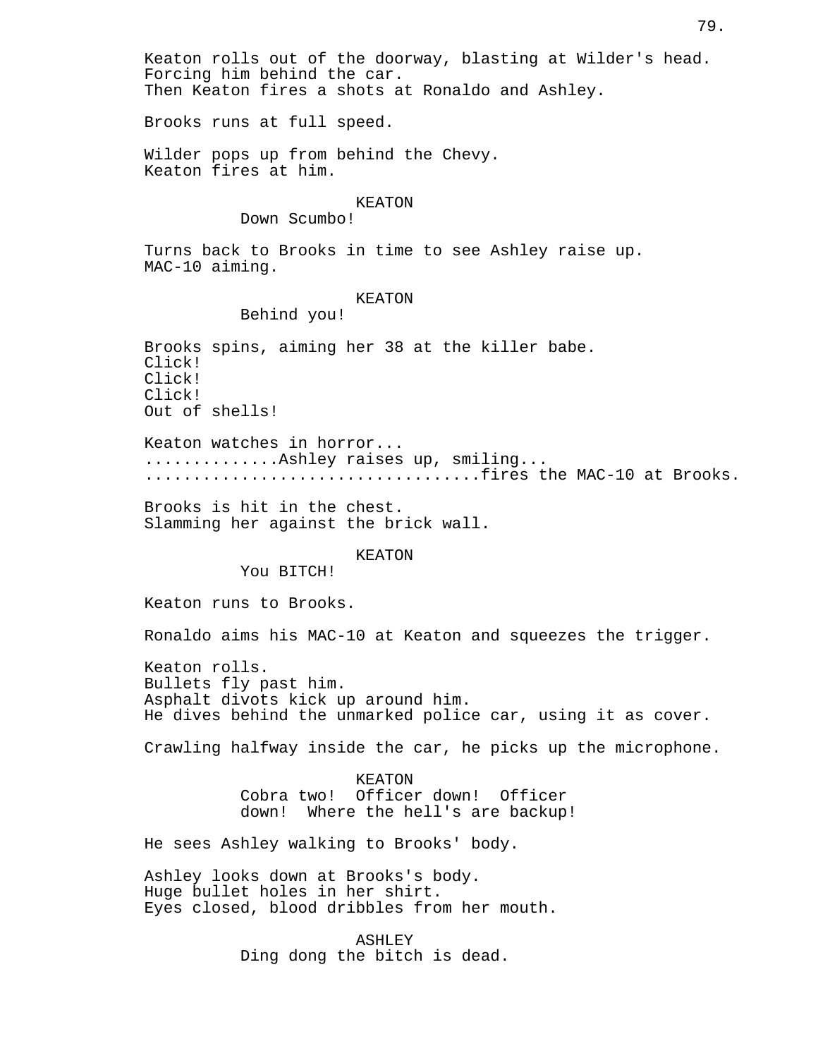Keaton rolls out of the doorway, blasting at Wilder's head.
Forcing him behind the car.
Then Keaton fires a shots at Ronaldo and Ashley.

Brooks runs at full speed.

Wilder pops up from behind the Chevy.
Keaton fires at him.

KEATON
Down Scumbo!

Turns back to Brooks in time to see Ashley raise up.
MAC-10 aiming.

KEATON
Behind you!

Brooks spins, aiming her 38 at the killer babe.
Click!
Click!
Click!
Out of shells!

Keaton watches in horror...
..............Ashley raises up, smiling...
..................................fires the MAC-10 at Brooks.

Brooks is hit in the chest.
Slamming her against the brick wall.

KEATON
You BITCH!

Keaton runs to Brooks.

Ronaldo aims his MAC-10 at Keaton and squeezes the trigger.

Keaton rolls.
Bullets fly past him.
Asphalt divots kick up around him.
He dives behind the unmarked police car, using it as cover.

Crawling halfway inside the car, he picks up the microphone.

KEATON
Cobra two! Officer down! Officer
down! Where the hell's are backup!

He sees Ashley walking to Brooks' body.

Ashley looks down at Brooks's body.
Huge bullet holes in her shirt.
Eyes closed, blood dribbles from her mouth.

ASHLEY
Ding dong the bitch is dead.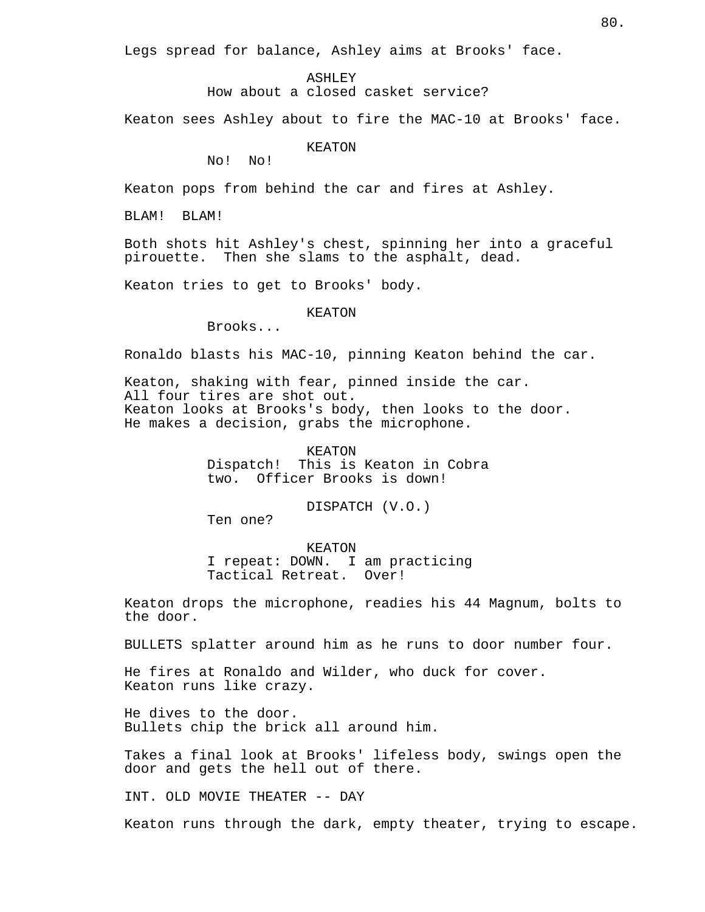Legs spread for balance, Ashley aims at Brooks' face.

ASHLEY
How about a closed casket service?

Keaton sees Ashley about to fire the MAC-10 at Brooks' face.

KEATON
No! No!

Keaton pops from behind the car and fires at Ashley.

BLAM! BLAM!

Both shots hit Ashley's chest, spinning her into a graceful pirouette. Then she slams to the asphalt, dead.

Keaton tries to get to Brooks' body.

KEATON
Brooks...

Ronaldo blasts his MAC-10, pinning Keaton behind the car.

Keaton, shaking with fear, pinned inside the car.
All four tires are shot out.
Keaton looks at Brooks's body, then looks to the door.
He makes a decision, grabs the microphone.

KEATON
Dispatch! This is Keaton in Cobra two. Officer Brooks is down!

DISPATCH (V.O.)
Ten one?

KEATON
I repeat: DOWN. I am practicing Tactical Retreat. Over!

Keaton drops the microphone, readies his 44 Magnum, bolts to the door.

BULLETS splatter around him as he runs to door number four.

He fires at Ronaldo and Wilder, who duck for cover.
Keaton runs like crazy.

He dives to the door.
Bullets chip the brick all around him.

Takes a final look at Brooks' lifeless body, swings open the door and gets the hell out of there.

INT. OLD MOVIE THEATER -- DAY

Keaton runs through the dark, empty theater, trying to escape.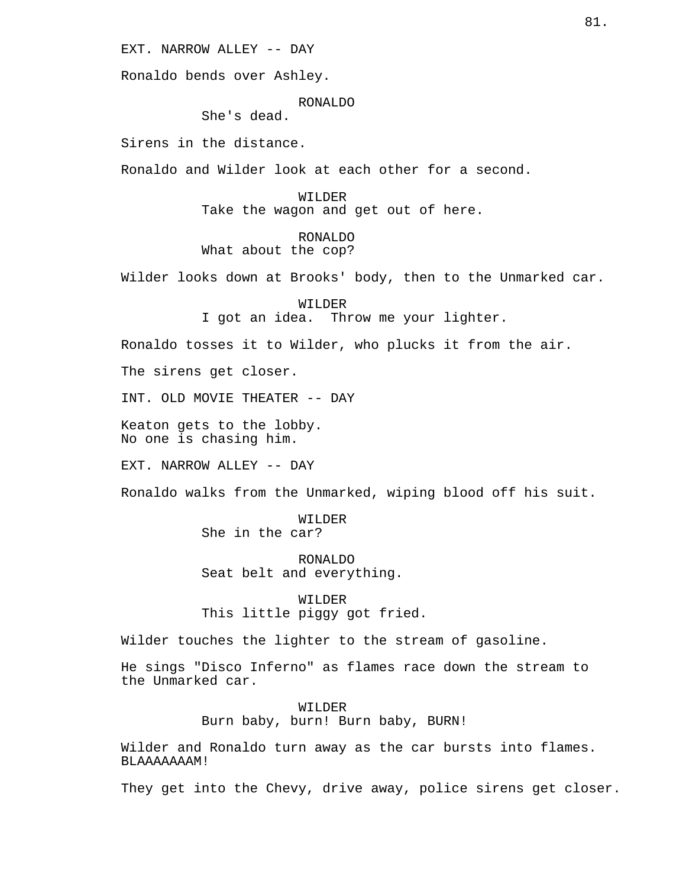EXT. NARROW ALLEY -- DAY

Ronaldo bends over Ashley.

RONALDO
She's dead.

Sirens in the distance.

Ronaldo and Wilder look at each other for a second.

WILDER
Take the wagon and get out of here.

RONALDO
What about the cop?

Wilder looks down at Brooks' body, then to the Unmarked car.

WILDER
I got an idea.  Throw me your lighter.

Ronaldo tosses it to Wilder, who plucks it from the air.

The sirens get closer.

INT. OLD MOVIE THEATER -- DAY

Keaton gets to the lobby.
No one is chasing him.

EXT. NARROW ALLEY -- DAY

Ronaldo walks from the Unmarked, wiping blood off his suit.

WILDER
She in the car?

RONALDO
Seat belt and everything.

WILDER
This little piggy got fried.

Wilder touches the lighter to the stream of gasoline.

He sings "Disco Inferno" as flames race down the stream to the Unmarked car.

WILDER
Burn baby, burn! Burn baby, BURN!

Wilder and Ronaldo turn away as the car bursts into flames. BLAAAAAAAM!

They get into the Chevy, drive away, police sirens get closer.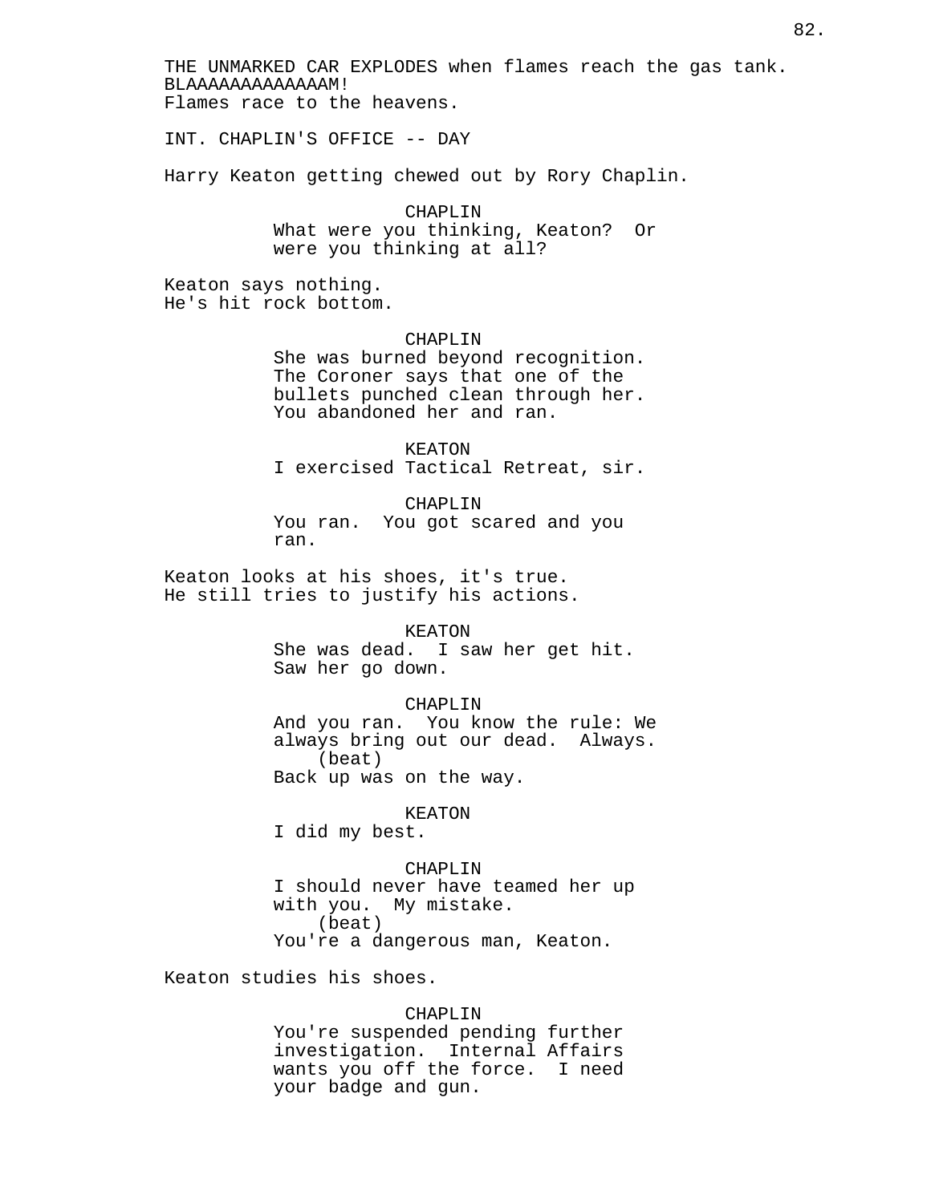THE UNMARKED CAR EXPLODES when flames reach the gas tank. BLAAAAAAAAAAAAAM!
Flames race to the heavens.

INT. CHAPLIN'S OFFICE -- DAY

Harry Keaton getting chewed out by Rory Chaplin.

CHAPLIN
What were you thinking, Keaton? Or were you thinking at all?

Keaton says nothing.
He's hit rock bottom.

CHAPLIN
She was burned beyond recognition. The Coroner says that one of the bullets punched clean through her. You abandoned her and ran.

KEATON
I exercised Tactical Retreat, sir.

CHAPLIN
You ran. You got scared and you ran.

Keaton looks at his shoes, it's true.
He still tries to justify his actions.

KEATON
She was dead. I saw her get hit. Saw her go down.

CHAPLIN
And you ran. You know the rule: We always bring out our dead. Always.
(beat)
Back up was on the way.

KEATON
I did my best.

CHAPLIN
I should never have teamed her up with you. My mistake.
(beat)
You're a dangerous man, Keaton.

Keaton studies his shoes.

CHAPLIN
You're suspended pending further investigation. Internal Affairs wants you off the force. I need your badge and gun.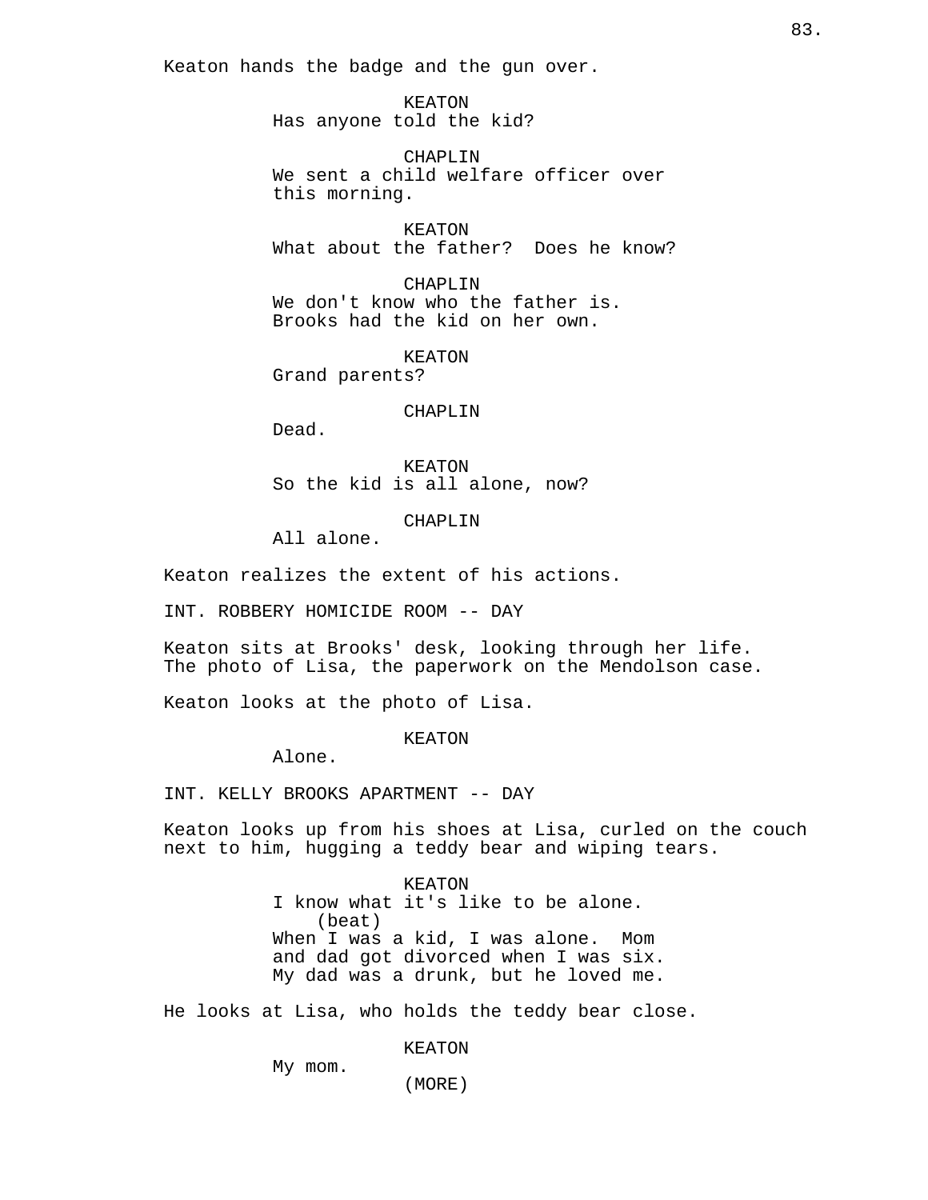Keaton hands the badge and the gun over.

KEATON
Has anyone told the kid?

CHAPLIN
We sent a child welfare officer over this morning.

KEATON
What about the father? Does he know?

CHAPLIN
We don't know who the father is. Brooks had the kid on her own.

KEATON
Grand parents?

CHAPLIN
Dead.

KEATON
So the kid is all alone, now?

CHAPLIN
All alone.

Keaton realizes the extent of his actions.

INT. ROBBERY HOMICIDE ROOM -- DAY

Keaton sits at Brooks' desk, looking through her life. The photo of Lisa, the paperwork on the Mendolson case.

Keaton looks at the photo of Lisa.

KEATON
Alone.

INT. KELLY BROOKS APARTMENT -- DAY

Keaton looks up from his shoes at Lisa, curled on the couch next to him, hugging a teddy bear and wiping tears.

KEATON
I know what it's like to be alone.
(beat)
When I was a kid, I was alone. Mom and dad got divorced when I was six. My dad was a drunk, but he loved me.

He looks at Lisa, who holds the teddy bear close.

KEATON
My mom.
(MORE)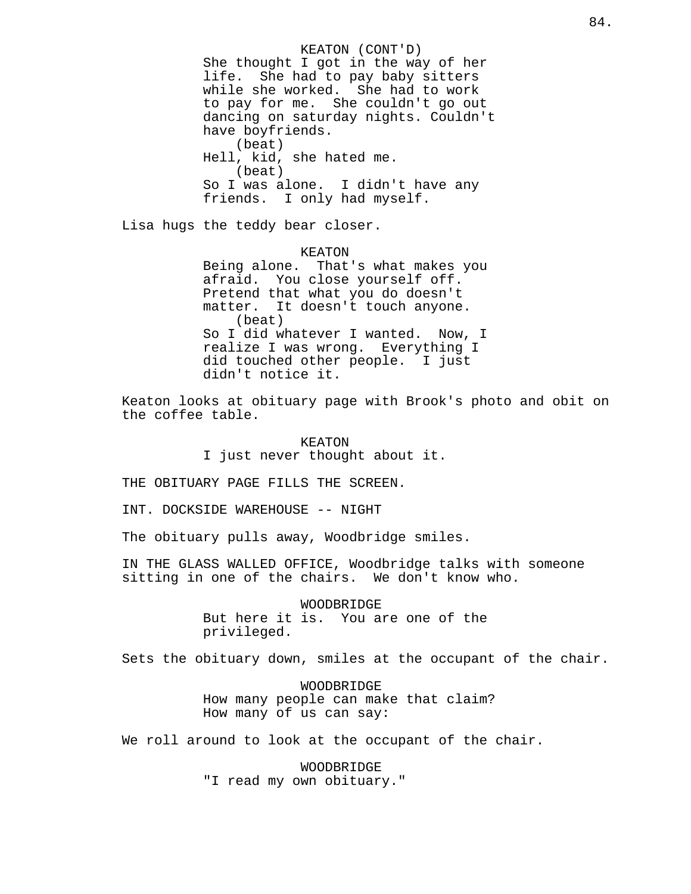KEATON (CONT'D)
She thought I got in the way of her life. She had to pay baby sitters while she worked. She had to work to pay for me. She couldn't go out dancing on saturday nights. Couldn't have boyfriends.
(beat)
Hell, kid, she hated me.
(beat)
So I was alone. I didn't have any friends. I only had myself.

Lisa hugs the teddy bear closer.

KEATON
Being alone. That's what makes you afraid. You close yourself off. Pretend that what you do doesn't matter. It doesn't touch anyone.
(beat)
So I did whatever I wanted. Now, I realize I was wrong. Everything I did touched other people. I just didn't notice it.

Keaton looks at obituary page with Brook's photo and obit on the coffee table.

KEATON
I just never thought about it.

THE OBITUARY PAGE FILLS THE SCREEN.

INT. DOCKSIDE WAREHOUSE -- NIGHT

The obituary pulls away, Woodbridge smiles.

IN THE GLASS WALLED OFFICE, Woodbridge talks with someone sitting in one of the chairs. We don't know who.

WOODBRIDGE
But here it is. You are one of the privileged.

Sets the obituary down, smiles at the occupant of the chair.

WOODBRIDGE
How many people can make that claim? How many of us can say:

We roll around to look at the occupant of the chair.

WOODBRIDGE
"I read my own obituary."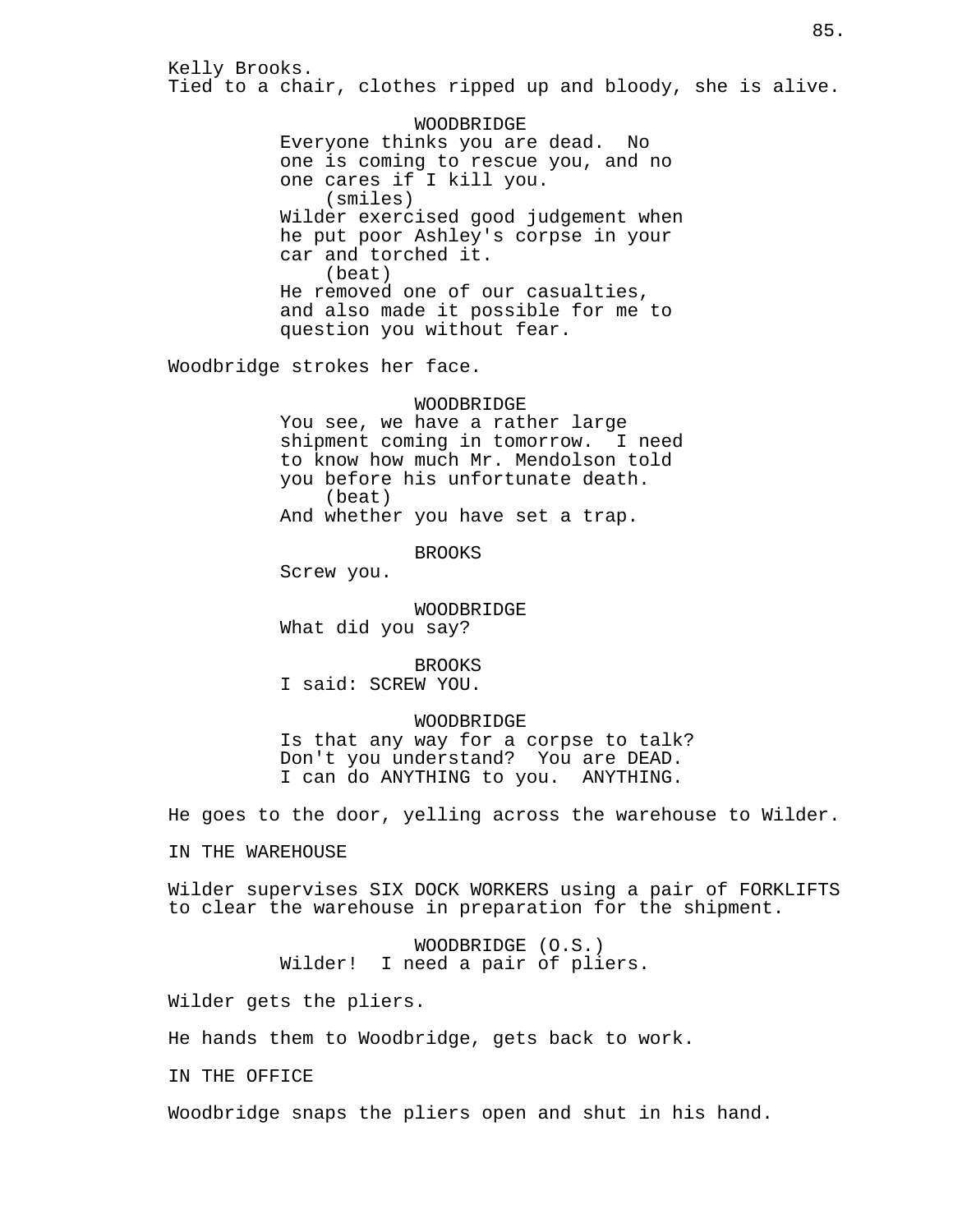Kelly Brooks.
Tied to a chair, clothes ripped up and bloody, she is alive.

WOODBRIDGE
Everyone thinks you are dead. No one is coming to rescue you, and no one cares if I kill you.
(smiles)
Wilder exercised good judgement when he put poor Ashley's corpse in your car and torched it.
(beat)
He removed one of our casualties, and also made it possible for me to question you without fear.

Woodbridge strokes her face.

WOODBRIDGE
You see, we have a rather large shipment coming in tomorrow. I need to know how much Mr. Mendolson told you before his unfortunate death.
(beat)
And whether you have set a trap.

BROOKS
Screw you.

WOODBRIDGE
What did you say?

BROOKS
I said: SCREW YOU.

WOODBRIDGE
Is that any way for a corpse to talk? Don't you understand? You are DEAD. I can do ANYTHING to you. ANYTHING.

He goes to the door, yelling across the warehouse to Wilder.

IN THE WAREHOUSE

Wilder supervises SIX DOCK WORKERS using a pair of FORKLIFTS to clear the warehouse in preparation for the shipment.

WOODBRIDGE (O.S.)
Wilder! I need a pair of pliers.

Wilder gets the pliers.

He hands them to Woodbridge, gets back to work.

IN THE OFFICE

Woodbridge snaps the pliers open and shut in his hand.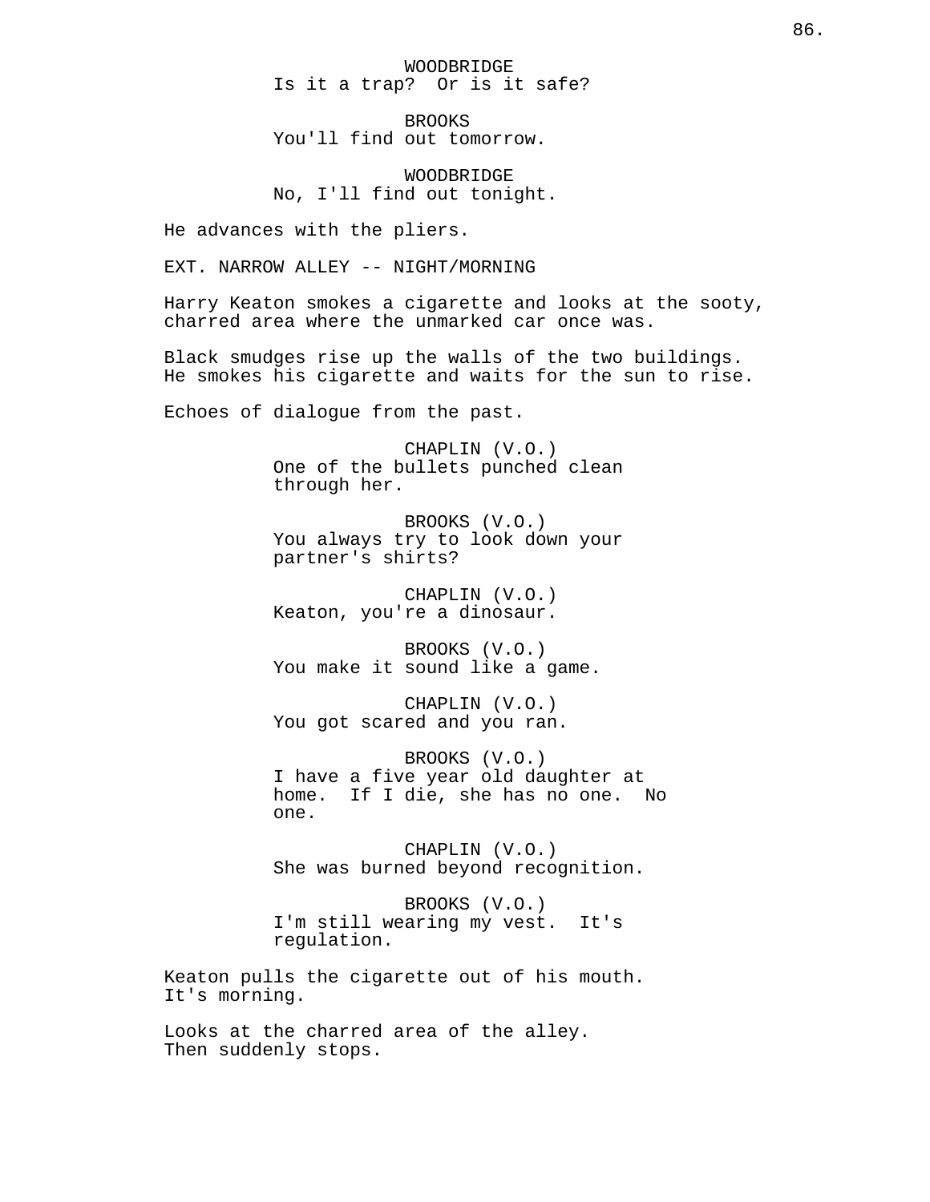WOODBRIDGE
Is it a trap?  Or is it safe?

BROOKS
You'll find out tomorrow.

WOODBRIDGE
No, I'll find out tonight.

He advances with the pliers.

EXT. NARROW ALLEY -- NIGHT/MORNING

Harry Keaton smokes a cigarette and looks at the sooty, charred area where the unmarked car once was.

Black smudges rise up the walls of the two buildings. He smokes his cigarette and waits for the sun to rise.

Echoes of dialogue from the past.

CHAPLIN (V.O.)
One of the bullets punched clean through her.

BROOKS (V.O.)
You always try to look down your partner's shirts?

CHAPLIN (V.O.)
Keaton, you're a dinosaur.

BROOKS (V.O.)
You make it sound like a game.

CHAPLIN (V.O.)
You got scared and you ran.

BROOKS (V.O.)
I have a five year old daughter at home.  If I die, she has no one.  No one.

CHAPLIN (V.O.)
She was burned beyond recognition.

BROOKS (V.O.)
I'm still wearing my vest.  It's regulation.

Keaton pulls the cigarette out of his mouth. It's morning.

Looks at the charred area of the alley. Then suddenly stops.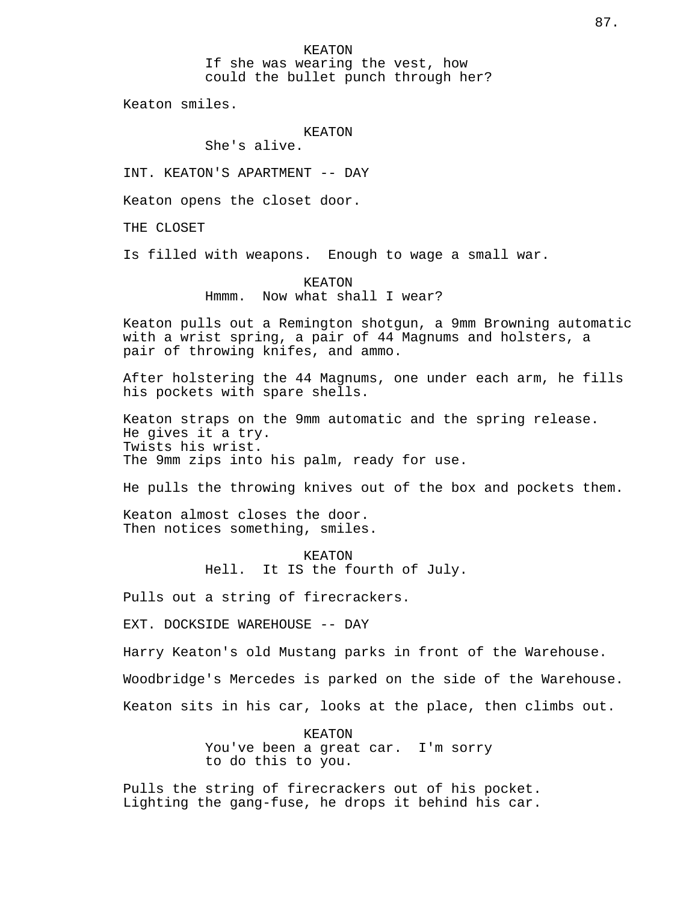KEATON
If she was wearing the vest, how could the bullet punch through her?

Keaton smiles.

KEATON
She's alive.

INT. KEATON'S APARTMENT -- DAY

Keaton opens the closet door.

THE CLOSET

Is filled with weapons. Enough to wage a small war.

KEATON
Hmmm. Now what shall I wear?

Keaton pulls out a Remington shotgun, a 9mm Browning automatic with a wrist spring, a pair of 44 Magnums and holsters, a pair of throwing knifes, and ammo.

After holstering the 44 Magnums, one under each arm, he fills his pockets with spare shells.

Keaton straps on the 9mm automatic and the spring release.
He gives it a try.
Twists his wrist.
The 9mm zips into his palm, ready for use.

He pulls the throwing knives out of the box and pockets them.

Keaton almost closes the door.
Then notices something, smiles.

KEATON
Hell. It IS the fourth of July.

Pulls out a string of firecrackers.

EXT. DOCKSIDE WAREHOUSE -- DAY

Harry Keaton's old Mustang parks in front of the Warehouse.

Woodbridge's Mercedes is parked on the side of the Warehouse.

Keaton sits in his car, looks at the place, then climbs out.

KEATON
You've been a great car. I'm sorry to do this to you.

Pulls the string of firecrackers out of his pocket.
Lighting the gang-fuse, he drops it behind his car.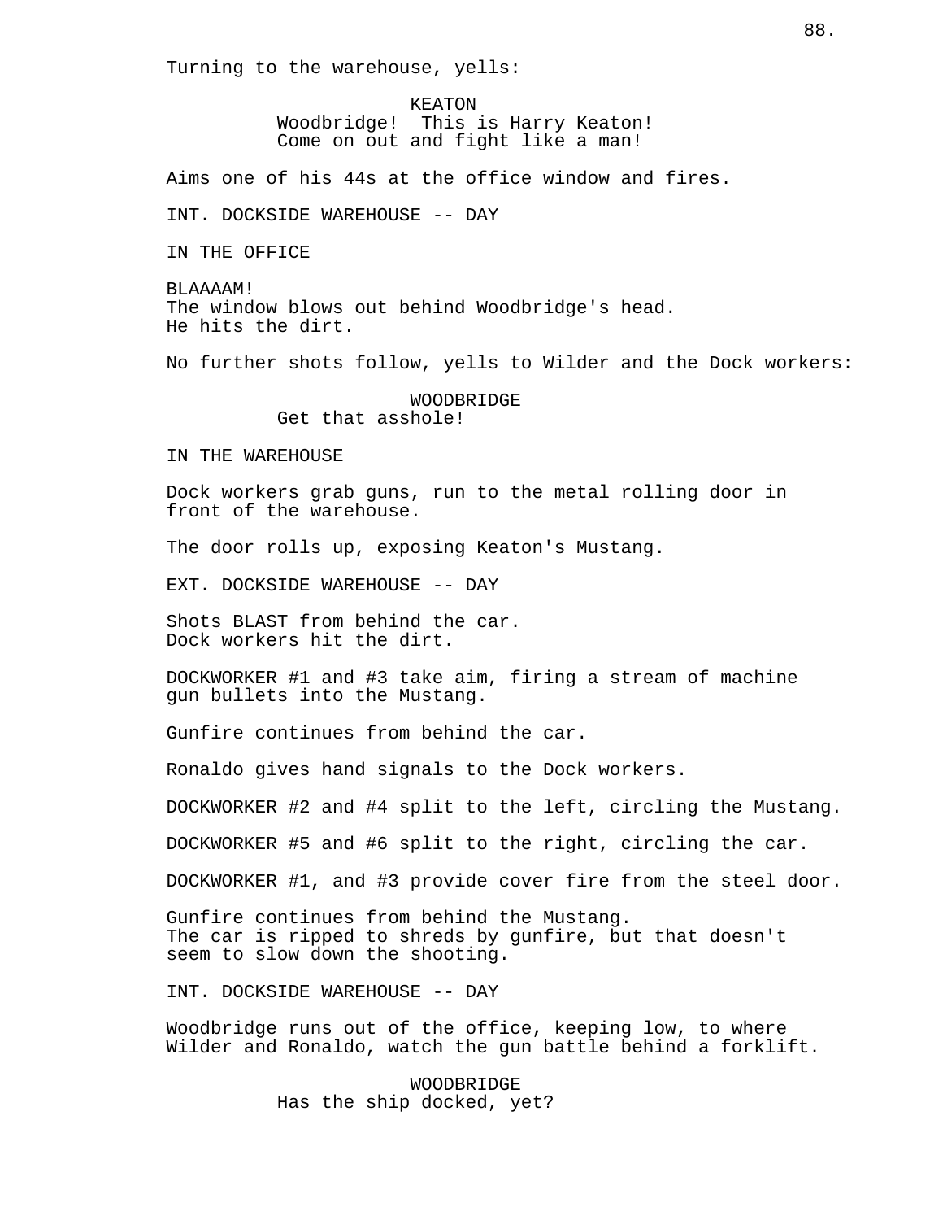Turning to the warehouse, yells:

KEATON
Woodbridge!  This is Harry Keaton!
Come on out and fight like a man!

Aims one of his 44s at the office window and fires.

INT. DOCKSIDE WAREHOUSE -- DAY

IN THE OFFICE

BLAAAAM!
The window blows out behind Woodbridge's head.
He hits the dirt.

No further shots follow, yells to Wilder and the Dock workers:

WOODBRIDGE
Get that asshole!

IN THE WAREHOUSE

Dock workers grab guns, run to the metal rolling door in front of the warehouse.

The door rolls up, exposing Keaton's Mustang.

EXT. DOCKSIDE WAREHOUSE -- DAY

Shots BLAST from behind the car.
Dock workers hit the dirt.

DOCKWORKER #1 and #3 take aim, firing a stream of machine gun bullets into the Mustang.

Gunfire continues from behind the car.

Ronaldo gives hand signals to the Dock workers.

DOCKWORKER #2 and #4 split to the left, circling the Mustang.

DOCKWORKER #5 and #6 split to the right, circling the car.

DOCKWORKER #1, and #3 provide cover fire from the steel door.

Gunfire continues from behind the Mustang.
The car is ripped to shreds by gunfire, but that doesn't seem to slow down the shooting.

INT. DOCKSIDE WAREHOUSE -- DAY

Woodbridge runs out of the office, keeping low, to where Wilder and Ronaldo, watch the gun battle behind a forklift.

WOODBRIDGE
Has the ship docked, yet?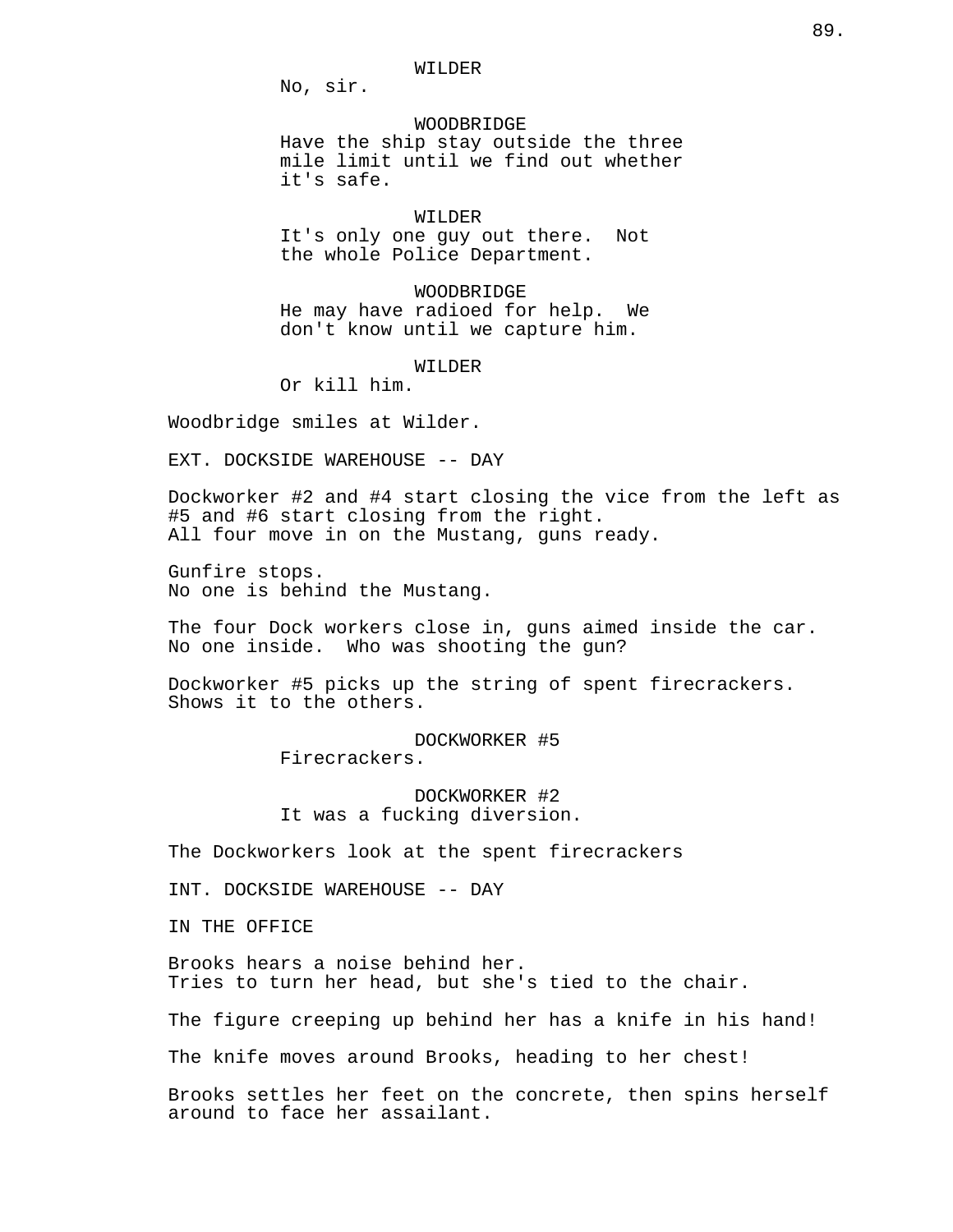WILDER
No, sir.

WOODBRIDGE
Have the ship stay outside the three mile limit until we find out whether it's safe.

WILDER
It's only one guy out there. Not the whole Police Department.

WOODBRIDGE
He may have radioed for help. We don't know until we capture him.

WILDER
Or kill him.

Woodbridge smiles at Wilder.

EXT. DOCKSIDE WAREHOUSE -- DAY

Dockworker #2 and #4 start closing the vice from the left as #5 and #6 start closing from the right.
All four move in on the Mustang, guns ready.

Gunfire stops.
No one is behind the Mustang.

The four Dock workers close in, guns aimed inside the car.
No one inside. Who was shooting the gun?

Dockworker #5 picks up the string of spent firecrackers.
Shows it to the others.

DOCKWORKER #5
Firecrackers.

DOCKWORKER #2
It was a fucking diversion.

The Dockworkers look at the spent firecrackers

INT. DOCKSIDE WAREHOUSE -- DAY

IN THE OFFICE

Brooks hears a noise behind her.
Tries to turn her head, but she's tied to the chair.

The figure creeping up behind her has a knife in his hand!

The knife moves around Brooks, heading to her chest!

Brooks settles her feet on the concrete, then spins herself around to face her assailant.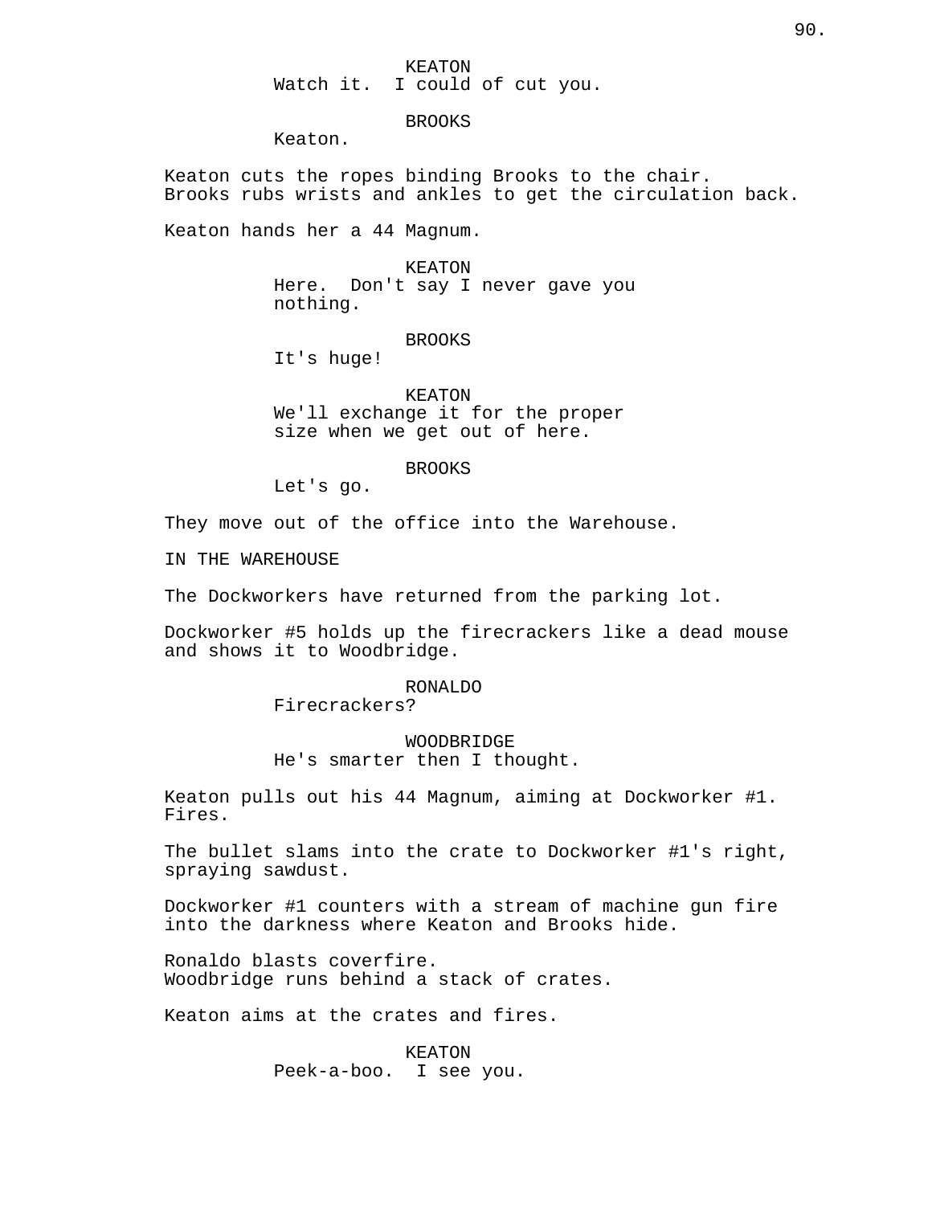KEATON
Watch it.  I could of cut you.

BROOKS
Keaton.

Keaton cuts the ropes binding Brooks to the chair.
Brooks rubs wrists and ankles to get the circulation back.

Keaton hands her a 44 Magnum.

KEATON
Here.  Don't say I never gave you nothing.

BROOKS
It's huge!

KEATON
We'll exchange it for the proper size when we get out of here.

BROOKS
Let's go.

They move out of the office into the Warehouse.

IN THE WAREHOUSE

The Dockworkers have returned from the parking lot.

Dockworker #5 holds up the firecrackers like a dead mouse and shows it to Woodbridge.

RONALDO
Firecrackers?

WOODBRIDGE
He's smarter then I thought.

Keaton pulls out his 44 Magnum, aiming at Dockworker #1. Fires.

The bullet slams into the crate to Dockworker #1's right, spraying sawdust.

Dockworker #1 counters with a stream of machine gun fire into the darkness where Keaton and Brooks hide.

Ronaldo blasts coverfire.
Woodbridge runs behind a stack of crates.

Keaton aims at the crates and fires.

KEATON
Peek-a-boo.  I see you.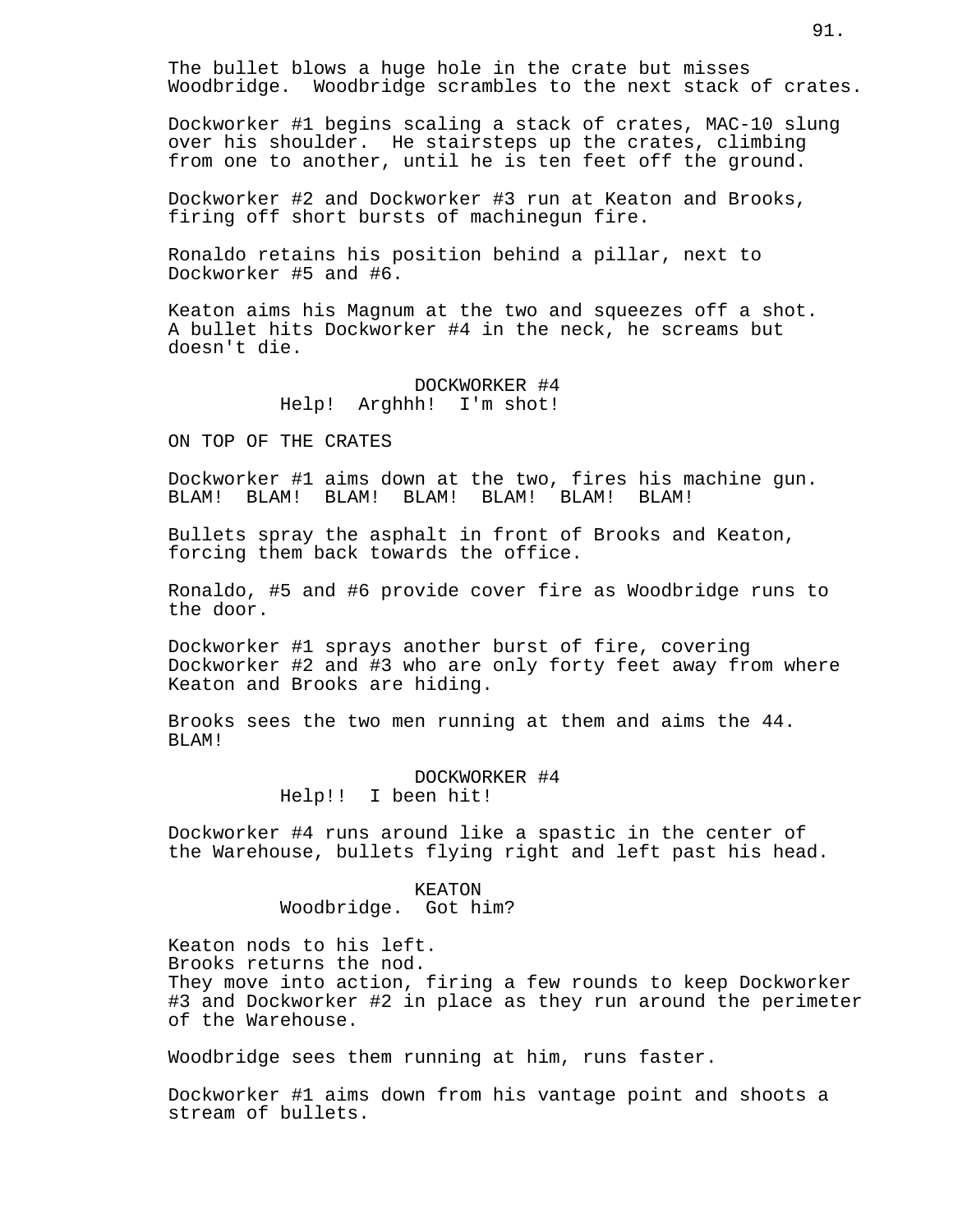The bullet blows a huge hole in the crate but misses Woodbridge. Woodbridge scrambles to the next stack of crates.

Dockworker #1 begins scaling a stack of crates, MAC-10 slung over his shoulder. He stairsteps up the crates, climbing from one to another, until he is ten feet off the ground.

Dockworker #2 and Dockworker #3 run at Keaton and Brooks, firing off short bursts of machinegun fire.

Ronaldo retains his position behind a pillar, next to Dockworker #5 and #6.

Keaton aims his Magnum at the two and squeezes off a shot. A bullet hits Dockworker #4 in the neck, he screams but doesn't die.

DOCKWORKER #4
Help! Arghhh! I'm shot!

ON TOP OF THE CRATES

Dockworker #1 aims down at the two, fires his machine gun. BLAM! BLAM! BLAM! BLAM! BLAM! BLAM! BLAM!

Bullets spray the asphalt in front of Brooks and Keaton, forcing them back towards the office.

Ronaldo, #5 and #6 provide cover fire as Woodbridge runs to the door.

Dockworker #1 sprays another burst of fire, covering Dockworker #2 and #3 who are only forty feet away from where Keaton and Brooks are hiding.

Brooks sees the two men running at them and aims the 44. BLAM!

DOCKWORKER #4
Help!! I been hit!

Dockworker #4 runs around like a spastic in the center of the Warehouse, bullets flying right and left past his head.

KEATON
Woodbridge. Got him?

Keaton nods to his left.
Brooks returns the nod.
They move into action, firing a few rounds to keep Dockworker #3 and Dockworker #2 in place as they run around the perimeter of the Warehouse.

Woodbridge sees them running at him, runs faster.

Dockworker #1 aims down from his vantage point and shoots a stream of bullets.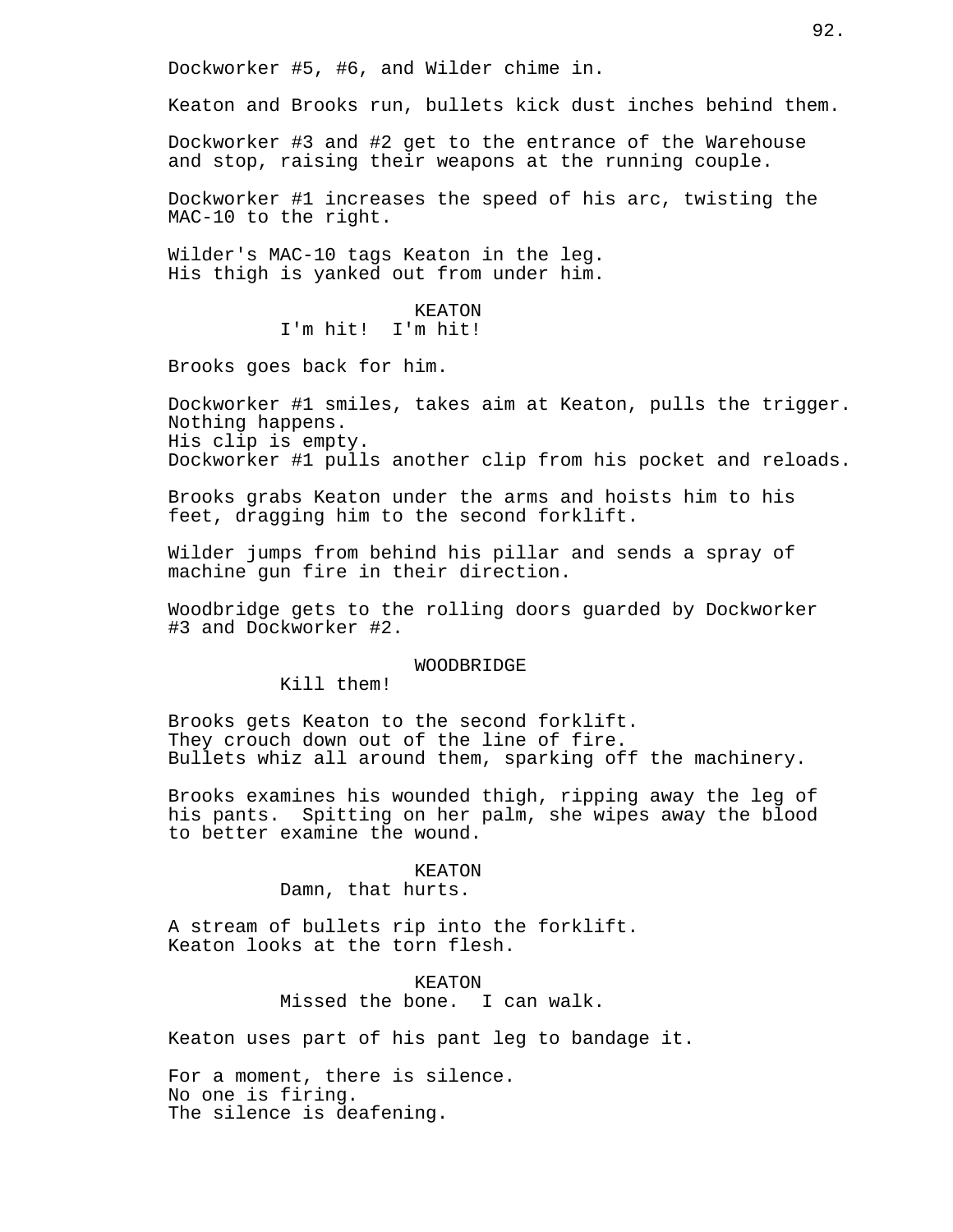Dockworker #5, #6, and Wilder chime in.

Keaton and Brooks run, bullets kick dust inches behind them.

Dockworker #3 and #2 get to the entrance of the Warehouse and stop, raising their weapons at the running couple.

Dockworker #1 increases the speed of his arc, twisting the MAC-10 to the right.

Wilder's MAC-10 tags Keaton in the leg.
His thigh is yanked out from under him.

KEATON
I'm hit!  I'm hit!

Brooks goes back for him.

Dockworker #1 smiles, takes aim at Keaton, pulls the trigger.
Nothing happens.
His clip is empty.
Dockworker #1 pulls another clip from his pocket and reloads.

Brooks grabs Keaton under the arms and hoists him to his feet, dragging him to the second forklift.

Wilder jumps from behind his pillar and sends a spray of machine gun fire in their direction.

Woodbridge gets to the rolling doors guarded by Dockworker #3 and Dockworker #2.

WOODBRIDGE
Kill them!

Brooks gets Keaton to the second forklift.
They crouch down out of the line of fire.
Bullets whiz all around them, sparking off the machinery.

Brooks examines his wounded thigh, ripping away the leg of his pants.  Spitting on her palm, she wipes away the blood to better examine the wound.

KEATON
Damn, that hurts.

A stream of bullets rip into the forklift.
Keaton looks at the torn flesh.

KEATON
Missed the bone.  I can walk.

Keaton uses part of his pant leg to bandage it.

For a moment, there is silence.
No one is firing.
The silence is deafening.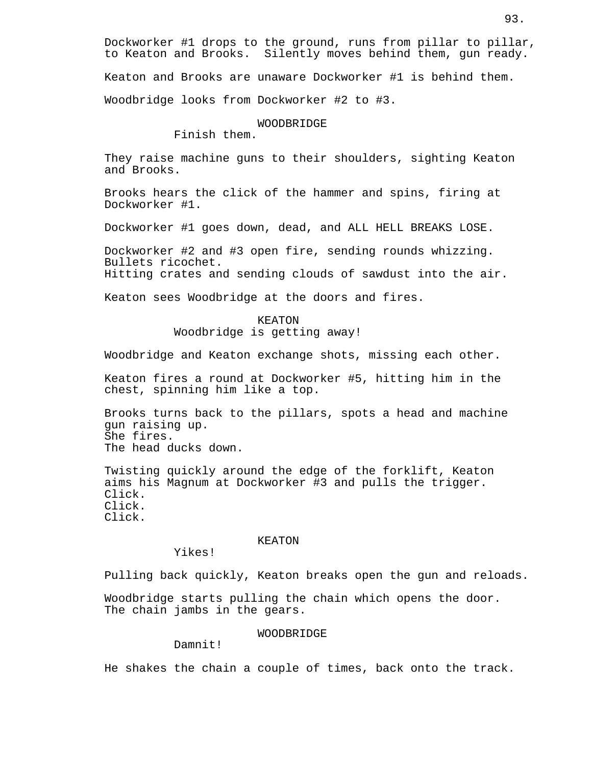Dockworker #1 drops to the ground, runs from pillar to pillar, to Keaton and Brooks. Silently moves behind them, gun ready.

Keaton and Brooks are unaware Dockworker #1 is behind them.

Woodbridge looks from Dockworker #2 to #3.

WOODBRIDGE
Finish them.

They raise machine guns to their shoulders, sighting Keaton and Brooks.

Brooks hears the click of the hammer and spins, firing at Dockworker #1.

Dockworker #1 goes down, dead, and ALL HELL BREAKS LOSE.

Dockworker #2 and #3 open fire, sending rounds whizzing.
Bullets ricochet.
Hitting crates and sending clouds of sawdust into the air.

Keaton sees Woodbridge at the doors and fires.

KEATON
Woodbridge is getting away!

Woodbridge and Keaton exchange shots, missing each other.

Keaton fires a round at Dockworker #5, hitting him in the chest, spinning him like a top.

Brooks turns back to the pillars, spots a head and machine gun raising up.
She fires.
The head ducks down.

Twisting quickly around the edge of the forklift, Keaton aims his Magnum at Dockworker #3 and pulls the trigger.
Click.
Click.
Click.

KEATON
Yikes!

Pulling back quickly, Keaton breaks open the gun and reloads.

Woodbridge starts pulling the chain which opens the door.
The chain jambs in the gears.

WOODBRIDGE
Damnit!

He shakes the chain a couple of times, back onto the track.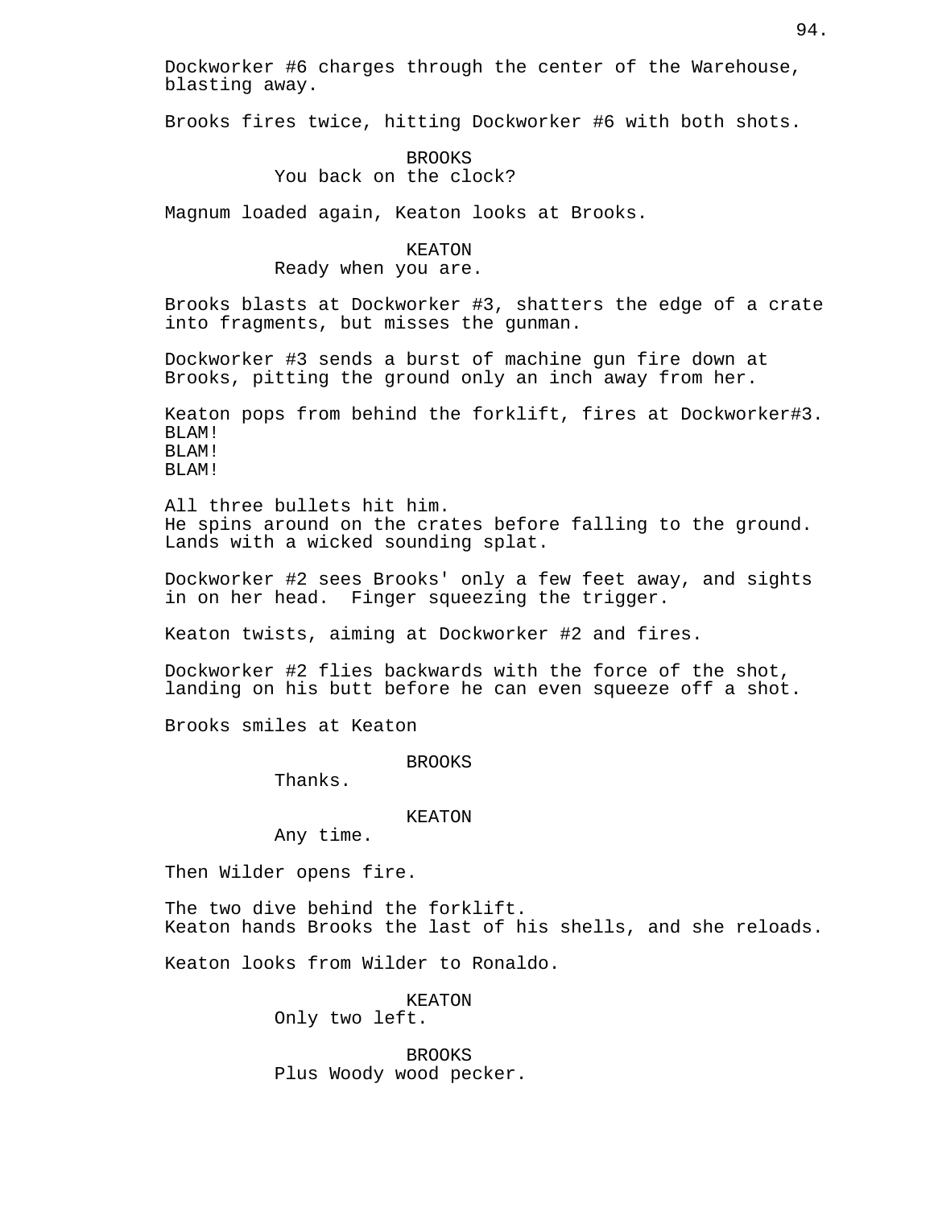Dockworker #6 charges through the center of the Warehouse, blasting away.

Brooks fires twice, hitting Dockworker #6 with both shots.

BROOKS
You back on the clock?

Magnum loaded again, Keaton looks at Brooks.

KEATON
Ready when you are.

Brooks blasts at Dockworker #3, shatters the edge of a crate into fragments, but misses the gunman.

Dockworker #3 sends a burst of machine gun fire down at Brooks, pitting the ground only an inch away from her.

Keaton pops from behind the forklift, fires at Dockworker#3.
BLAM!
BLAM!
BLAM!

All three bullets hit him.
He spins around on the crates before falling to the ground.
Lands with a wicked sounding splat.

Dockworker #2 sees Brooks' only a few feet away, and sights in on her head. Finger squeezing the trigger.

Keaton twists, aiming at Dockworker #2 and fires.

Dockworker #2 flies backwards with the force of the shot, landing on his butt before he can even squeeze off a shot.

Brooks smiles at Keaton

BROOKS
Thanks.

KEATON
Any time.

Then Wilder opens fire.

The two dive behind the forklift.
Keaton hands Brooks the last of his shells, and she reloads.

Keaton looks from Wilder to Ronaldo.

KEATON
Only two left.

BROOKS
Plus Woody wood pecker.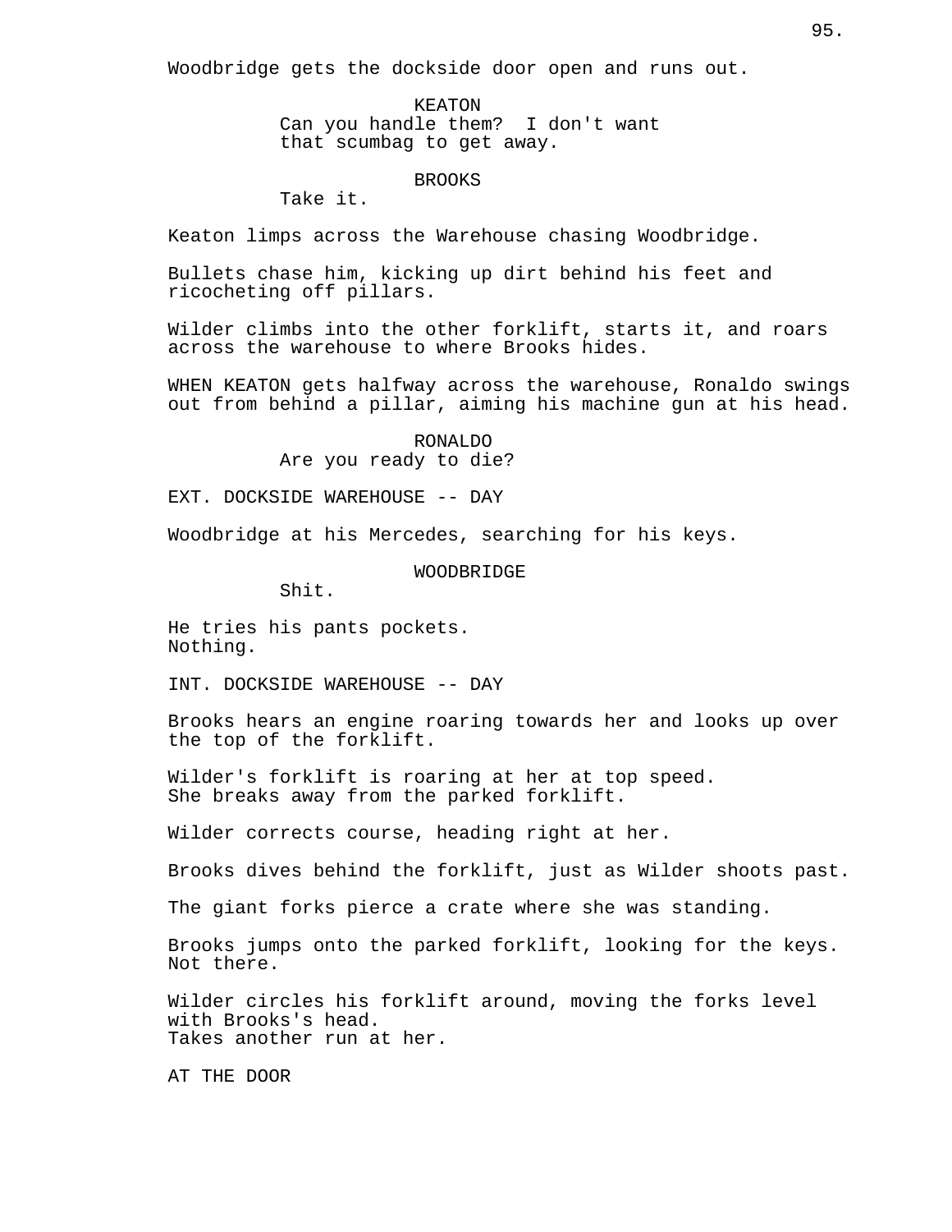Woodbridge gets the dockside door open and runs out.

KEATON
Can you handle them? I don't want that scumbag to get away.

BROOKS
Take it.

Keaton limps across the Warehouse chasing Woodbridge.

Bullets chase him, kicking up dirt behind his feet and ricocheting off pillars.

Wilder climbs into the other forklift, starts it, and roars across the warehouse to where Brooks hides.

WHEN KEATON gets halfway across the warehouse, Ronaldo swings out from behind a pillar, aiming his machine gun at his head.

RONALDO
Are you ready to die?

EXT. DOCKSIDE WAREHOUSE -- DAY

Woodbridge at his Mercedes, searching for his keys.

WOODBRIDGE
Shit.

He tries his pants pockets.
Nothing.

INT. DOCKSIDE WAREHOUSE -- DAY

Brooks hears an engine roaring towards her and looks up over the top of the forklift.

Wilder's forklift is roaring at her at top speed.
She breaks away from the parked forklift.

Wilder corrects course, heading right at her.

Brooks dives behind the forklift, just as Wilder shoots past.

The giant forks pierce a crate where she was standing.

Brooks jumps onto the parked forklift, looking for the keys.
Not there.

Wilder circles his forklift around, moving the forks level with Brooks's head.
Takes another run at her.

AT THE DOOR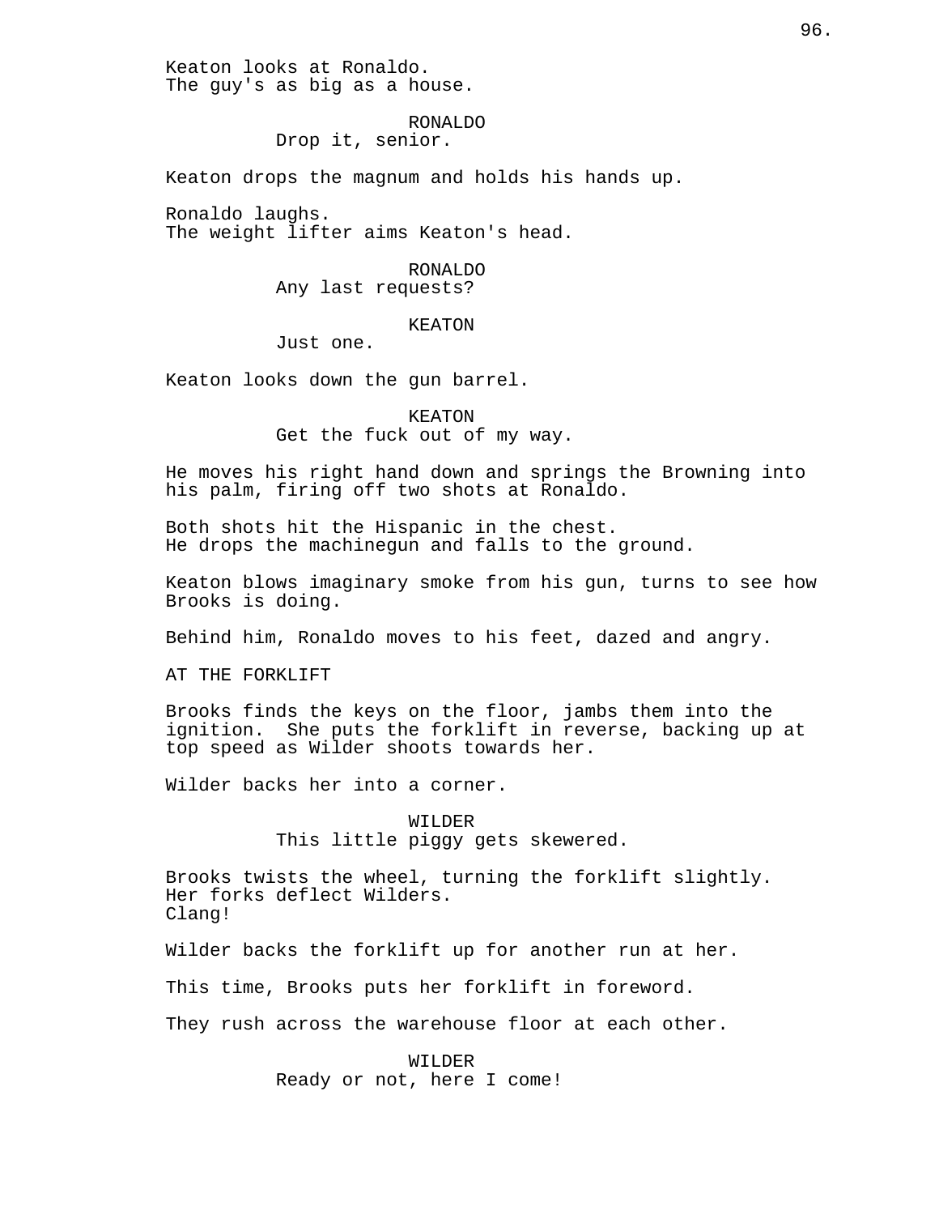Keaton looks at Ronaldo.
The guy's as big as a house.

RONALDO
Drop it, senior.

Keaton drops the magnum and holds his hands up.

Ronaldo laughs.
The weight lifter aims Keaton's head.

RONALDO
Any last requests?

KEATON
Just one.

Keaton looks down the gun barrel.

KEATON
Get the fuck out of my way.

He moves his right hand down and springs the Browning into his palm, firing off two shots at Ronaldo.

Both shots hit the Hispanic in the chest.
He drops the machinegun and falls to the ground.

Keaton blows imaginary smoke from his gun, turns to see how Brooks is doing.

Behind him, Ronaldo moves to his feet, dazed and angry.

AT THE FORKLIFT

Brooks finds the keys on the floor, jambs them into the ignition. She puts the forklift in reverse, backing up at top speed as Wilder shoots towards her.

Wilder backs her into a corner.

WILDER
This little piggy gets skewered.

Brooks twists the wheel, turning the forklift slightly.
Her forks deflect Wilders.
Clang!

Wilder backs the forklift up for another run at her.

This time, Brooks puts her forklift in foreword.

They rush across the warehouse floor at each other.

WILDER
Ready or not, here I come!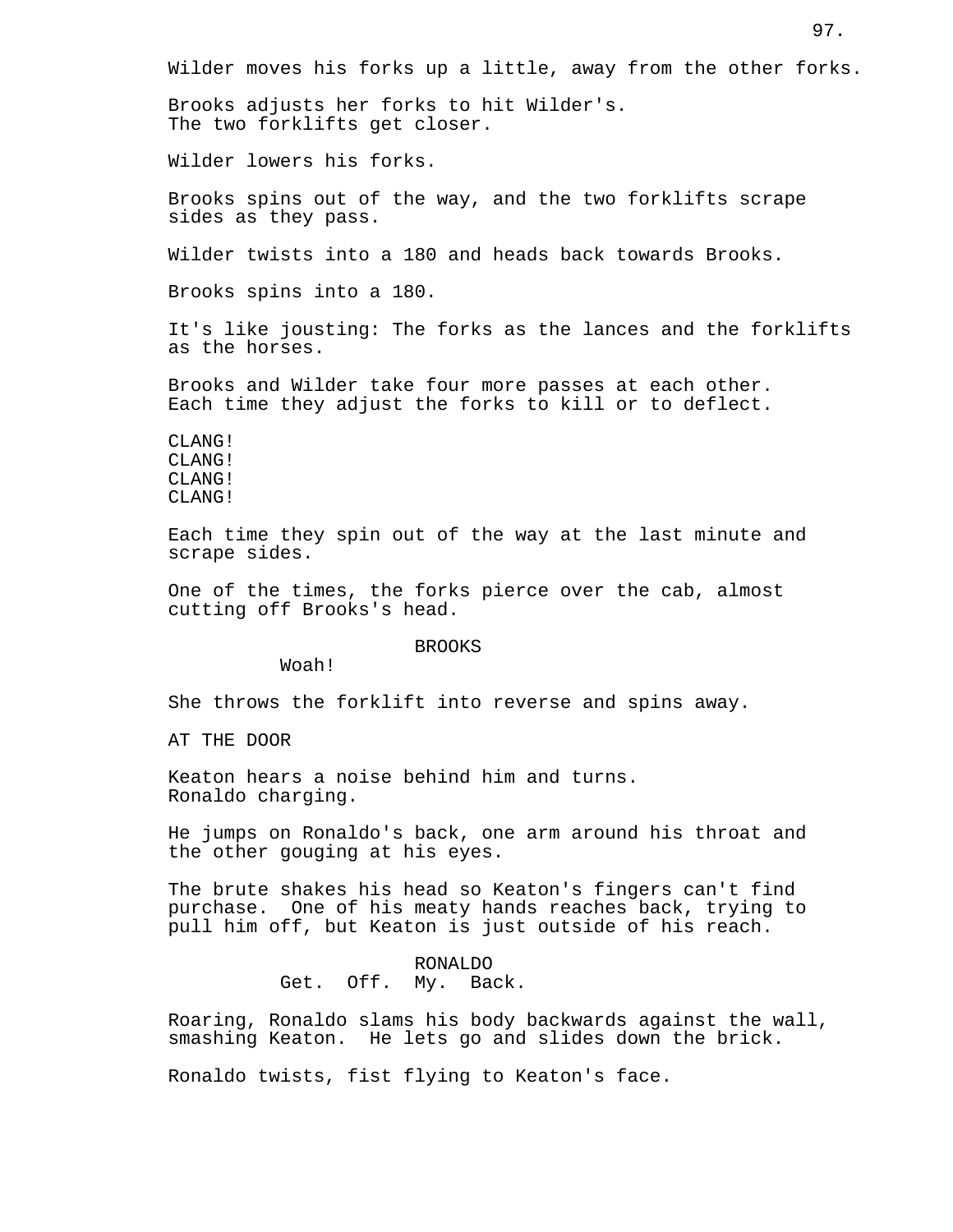Wilder moves his forks up a little, away from the other forks.

Brooks adjusts her forks to hit Wilder's.
The two forklifts get closer.

Wilder lowers his forks.

Brooks spins out of the way, and the two forklifts scrape sides as they pass.

Wilder twists into a 180 and heads back towards Brooks.

Brooks spins into a 180.

It's like jousting: The forks as the lances and the forklifts as the horses.

Brooks and Wilder take four more passes at each other.
Each time they adjust the forks to kill or to deflect.

CLANG!
CLANG!
CLANG!
CLANG!

Each time they spin out of the way at the last minute and scrape sides.

One of the times, the forks pierce over the cab, almost cutting off Brooks's head.

BROOKS
Woah!

She throws the forklift into reverse and spins away.

AT THE DOOR

Keaton hears a noise behind him and turns.
Ronaldo charging.

He jumps on Ronaldo's back, one arm around his throat and the other gouging at his eyes.

The brute shakes his head so Keaton's fingers can't find purchase. One of his meaty hands reaches back, trying to pull him off, but Keaton is just outside of his reach.

RONALDO
Get. Off. My. Back.

Roaring, Ronaldo slams his body backwards against the wall, smashing Keaton. He lets go and slides down the brick.

Ronaldo twists, fist flying to Keaton's face.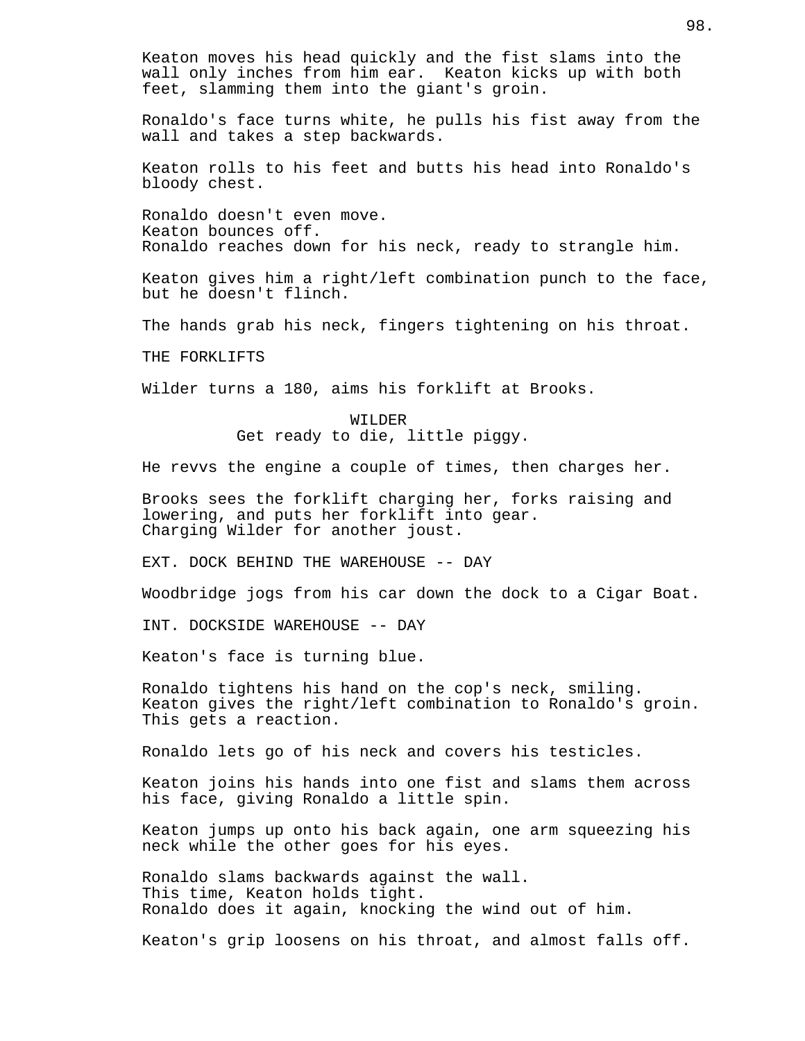Keaton moves his head quickly and the fist slams into the wall only inches from him ear.  Keaton kicks up with both feet, slamming them into the giant's groin.

Ronaldo's face turns white, he pulls his fist away from the wall and takes a step backwards.

Keaton rolls to his feet and butts his head into Ronaldo's bloody chest.

Ronaldo doesn't even move.
Keaton bounces off.
Ronaldo reaches down for his neck, ready to strangle him.

Keaton gives him a right/left combination punch to the face, but he doesn't flinch.

The hands grab his neck, fingers tightening on his throat.

THE FORKLIFTS

Wilder turns a 180, aims his forklift at Brooks.

WILDER
Get ready to die, little piggy.

He revvs the engine a couple of times, then charges her.

Brooks sees the forklift charging her, forks raising and lowering, and puts her forklift into gear.
Charging Wilder for another joust.

EXT. DOCK BEHIND THE WAREHOUSE -- DAY

Woodbridge jogs from his car down the dock to a Cigar Boat.

INT. DOCKSIDE WAREHOUSE -- DAY

Keaton's face is turning blue.

Ronaldo tightens his hand on the cop's neck, smiling.
Keaton gives the right/left combination to Ronaldo's groin.
This gets a reaction.

Ronaldo lets go of his neck and covers his testicles.

Keaton joins his hands into one fist and slams them across his face, giving Ronaldo a little spin.

Keaton jumps up onto his back again, one arm squeezing his neck while the other goes for his eyes.

Ronaldo slams backwards against the wall.
This time, Keaton holds tight.
Ronaldo does it again, knocking the wind out of him.

Keaton's grip loosens on his throat, and almost falls off.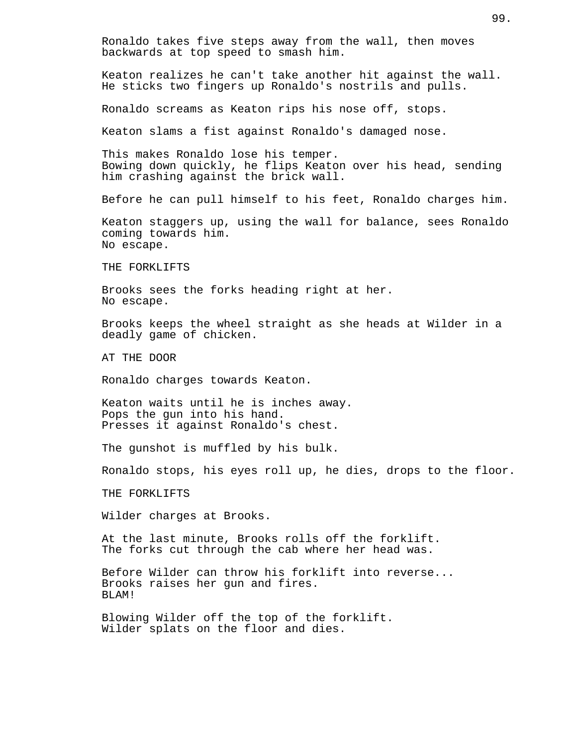Ronaldo takes five steps away from the wall, then moves backwards at top speed to smash him.

Keaton realizes he can't take another hit against the wall. He sticks two fingers up Ronaldo's nostrils and pulls.

Ronaldo screams as Keaton rips his nose off, stops.

Keaton slams a fist against Ronaldo's damaged nose.

This makes Ronaldo lose his temper.
Bowing down quickly, he flips Keaton over his head, sending him crashing against the brick wall.

Before he can pull himself to his feet, Ronaldo charges him.

Keaton staggers up, using the wall for balance, sees Ronaldo coming towards him.
No escape.

THE FORKLIFTS

Brooks sees the forks heading right at her.
No escape.

Brooks keeps the wheel straight as she heads at Wilder in a deadly game of chicken.

AT THE DOOR

Ronaldo charges towards Keaton.

Keaton waits until he is inches away.
Pops the gun into his hand.
Presses it against Ronaldo's chest.

The gunshot is muffled by his bulk.

Ronaldo stops, his eyes roll up, he dies, drops to the floor.

THE FORKLIFTS

Wilder charges at Brooks.

At the last minute, Brooks rolls off the forklift.
The forks cut through the cab where her head was.

Before Wilder can throw his forklift into reverse...
Brooks raises her gun and fires.
BLAM!

Blowing Wilder off the top of the forklift.
Wilder splats on the floor and dies.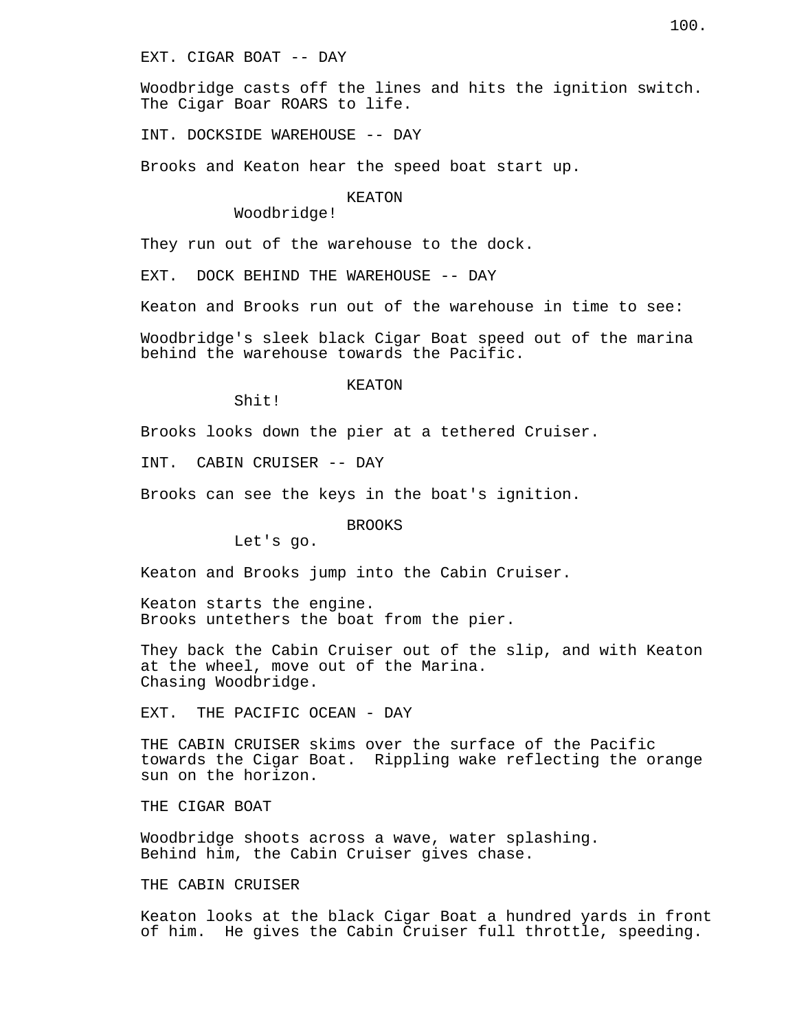EXT. CIGAR BOAT -- DAY

Woodbridge casts off the lines and hits the ignition switch. The Cigar Boar ROARS to life.

INT. DOCKSIDE WAREHOUSE -- DAY

Brooks and Keaton hear the speed boat start up.

KEATON
Woodbridge!

They run out of the warehouse to the dock.

EXT. DOCK BEHIND THE WAREHOUSE -- DAY

Keaton and Brooks run out of the warehouse in time to see:

Woodbridge's sleek black Cigar Boat speed out of the marina behind the warehouse towards the Pacific.

KEATON
Shit!

Brooks looks down the pier at a tethered Cruiser.

INT. CABIN CRUISER -- DAY

Brooks can see the keys in the boat's ignition.

BROOKS
Let's go.

Keaton and Brooks jump into the Cabin Cruiser.

Keaton starts the engine.
Brooks untethers the boat from the pier.

They back the Cabin Cruiser out of the slip, and with Keaton at the wheel, move out of the Marina.
Chasing Woodbridge.

EXT. THE PACIFIC OCEAN - DAY

THE CABIN CRUISER skims over the surface of the Pacific towards the Cigar Boat. Rippling wake reflecting the orange sun on the horizon.

THE CIGAR BOAT

Woodbridge shoots across a wave, water splashing.
Behind him, the Cabin Cruiser gives chase.

THE CABIN CRUISER

Keaton looks at the black Cigar Boat a hundred yards in front of him. He gives the Cabin Cruiser full throttle, speeding.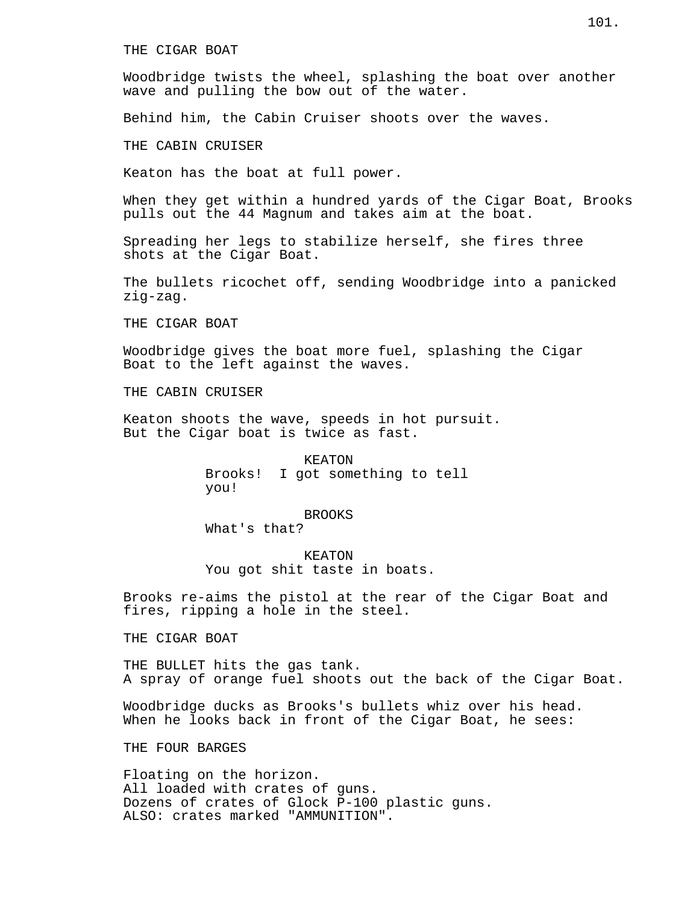THE CIGAR BOAT

Woodbridge twists the wheel, splashing the boat over another wave and pulling the bow out of the water.

Behind him, the Cabin Cruiser shoots over the waves.

THE CABIN CRUISER

Keaton has the boat at full power.

When they get within a hundred yards of the Cigar Boat, Brooks pulls out the 44 Magnum and takes aim at the boat.

Spreading her legs to stabilize herself, she fires three shots at the Cigar Boat.

The bullets ricochet off, sending Woodbridge into a panicked zig-zag.

THE CIGAR BOAT

Woodbridge gives the boat more fuel, splashing the Cigar Boat to the left against the waves.

THE CABIN CRUISER

Keaton shoots the wave, speeds in hot pursuit.
But the Cigar boat is twice as fast.

KEATON
Brooks! I got something to tell you!

BROOKS
What's that?

KEATON
You got shit taste in boats.

Brooks re-aims the pistol at the rear of the Cigar Boat and fires, ripping a hole in the steel.

THE CIGAR BOAT

THE BULLET hits the gas tank.
A spray of orange fuel shoots out the back of the Cigar Boat.

Woodbridge ducks as Brooks's bullets whiz over his head.
When he looks back in front of the Cigar Boat, he sees:

THE FOUR BARGES

Floating on the horizon.
All loaded with crates of guns.
Dozens of crates of Glock P-100 plastic guns.
ALSO: crates marked "AMMUNITION".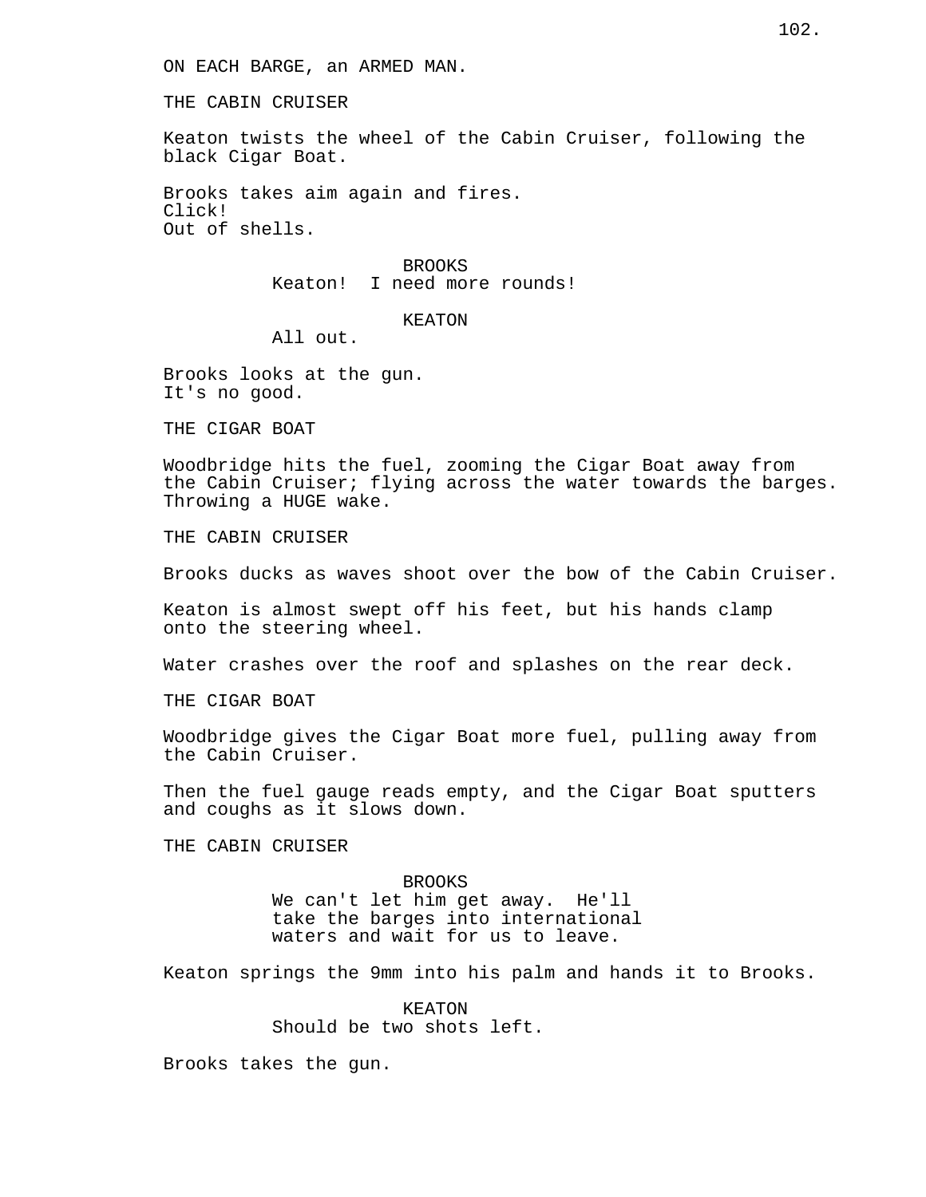ON EACH BARGE, an ARMED MAN.

THE CABIN CRUISER

Keaton twists the wheel of the Cabin Cruiser, following the black Cigar Boat.

Brooks takes aim again and fires.
Click!
Out of shells.

BROOKS
Keaton! I need more rounds!

KEATON
All out.

Brooks looks at the gun.
It's no good.

THE CIGAR BOAT

Woodbridge hits the fuel, zooming the Cigar Boat away from the Cabin Cruiser; flying across the water towards the barges. Throwing a HUGE wake.

THE CABIN CRUISER

Brooks ducks as waves shoot over the bow of the Cabin Cruiser.

Keaton is almost swept off his feet, but his hands clamp onto the steering wheel.

Water crashes over the roof and splashes on the rear deck.

THE CIGAR BOAT

Woodbridge gives the Cigar Boat more fuel, pulling away from the Cabin Cruiser.

Then the fuel gauge reads empty, and the Cigar Boat sputters and coughs as it slows down.

THE CABIN CRUISER

BROOKS
We can't let him get away. He'll take the barges into international waters and wait for us to leave.

Keaton springs the 9mm into his palm and hands it to Brooks.

KEATON
Should be two shots left.

Brooks takes the gun.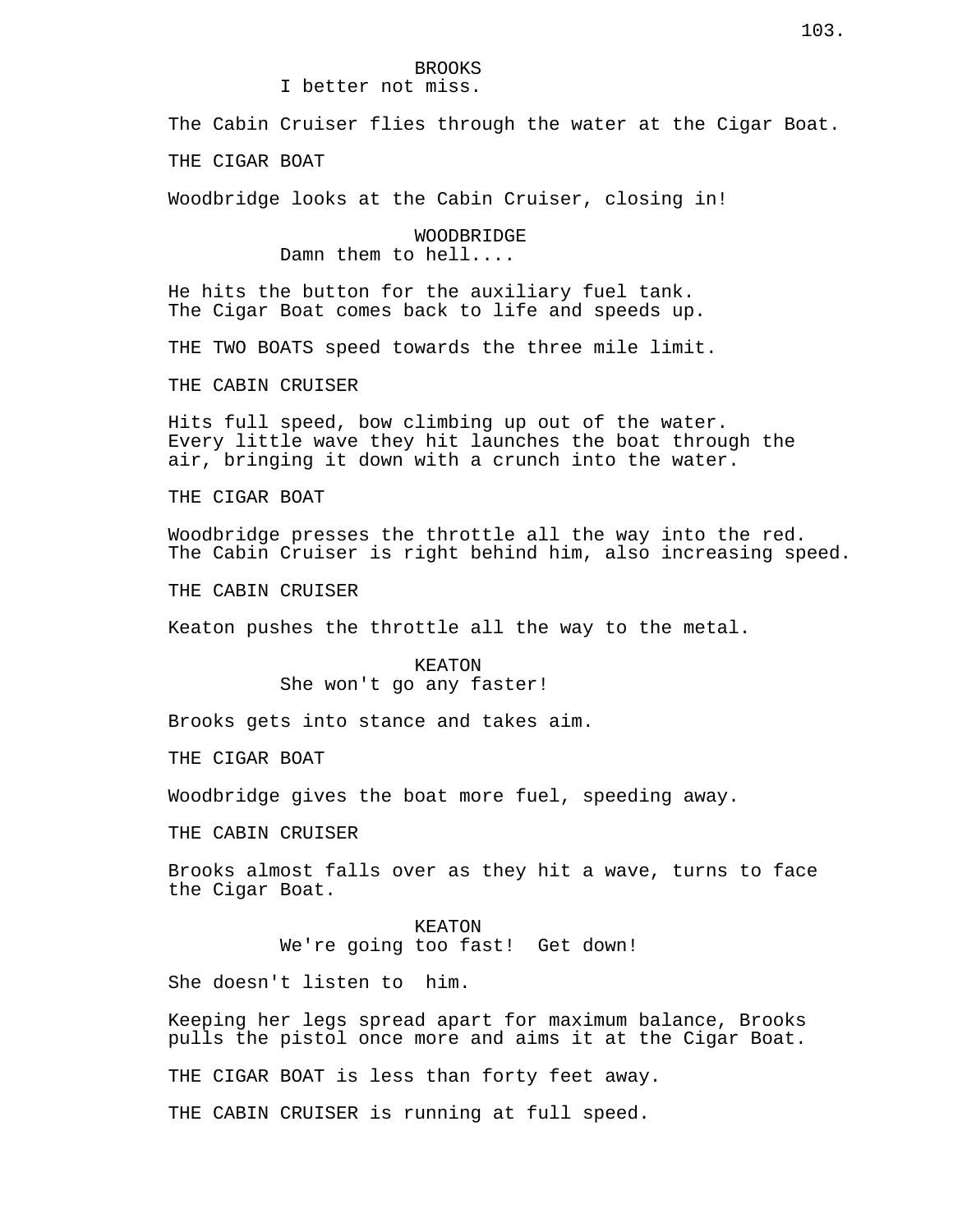BROOKS
I better not miss.

The Cabin Cruiser flies through the water at the Cigar Boat.

THE CIGAR BOAT

Woodbridge looks at the Cabin Cruiser, closing in!

WOODBRIDGE
Damn them to hell....

He hits the button for the auxiliary fuel tank.
The Cigar Boat comes back to life and speeds up.

THE TWO BOATS speed towards the three mile limit.

THE CABIN CRUISER

Hits full speed, bow climbing up out of the water.
Every little wave they hit launches the boat through the air, bringing it down with a crunch into the water.

THE CIGAR BOAT

Woodbridge presses the throttle all the way into the red.
The Cabin Cruiser is right behind him, also increasing speed.

THE CABIN CRUISER

Keaton pushes the throttle all the way to the metal.

KEATON
She won't go any faster!

Brooks gets into stance and takes aim.

THE CIGAR BOAT

Woodbridge gives the boat more fuel, speeding away.

THE CABIN CRUISER

Brooks almost falls over as they hit a wave, turns to face the Cigar Boat.

KEATON
We're going too fast! Get down!

She doesn't listen to him.

Keeping her legs spread apart for maximum balance, Brooks pulls the pistol once more and aims it at the Cigar Boat.

THE CIGAR BOAT is less than forty feet away.

THE CABIN CRUISER is running at full speed.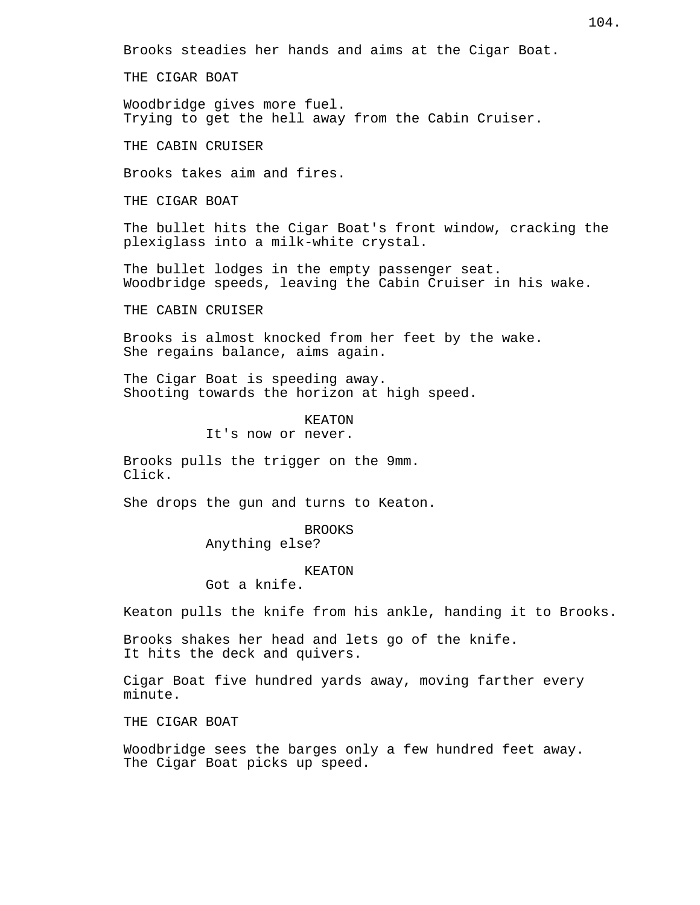Brooks steadies her hands and aims at the Cigar Boat.

THE CIGAR BOAT

Woodbridge gives more fuel.
Trying to get the hell away from the Cabin Cruiser.

THE CABIN CRUISER

Brooks takes aim and fires.

THE CIGAR BOAT

The bullet hits the Cigar Boat's front window, cracking the plexiglass into a milk-white crystal.

The bullet lodges in the empty passenger seat.
Woodbridge speeds, leaving the Cabin Cruiser in his wake.

THE CABIN CRUISER

Brooks is almost knocked from her feet by the wake.
She regains balance, aims again.

The Cigar Boat is speeding away.
Shooting towards the horizon at high speed.

KEATON
It's now or never.

Brooks pulls the trigger on the 9mm.
Click.

She drops the gun and turns to Keaton.

BROOKS
Anything else?

KEATON
Got a knife.

Keaton pulls the knife from his ankle, handing it to Brooks.

Brooks shakes her head and lets go of the knife.
It hits the deck and quivers.

Cigar Boat five hundred yards away, moving farther every minute.

THE CIGAR BOAT

Woodbridge sees the barges only a few hundred feet away.
The Cigar Boat picks up speed.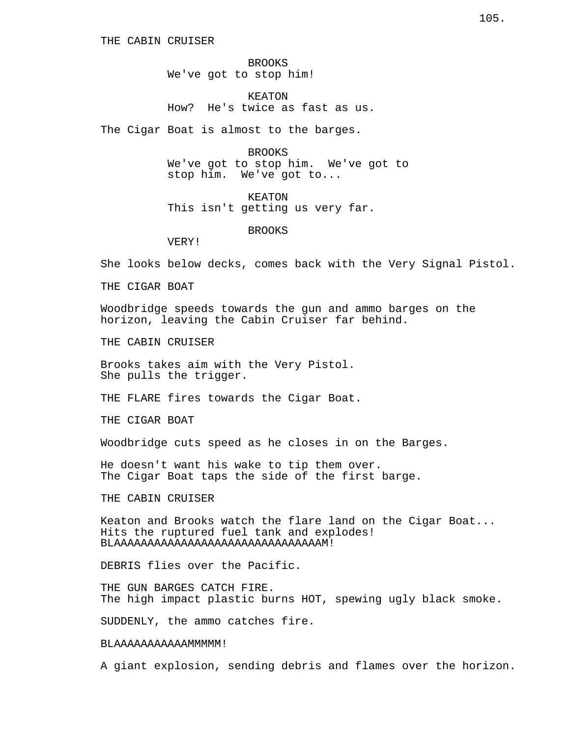THE CABIN CRUISER

BROOKS
We've got to stop him!

KEATON
How? He's twice as fast as us.

The Cigar Boat is almost to the barges.

BROOKS
We've got to stop him. We've got to stop him. We've got to...

KEATON
This isn't getting us very far.

BROOKS
VERY!

She looks below decks, comes back with the Very Signal Pistol.

THE CIGAR BOAT

Woodbridge speeds towards the gun and ammo barges on the horizon, leaving the Cabin Cruiser far behind.

THE CABIN CRUISER

Brooks takes aim with the Very Pistol.
She pulls the trigger.

THE FLARE fires towards the Cigar Boat.

THE CIGAR BOAT

Woodbridge cuts speed as he closes in on the Barges.

He doesn't want his wake to tip them over.
The Cigar Boat taps the side of the first barge.

THE CABIN CRUISER

Keaton and Brooks watch the flare land on the Cigar Boat...
Hits the ruptured fuel tank and explodes!
BLAAAAAAAAAAAAAAAAAAAAAAAAAAAAAAAAM!

DEBRIS flies over the Pacific.

THE GUN BARGES CATCH FIRE.
The high impact plastic burns HOT, spewing ugly black smoke.

SUDDENLY, the ammo catches fire.

BLAAAAAAAAAAAAMMMMM!

A giant explosion, sending debris and flames over the horizon.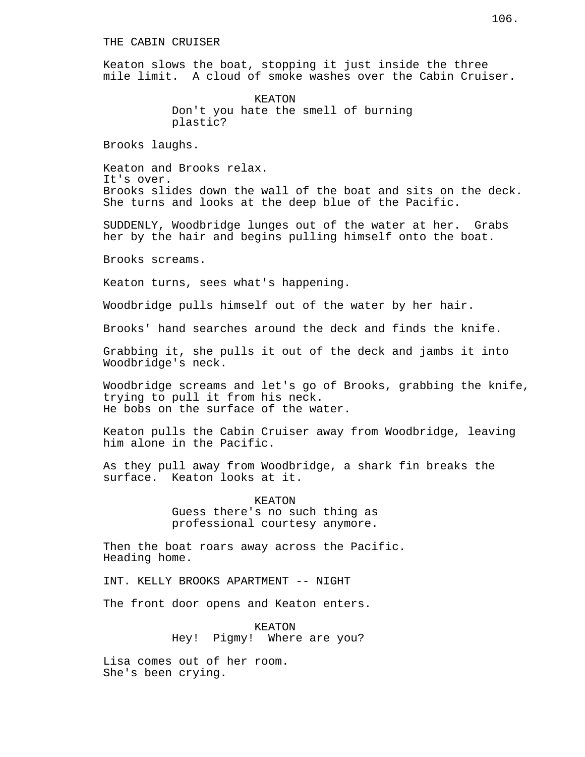THE CABIN CRUISER

Keaton slows the boat, stopping it just inside the three mile limit.  A cloud of smoke washes over the Cabin Cruiser.

KEATON
Don't you hate the smell of burning plastic?

Brooks laughs.

Keaton and Brooks relax.
It's over.
Brooks slides down the wall of the boat and sits on the deck.
She turns and looks at the deep blue of the Pacific.

SUDDENLY, Woodbridge lunges out of the water at her.  Grabs her by the hair and begins pulling himself onto the boat.

Brooks screams.

Keaton turns, sees what's happening.

Woodbridge pulls himself out of the water by her hair.

Brooks' hand searches around the deck and finds the knife.

Grabbing it, she pulls it out of the deck and jambs it into Woodbridge's neck.

Woodbridge screams and let's go of Brooks, grabbing the knife, trying to pull it from his neck.
He bobs on the surface of the water.

Keaton pulls the Cabin Cruiser away from Woodbridge, leaving him alone in the Pacific.

As they pull away from Woodbridge, a shark fin breaks the surface.  Keaton looks at it.

KEATON
Guess there's no such thing as professional courtesy anymore.

Then the boat roars away across the Pacific.
Heading home.

INT. KELLY BROOKS APARTMENT -- NIGHT

The front door opens and Keaton enters.

KEATON
Hey!  Pigmy!  Where are you?

Lisa comes out of her room.
She's been crying.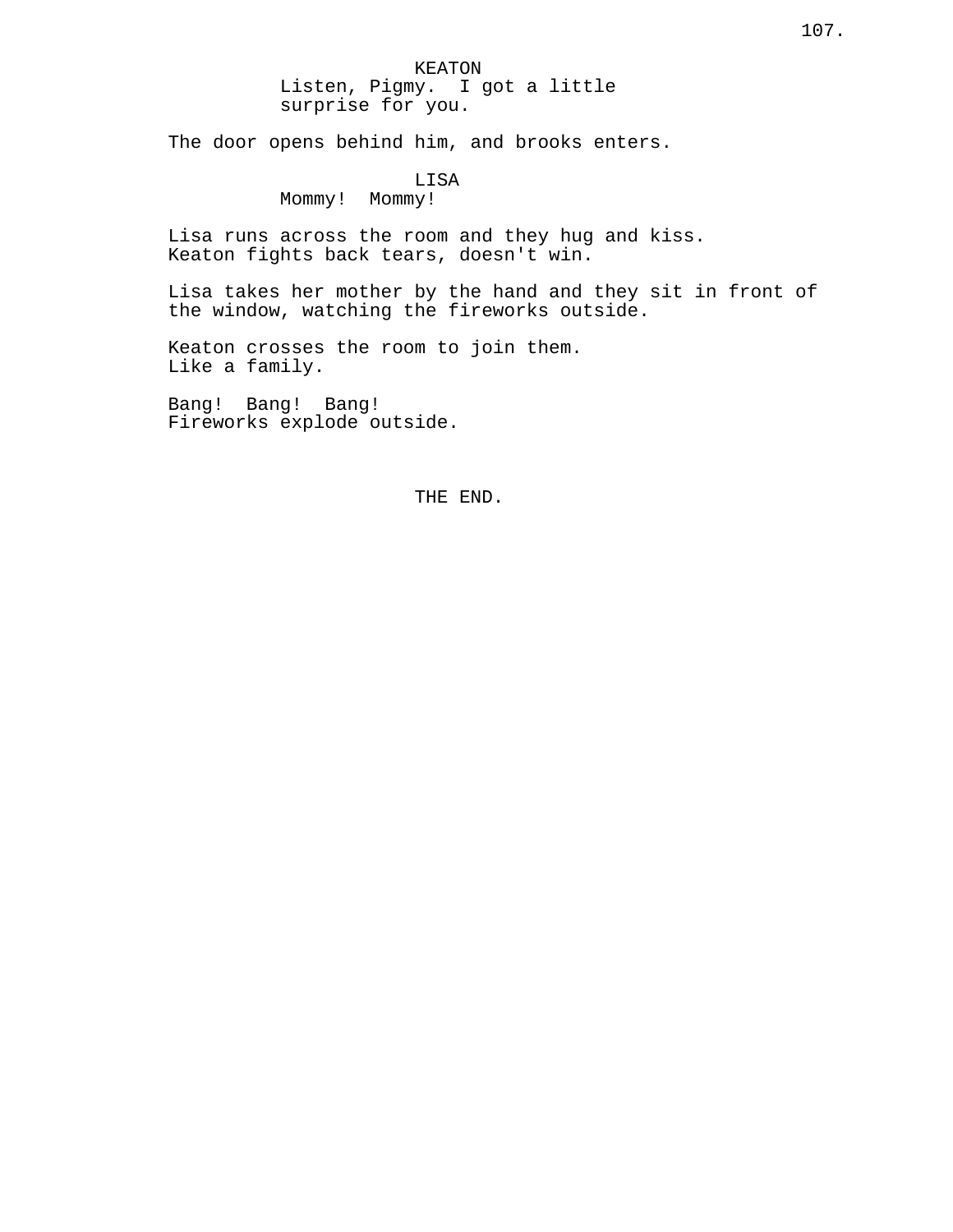KEATON
Listen, Pigmy. I got a little surprise for you.

The door opens behind him, and brooks enters.

LISA
Mommy! Mommy!

Lisa runs across the room and they hug and kiss. Keaton fights back tears, doesn't win.

Lisa takes her mother by the hand and they sit in front of the window, watching the fireworks outside.

Keaton crosses the room to join them. Like a family.

Bang! Bang! Bang!
Fireworks explode outside.

THE END.